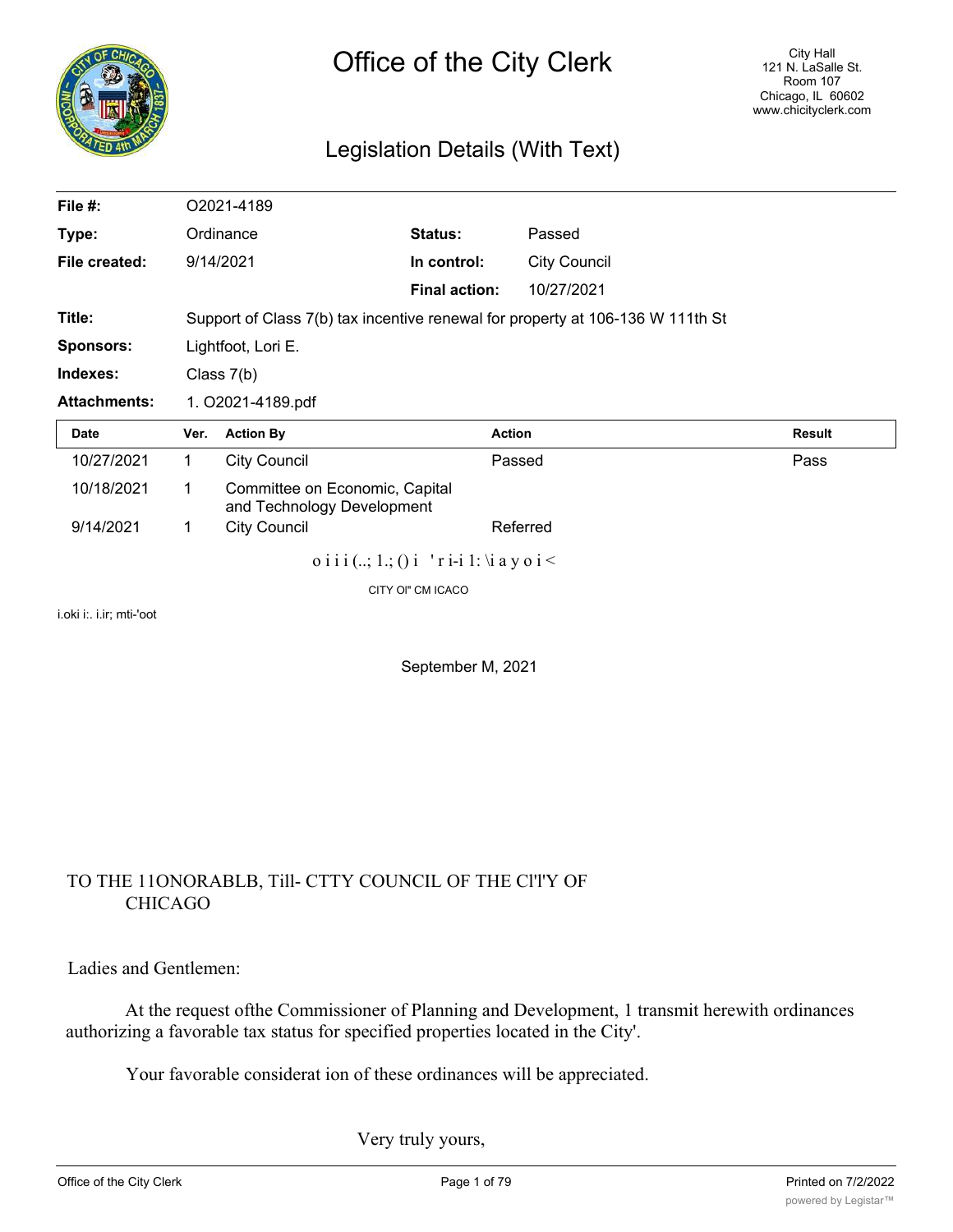# Office of the City Clerk

City Hall
121 N. LaSalle St.
Room 107
Chicago, IL 60602
www.chicityclerk.com

## Legislation Details (With Text)

| | | | |
|---|---|---|---|
| **File #:** | O2021-4189 | | |
| **Type:** | Ordinance | **Status:** | Passed |
| **File created:** | 9/14/2021 | **In control:** | City Council |
| | | **Final action:** | 10/27/2021 |
| **Title:** | Support of Class 7(b) tax incentive renewal for property at 106-136 W 111th St | | |
| **Sponsors:** | Lightfoot, Lori E. | | |
| **Indexes:** | Class 7(b) | | |
| **Attachments:** | 1. O2021-4189.pdf | | |

| Date | Ver. | Action By | Action | Result |
|---|---|---|---|---|
| 10/27/2021 | 1 | City Council | Passed | Pass |
| 10/18/2021 | 1 | Committee on Economic, Capital and Technology Development | | |
| 9/14/2021 | 1 | City Council | Referred | |

o i i i (..; 1.; () i 'r i-i 1: \i a y o i <

CITY Ol" CM ICACO

i.oki i:. i.ir; mti-'oot

September M, 2021

TO THE 11ONORABLB, Till- CTTY COUNCIL OF THE Cl'l'Y OF CHICAGO

Ladies and Gentlemen:

At the request ofthe Commissioner of Planning and Development, 1 transmit herewith ordinances authorizing a favorable tax status for specified properties located in the City'.

Your favorable considerat ion of these ordinances will be appreciated.

Very truly yours,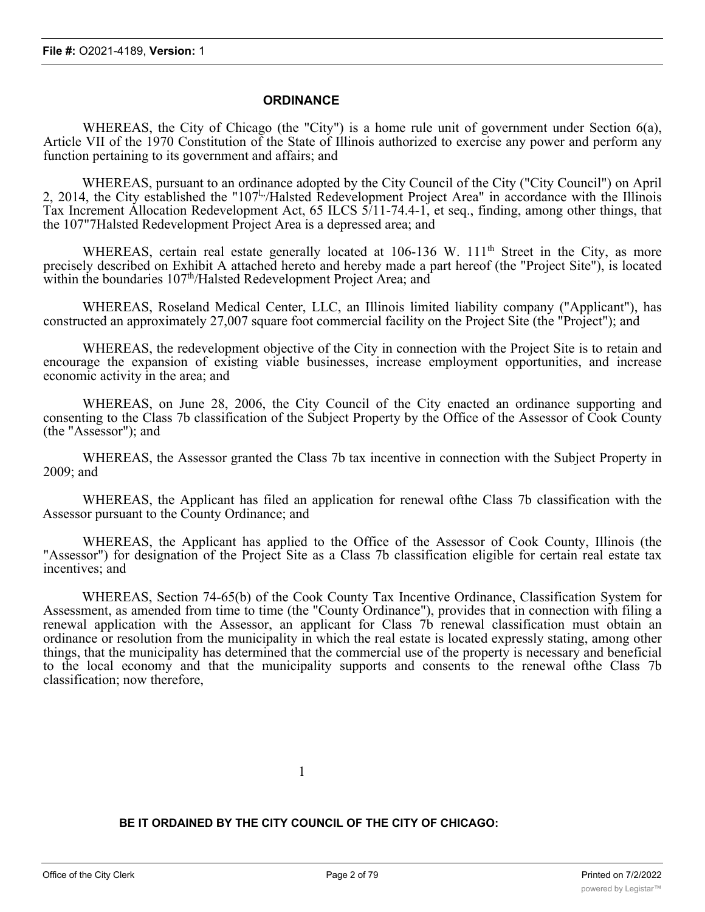## ORDINANCE

WHEREAS, the City of Chicago (the "City") is a home rule unit of government under Section 6(a), Article VII of the 1970 Constitution of the State of Illinois authorized to exercise any power and perform any function pertaining to its government and affairs; and

WHEREAS, pursuant to an ordinance adopted by the City Council of the City ("City Council") on April 2, 2014, the City established the "107$^{l.,}$/Halsted Redevelopment Project Area" in accordance with the Illinois Tax Increment Allocation Redevelopment Act, 65 ILCS 5/11-74.4-1, et seq., finding, among other things, that the 107"7Halsted Redevelopment Project Area is a depressed area; and

WHEREAS, certain real estate generally located at 106-136 W. 111$^{th}$ Street in the City, as more precisely described on Exhibit A attached hereto and hereby made a part hereof (the "Project Site"), is located within the boundaries 107$^{th}$/Halsted Redevelopment Project Area; and

WHEREAS, Roseland Medical Center, LLC, an Illinois limited liability company ("Applicant"), has constructed an approximately 27,007 square foot commercial facility on the Project Site (the "Project"); and

WHEREAS, the redevelopment objective of the City in connection with the Project Site is to retain and encourage the expansion of existing viable businesses, increase employment opportunities, and increase economic activity in the area; and

WHEREAS, on June 28, 2006, the City Council of the City enacted an ordinance supporting and consenting to the Class 7b classification of the Subject Property by the Office of the Assessor of Cook County (the "Assessor"); and

WHEREAS, the Assessor granted the Class 7b tax incentive in connection with the Subject Property in 2009; and

WHEREAS, the Applicant has filed an application for renewal ofthe Class 7b classification with the Assessor pursuant to the County Ordinance; and

WHEREAS, the Applicant has applied to the Office of the Assessor of Cook County, Illinois (the "Assessor") for designation of the Project Site as a Class 7b classification eligible for certain real estate tax incentives; and

WHEREAS, Section 74-65(b) of the Cook County Tax Incentive Ordinance, Classification System for Assessment, as amended from time to time (the "County Ordinance"), provides that in connection with filing a renewal application with the Assessor, an applicant for Class 7b renewal classification must obtain an ordinance or resolution from the municipality in which the real estate is located expressly stating, among other things, that the municipality has determined that the commercial use of the property is necessary and beneficial to the local economy and that the municipality supports and consents to the renewal ofthe Class 7b classification; now therefore,

**BE IT ORDAINED BY THE CITY COUNCIL OF THE CITY OF CHICAGO:**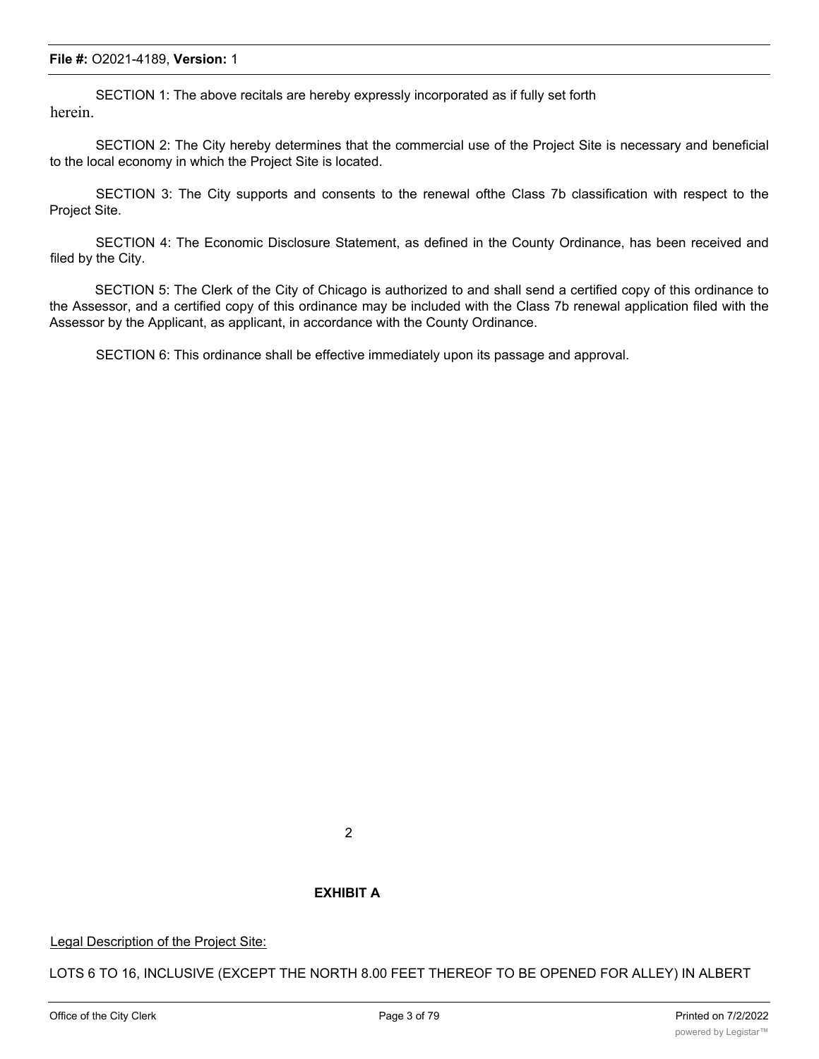SECTION 1: The above recitals are hereby expressly incorporated as if fully set forth herein.

SECTION 2: The City hereby determines that the commercial use of the Project Site is necessary and beneficial to the local economy in which the Project Site is located.

SECTION 3: The City supports and consents to the renewal ofthe Class 7b classification with respect to the Project Site.

SECTION 4: The Economic Disclosure Statement, as defined in the County Ordinance, has been received and filed by the City.

SECTION 5: The Clerk of the City of Chicago is authorized to and shall send a certified copy of this ordinance to the Assessor, and a certified copy of this ordinance may be included with the Class 7b renewal application filed with the Assessor by the Applicant, as applicant, in accordance with the County Ordinance.

SECTION 6: This ordinance shall be effective immediately upon its passage and approval.

**EXHIBIT A**

Legal Description of the Project Site:

LOTS 6 TO 16, INCLUSIVE (EXCEPT THE NORTH 8.00 FEET THEREOF TO BE OPENED FOR ALLEY) IN ALBERT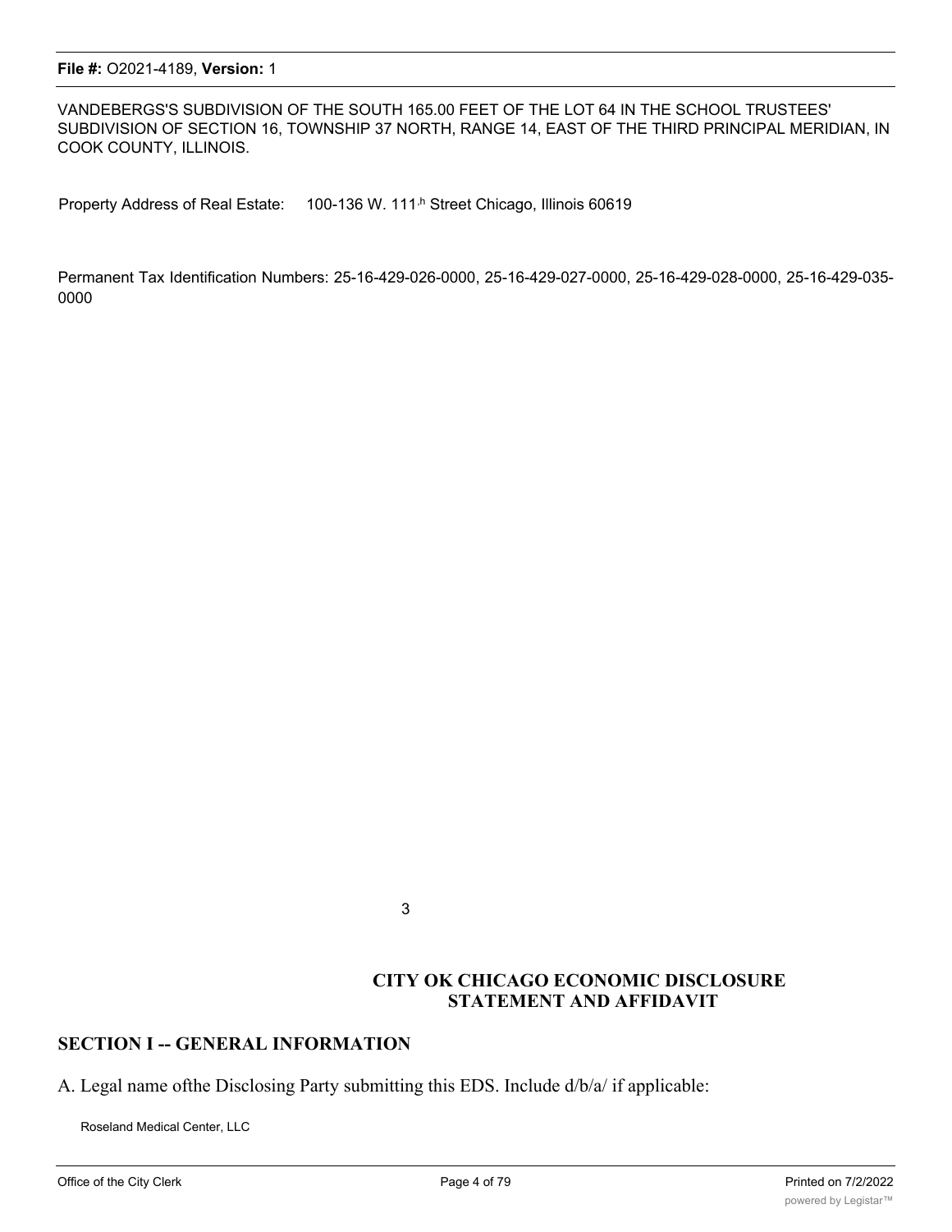VANDEBERGS'S SUBDIVISION OF THE SOUTH 165.00 FEET OF THE LOT 64 IN THE SCHOOL TRUSTEES' SUBDIVISION OF SECTION 16, TOWNSHIP 37 NORTH, RANGE 14, EAST OF THE THIRD PRINCIPAL MERIDIAN, IN COOK COUNTY, ILLINOIS.

Property Address of Real Estate: 100-136 W. 111,h Street Chicago, Illinois 60619

Permanent Tax Identification Numbers: 25-16-429-026-0000, 25-16-429-027-0000, 25-16-429-028-0000, 25-16-429-035-0000

3

**CITY OK CHICAGO ECONOMIC DISCLOSURE STATEMENT AND AFFIDAVIT**

## SECTION I -- GENERAL INFORMATION

A. Legal name ofthe Disclosing Party submitting this EDS. Include d/b/a/ if applicable:

Roseland Medical Center, LLC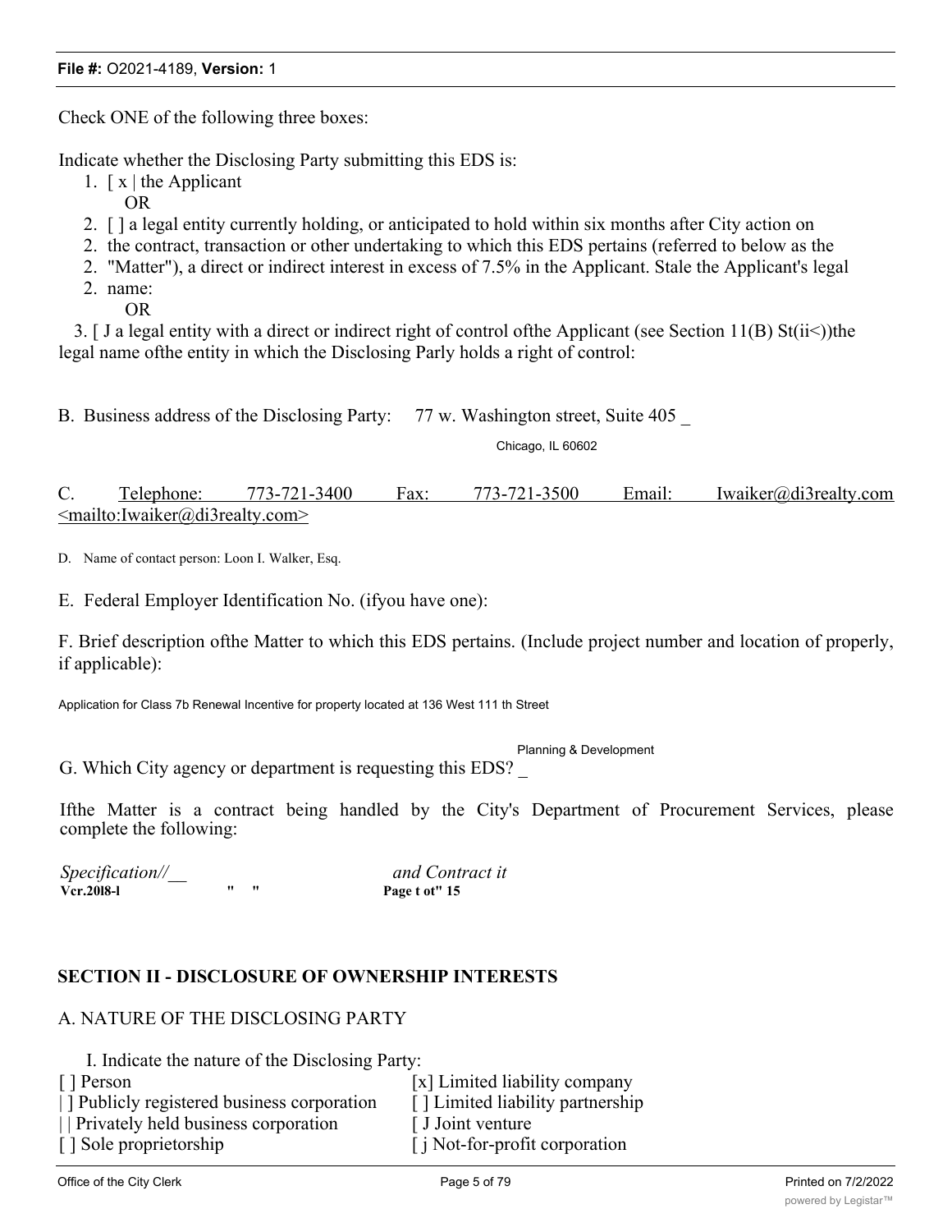Check ONE of the following three boxes:

Indicate whether the Disclosing Party submitting this EDS is:

1. [ x | the Applicant

   OR

2. [ ] a legal entity currently holding, or anticipated to hold within six months after City action on the contract, transaction or other undertaking to which this EDS pertains (referred to below as the "Matter"), a direct or indirect interest in excess of 7.5% in the Applicant. Stale the Applicant's legal name:

   OR

3. [ J a legal entity with a direct or indirect right of control ofthe Applicant (see Section 11(B) St(ii<))the legal name ofthe entity in which the Disclosing Parly holds a right of control:

B. Business address of the Disclosing Party: 77 w. Washington street, Suite 405 _
Chicago, IL 60602

C. Telephone: 773-721-3400 Fax: 773-721-3500 Email: Iwaiker@di3realty.com <mailto:Iwaiker@di3realty.com>

D. Name of contact person: Loon I. Walker, Esq.

E. Federal Employer Identification No. (ifyou have one):

F. Brief description ofthe Matter to which this EDS pertains. (Include project number and location of properly, if applicable):

Application for Class 7b Renewal Incentive for property located at 136 West 111 th Street

G. Which City agency or department is requesting this EDS? _ Planning & Development

Ifthe Matter is a contract being handled by the City's Department of Procurement Services, please complete the following:

*Specification//__* *and Contract it*

Vcr.20l8-l " " Page t ot" 15

## SECTION II - DISCLOSURE OF OWNERSHIP INTERESTS

### A. NATURE OF THE DISCLOSING PARTY

I. Indicate the nature of the Disclosing Party:

- [ ] Person
- | ] Publicly registered business corporation
- | | Privately held business corporation
- [ ] Sole proprietorship
- [x] Limited liability company
- [ ] Limited liability partnership
- [ J Joint venture
- [ j Not-for-profit corporation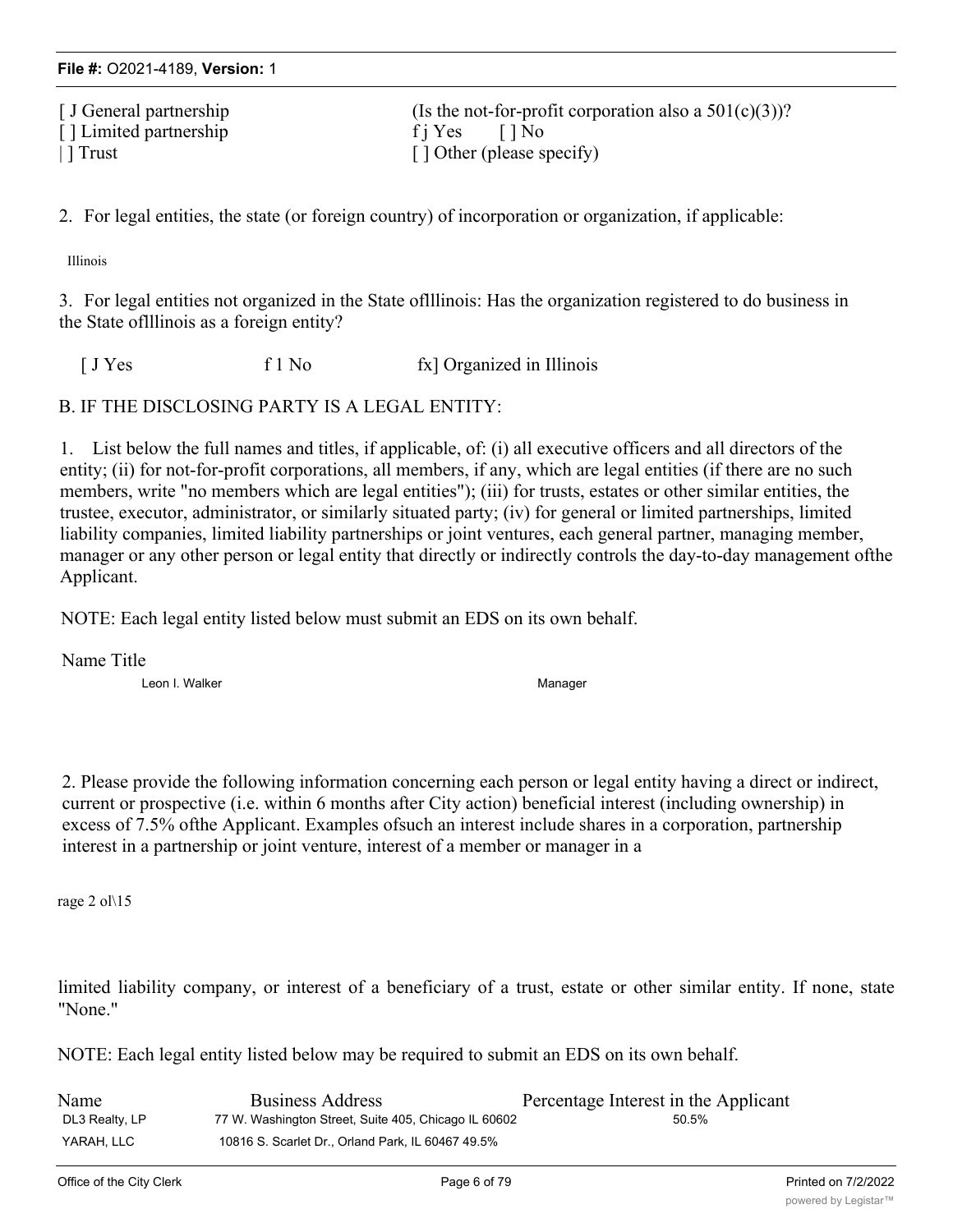[ J General partnership
[ ] Limited partnership
| ] Trust

(Is the not-for-profit corporation also a 501(c)(3))?
f j Yes [ ] No
[ ] Other (please specify)

2. For legal entities, the state (or foreign country) of incorporation or organization, if applicable:

Illinois

3. For legal entities not organized in the State oflllinois: Has the organization registered to do business in the State oflllinois as a foreign entity?

[ J Yes f 1 No fx] Organized in Illinois

B. IF THE DISCLOSING PARTY IS A LEGAL ENTITY:

1. List below the full names and titles, if applicable, of: (i) all executive officers and all directors of the entity; (ii) for not-for-profit corporations, all members, if any, which are legal entities (if there are no such members, write "no members which are legal entities"); (iii) for trusts, estates or other similar entities, the trustee, executor, administrator, or similarly situated party; (iv) for general or limited partnerships, limited liability companies, limited liability partnerships or joint ventures, each general partner, managing member, manager or any other person or legal entity that directly or indirectly controls the day-to-day management ofthe Applicant.

NOTE: Each legal entity listed below must submit an EDS on its own behalf.

| Name | Title |
|---|---|
| Leon I. Walker | Manager |

2. Please provide the following information concerning each person or legal entity having a direct or indirect, current or prospective (i.e. within 6 months after City action) beneficial interest (including ownership) in excess of 7.5% ofthe Applicant. Examples ofsuch an interest include shares in a corporation, partnership interest in a partnership or joint venture, interest of a member or manager in a

rage 2 ol\15

limited liability company, or interest of a beneficiary of a trust, estate or other similar entity. If none, state "None."

NOTE: Each legal entity listed below may be required to submit an EDS on its own behalf.

| Name | Business Address | Percentage Interest in the Applicant |
|---|---|---|
| DL3 Realty, LP | 77 W. Washington Street, Suite 405, Chicago IL 60602 | 50.5% |
| YARAH, LLC | 10816 S. Scarlet Dr., Orland Park, IL 60467 | 49.5% |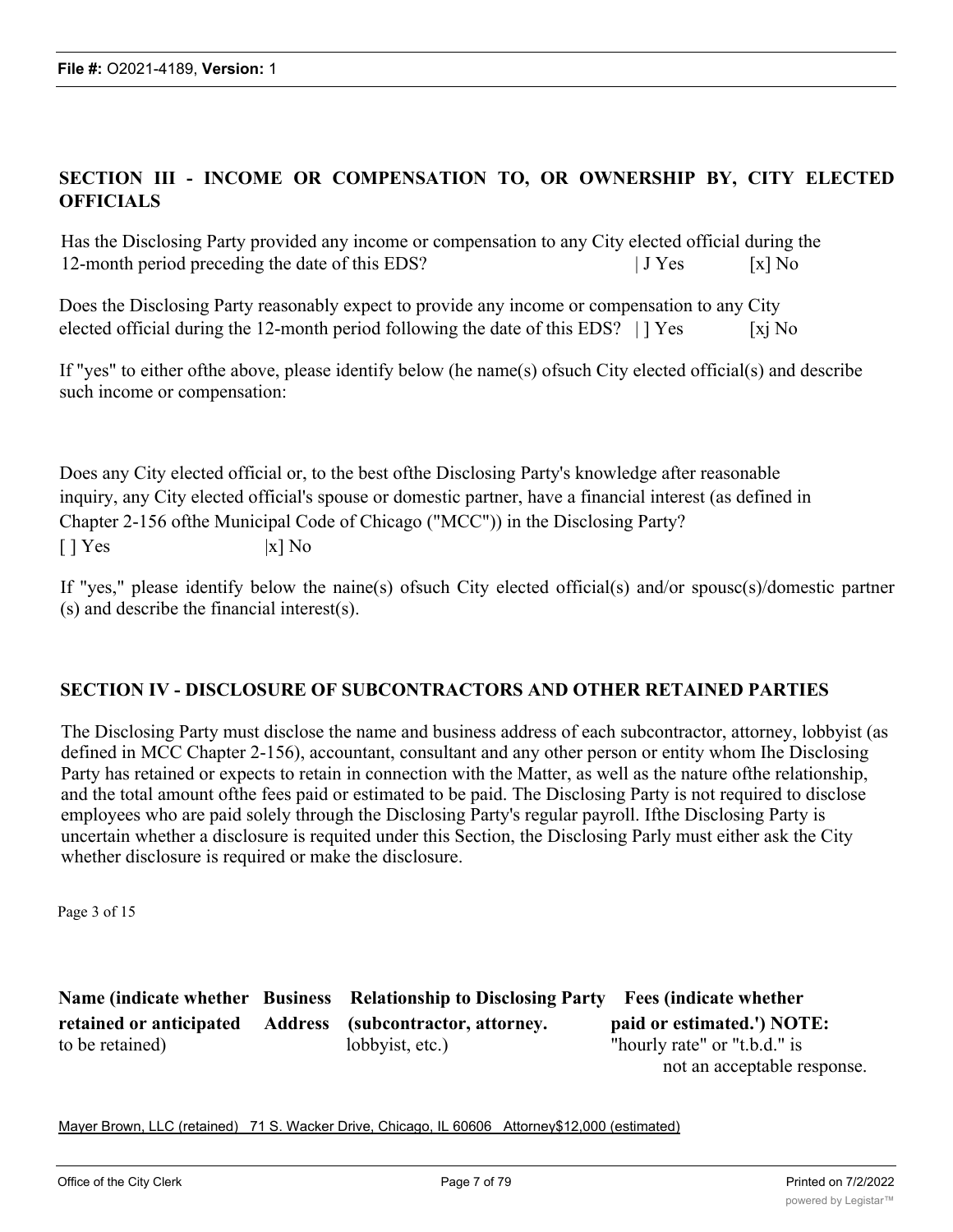## SECTION III - INCOME OR COMPENSATION TO, OR OWNERSHIP BY, CITY ELECTED OFFICIALS

Has the Disclosing Party provided any income or compensation to any City elected official during the 12-month period preceding the date of this EDS? | J Yes [x] No

Does the Disclosing Party reasonably expect to provide any income or compensation to any City elected official during the 12-month period following the date of this EDS? | ] Yes [xj No

If "yes" to either ofthe above, please identify below (he name(s) ofsuch City elected official(s) and describe such income or compensation:

Does any City elected official or, to the best ofthe Disclosing Party's knowledge after reasonable inquiry, any City elected official's spouse or domestic partner, have a financial interest (as defined in Chapter 2-156 ofthe Municipal Code of Chicago ("MCC")) in the Disclosing Party?
[ ] Yes |x] No

If "yes," please identify below the naine(s) ofsuch City elected official(s) and/or spousc(s)/domestic partner (s) and describe the financial interest(s).

## SECTION IV - DISCLOSURE OF SUBCONTRACTORS AND OTHER RETAINED PARTIES

The Disclosing Party must disclose the name and business address of each subcontractor, attorney, lobbyist (as defined in MCC Chapter 2-156), accountant, consultant and any other person or entity whom Ihe Disclosing Party has retained or expects to retain in connection with the Matter, as well as the nature ofthe relationship, and the total amount ofthe fees paid or estimated to be paid. The Disclosing Party is not required to disclose employees who are paid solely through the Disclosing Party's regular payroll. Ifthe Disclosing Party is uncertain whether a disclosure is requited under this Section, the Disclosing Parly must either ask the City whether disclosure is required or make the disclosure.

| **Name (indicate whether retained or anticipated** to be retained) | **Business Address** | **Relationship to Disclosing Party (subcontractor, attorney.** lobbyist, etc.) | **Fees (indicate whether paid or estimated.') NOTE:** "hourly rate" or "t.b.d." is not an acceptable response. |
|---|---|---|---|
| Mayer Brown, LLC (retained) | 71 S. Wacker Drive, Chicago, IL 60606 | Attorney | $12,000 (estimated) |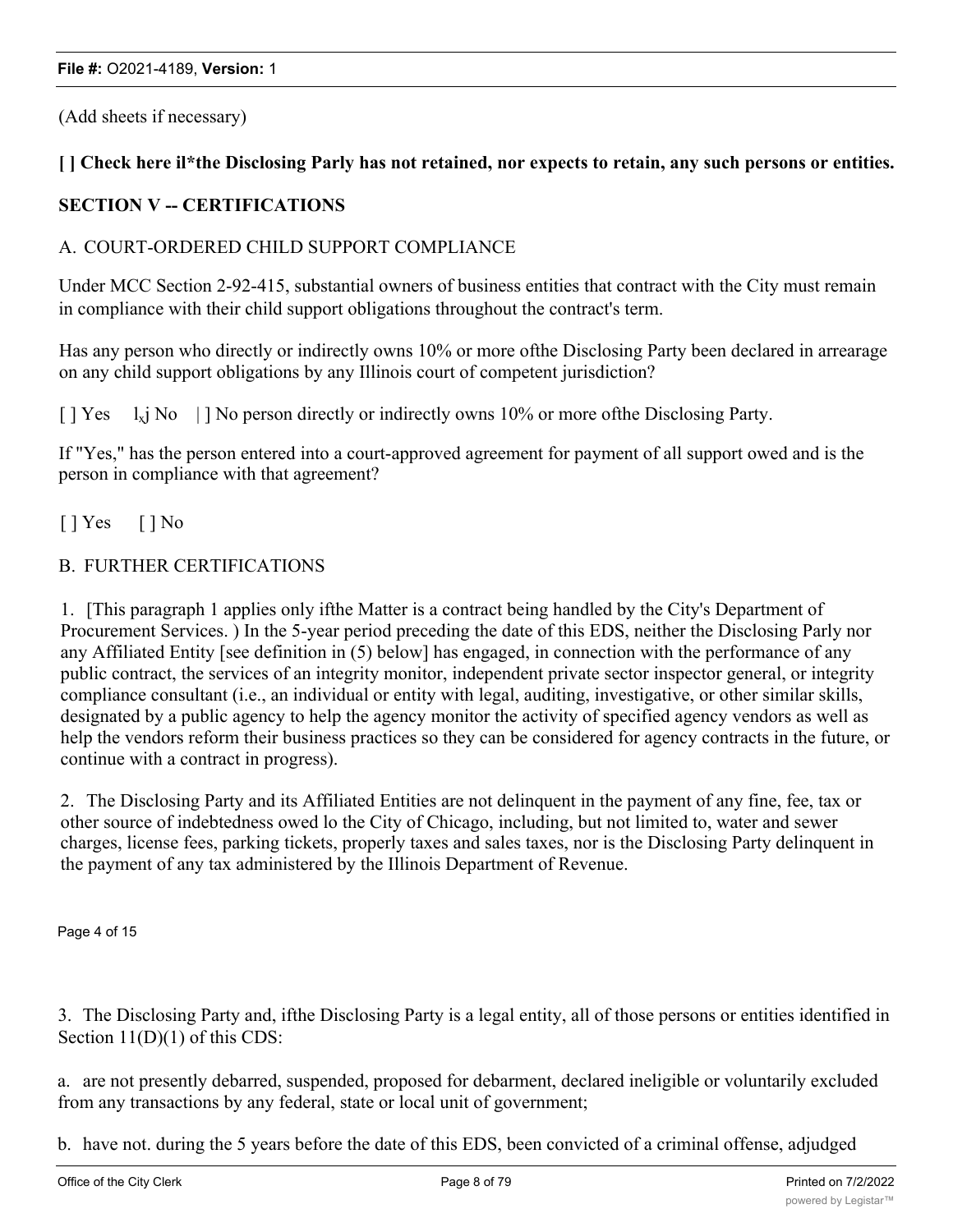(Add sheets if necessary)

**[ ] Check here il*the Disclosing Parly has not retained, nor expects to retain, any such persons or entities.**

**SECTION V -- CERTIFICATIONS**

A. COURT-ORDERED CHILD SUPPORT COMPLIANCE

Under MCC Section 2-92-415, substantial owners of business entities that contract with the City must remain in compliance with their child support obligations throughout the contract's term.

Has any person who directly or indirectly owns 10% or more ofthe Disclosing Party been declared in arrearage on any child support obligations by any Illinois court of competent jurisdiction?

[ ] Yes l<sub>x</sub>j No | ] No person directly or indirectly owns 10% or more ofthe Disclosing Party.

If "Yes," has the person entered into a court-approved agreement for payment of all support owed and is the person in compliance with that agreement?

[ ] Yes [ ] No

B. FURTHER CERTIFICATIONS

1. [This paragraph 1 applies only ifthe Matter is a contract being handled by the City's Department of Procurement Services. ) In the 5-year period preceding the date of this EDS, neither the Disclosing Parly nor any Affiliated Entity [see definition in (5) below] has engaged, in connection with the performance of any public contract, the services of an integrity monitor, independent private sector inspector general, or integrity compliance consultant (i.e., an individual or entity with legal, auditing, investigative, or other similar skills, designated by a public agency to help the agency monitor the activity of specified agency vendors as well as help the vendors reform their business practices so they can be considered for agency contracts in the future, or continue with a contract in progress).

2. The Disclosing Party and its Affiliated Entities are not delinquent in the payment of any fine, fee, tax or other source of indebtedness owed lo the City of Chicago, including, but not limited to, water and sewer charges, license fees, parking tickets, properly taxes and sales taxes, nor is the Disclosing Party delinquent in the payment of any tax administered by the Illinois Department of Revenue.

Page 4 of 15

3. The Disclosing Party and, ifthe Disclosing Party is a legal entity, all of those persons or entities identified in Section 11(D)(1) of this CDS:

a. are not presently debarred, suspended, proposed for debarment, declared ineligible or voluntarily excluded from any transactions by any federal, state or local unit of government;

b. have not. during the 5 years before the date of this EDS, been convicted of a criminal offense, adjudged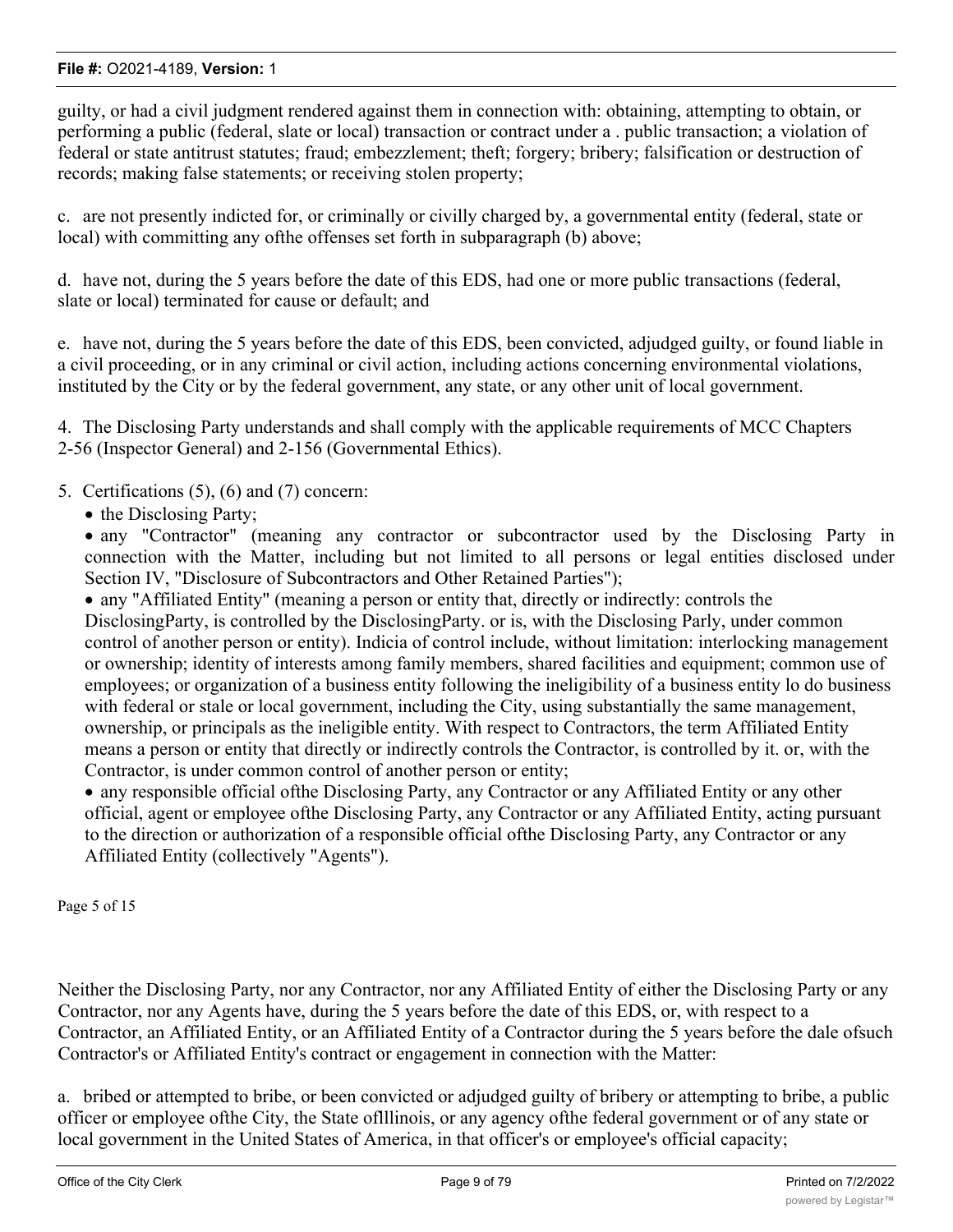guilty, or had a civil judgment rendered against them in connection with: obtaining, attempting to obtain, or performing a public (federal, slate or local) transaction or contract under a . public transaction; a violation of federal or state antitrust statutes; fraud; embezzlement; theft; forgery; bribery; falsification or destruction of records; making false statements; or receiving stolen property;

c. are not presently indicted for, or criminally or civilly charged by, a governmental entity (federal, state or local) with committing any ofthe offenses set forth in subparagraph (b) above;

d. have not, during the 5 years before the date of this EDS, had one or more public transactions (federal, slate or local) terminated for cause or default; and

e. have not, during the 5 years before the date of this EDS, been convicted, adjudged guilty, or found liable in a civil proceeding, or in any criminal or civil action, including actions concerning environmental violations, instituted by the City or by the federal government, any state, or any other unit of local government.

4. The Disclosing Party understands and shall comply with the applicable requirements of MCC Chapters 2-56 (Inspector General) and 2-156 (Governmental Ethics).

5. Certifications (5), (6) and (7) concern:

- the Disclosing Party;
- any "Contractor" (meaning any contractor or subcontractor used by the Disclosing Party in connection with the Matter, including but not limited to all persons or legal entities disclosed under Section IV, "Disclosure of Subcontractors and Other Retained Parties");
- any "Affiliated Entity" (meaning a person or entity that, directly or indirectly: controls the DisclosingParty, is controlled by the DisclosingParty. or is, with the Disclosing Parly, under common control of another person or entity). Indicia of control include, without limitation: interlocking management or ownership; identity of interests among family members, shared facilities and equipment; common use of employees; or organization of a business entity following the ineligibility of a business entity lo do business with federal or stale or local government, including the City, using substantially the same management, ownership, or principals as the ineligible entity. With respect to Contractors, the term Affiliated Entity means a person or entity that directly or indirectly controls the Contractor, is controlled by it. or, with the Contractor, is under common control of another person or entity;
- any responsible official ofthe Disclosing Party, any Contractor or any Affiliated Entity or any other official, agent or employee ofthe Disclosing Party, any Contractor or any Affiliated Entity, acting pursuant to the direction or authorization of a responsible official ofthe Disclosing Party, any Contractor or any Affiliated Entity (collectively "Agents").

Neither the Disclosing Party, nor any Contractor, nor any Affiliated Entity of either the Disclosing Party or any Contractor, nor any Agents have, during the 5 years before the date of this EDS, or, with respect to a Contractor, an Affiliated Entity, or an Affiliated Entity of a Contractor during the 5 years before the dale ofsuch Contractor's or Affiliated Entity's contract or engagement in connection with the Matter:

a. bribed or attempted to bribe, or been convicted or adjudged guilty of bribery or attempting to bribe, a public officer or employee ofthe City, the State oflllinois, or any agency ofthe federal government or of any state or local government in the United States of America, in that officer's or employee's official capacity;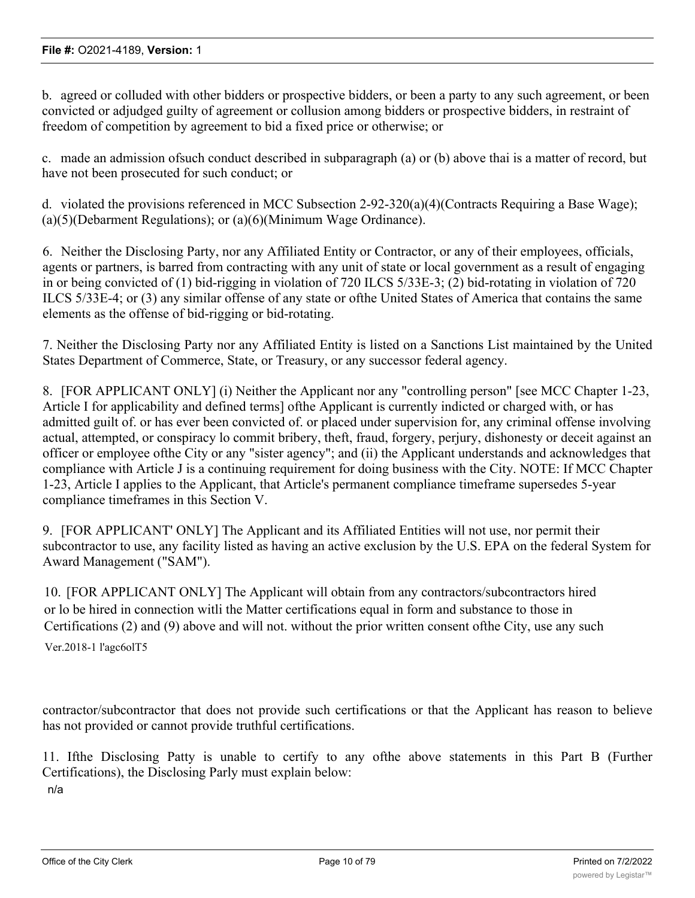b. agreed or colluded with other bidders or prospective bidders, or been a party to any such agreement, or been convicted or adjudged guilty of agreement or collusion among bidders or prospective bidders, in restraint of freedom of competition by agreement to bid a fixed price or otherwise; or

c. made an admission ofsuch conduct described in subparagraph (a) or (b) above thai is a matter of record, but have not been prosecuted for such conduct; or

d. violated the provisions referenced in MCC Subsection 2-92-320(a)(4)(Contracts Requiring a Base Wage); (a)(5)(Debarment Regulations); or (a)(6)(Minimum Wage Ordinance).

6. Neither the Disclosing Party, nor any Affiliated Entity or Contractor, or any of their employees, officials, agents or partners, is barred from contracting with any unit of state or local government as a result of engaging in or being convicted of (1) bid-rigging in violation of 720 ILCS 5/33E-3; (2) bid-rotating in violation of 720 ILCS 5/33E-4; or (3) any similar offense of any state or ofthe United States of America that contains the same elements as the offense of bid-rigging or bid-rotating.

7. Neither the Disclosing Party nor any Affiliated Entity is listed on a Sanctions List maintained by the United States Department of Commerce, State, or Treasury, or any successor federal agency.

8. [FOR APPLICANT ONLY] (i) Neither the Applicant nor any "controlling person" [see MCC Chapter 1-23, Article I for applicability and defined terms] ofthe Applicant is currently indicted or charged with, or has admitted guilt of. or has ever been convicted of. or placed under supervision for, any criminal offense involving actual, attempted, or conspiracy lo commit bribery, theft, fraud, forgery, perjury, dishonesty or deceit against an officer or employee ofthe City or any "sister agency"; and (ii) the Applicant understands and acknowledges that compliance with Article J is a continuing requirement for doing business with the City. NOTE: If MCC Chapter 1-23, Article I applies to the Applicant, that Article's permanent compliance timeframe supersedes 5-year compliance timeframes in this Section V.

9. [FOR APPLICANT' ONLY] The Applicant and its Affiliated Entities will not use, nor permit their subcontractor to use, any facility listed as having an active exclusion by the U.S. EPA on the federal System for Award Management ("SAM").

10. [FOR APPLICANT ONLY] The Applicant will obtain from any contractors/subcontractors hired or lo be hired in connection witli the Matter certifications equal in form and substance to those in Certifications (2) and (9) above and will not. without the prior written consent ofthe City, use any such

Ver.2018-1 l'agc6olT5

contractor/subcontractor that does not provide such certifications or that the Applicant has reason to believe has not provided or cannot provide truthful certifications.

11. Ifthe Disclosing Patty is unable to certify to any ofthe above statements in this Part B (Further Certifications), the Disclosing Parly must explain below:

n/a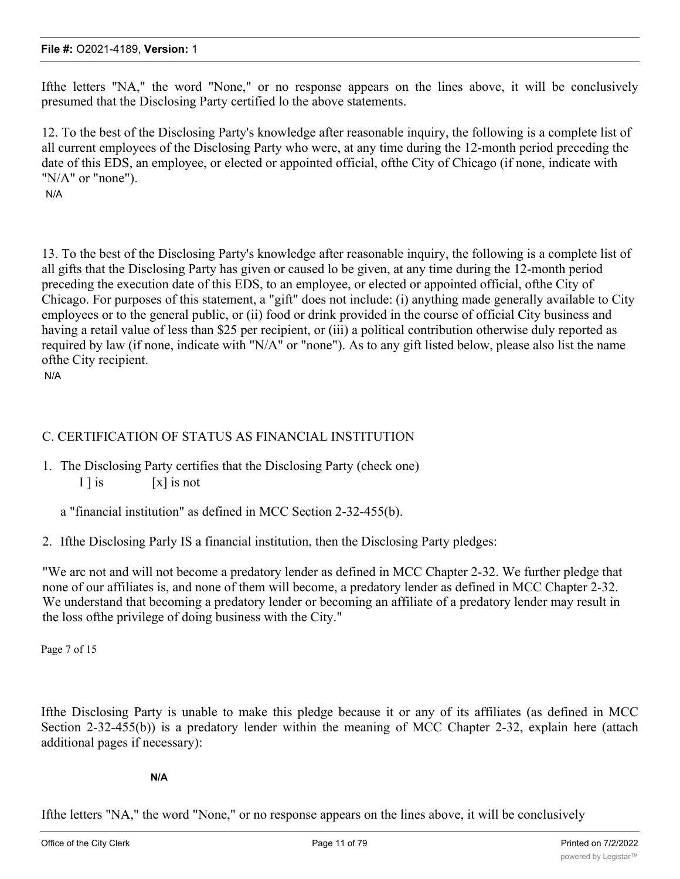Ifthe letters "NA," the word "None," or no response appears on the lines above, it will be conclusively presumed that the Disclosing Party certified lo the above statements.

12. To the best of the Disclosing Party's knowledge after reasonable inquiry, the following is a complete list of all current employees of the Disclosing Party who were, at any time during the 12-month period preceding the date of this EDS, an employee, or elected or appointed official, ofthe City of Chicago (if none, indicate with "N/A" or "none").

N/A

13. To the best of the Disclosing Party's knowledge after reasonable inquiry, the following is a complete list of all gifts that the Disclosing Party has given or caused lo be given, at any time during the 12-month period preceding the execution date of this EDS, to an employee, or elected or appointed official, ofthe City of Chicago. For purposes of this statement, a "gift" does not include: (i) anything made generally available to City employees or to the general public, or (ii) food or drink provided in the course of official City business and having a retail value of less than $25 per recipient, or (iii) a political contribution otherwise duly reported as required by law (if none, indicate with "N/A" or "none"). As to any gift listed below, please also list the name ofthe City recipient.

N/A

C. CERTIFICATION OF STATUS AS FINANCIAL INSTITUTION

1. The Disclosing Party certifies that the Disclosing Party (check one)

   I ] is [x] is not

   a "financial institution" as defined in MCC Section 2-32-455(b).

2. Ifthe Disclosing Parly IS a financial institution, then the Disclosing Party pledges:

"We arc not and will not become a predatory lender as defined in MCC Chapter 2-32. We further pledge that none of our affiliates is, and none of them will become, a predatory lender as defined in MCC Chapter 2-32. We understand that becoming a predatory lender or becoming an affiliate of a predatory lender may result in the loss ofthe privilege of doing business with the City."

Page 7 of 15

Ifthe Disclosing Party is unable to make this pledge because it or any of its affiliates (as defined in MCC Section 2-32-455(b)) is a predatory lender within the meaning of MCC Chapter 2-32, explain here (attach additional pages if necessary):

**N/A**

Ifthe letters "NA," the word "None," or no response appears on the lines above, it will be conclusively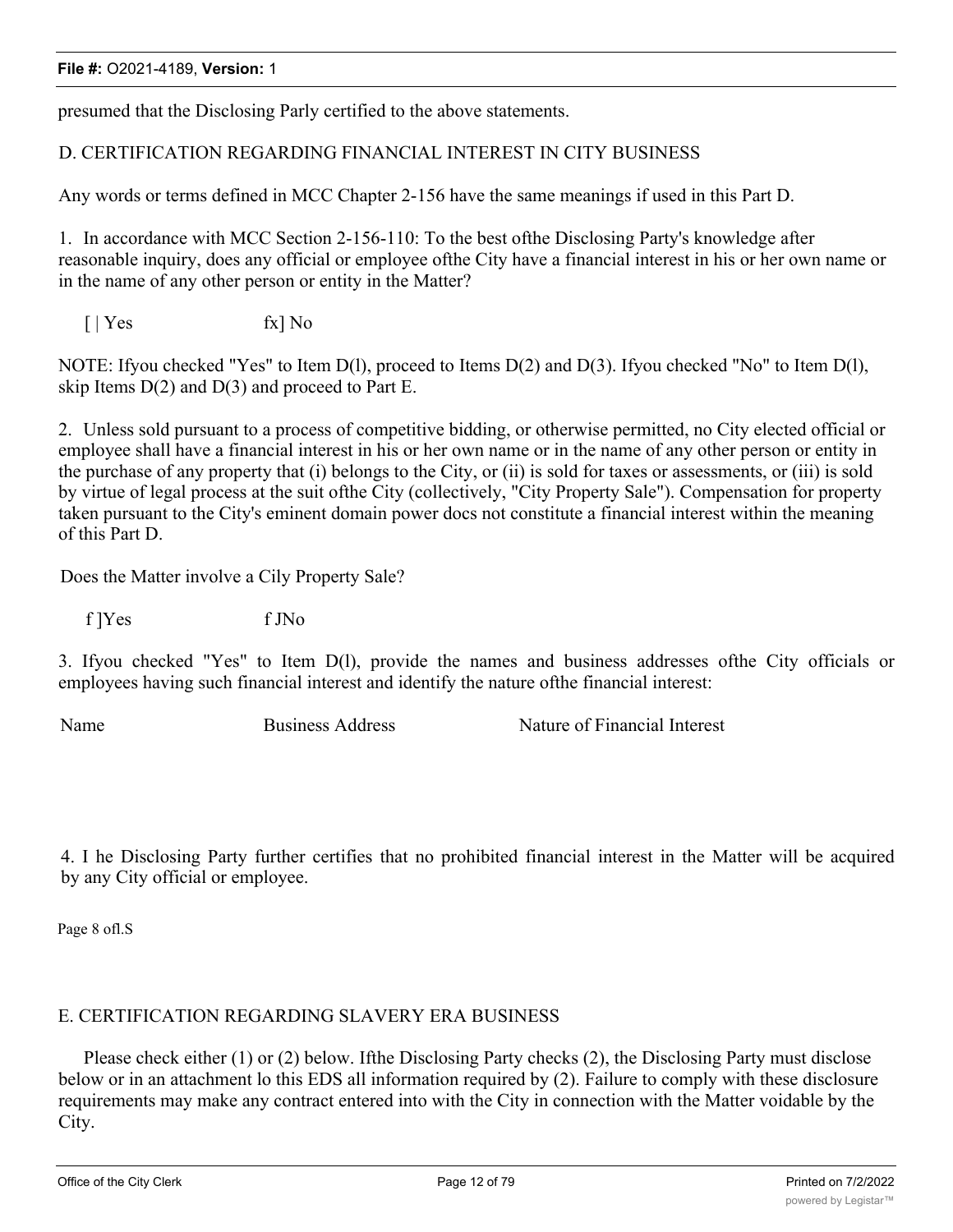presumed that the Disclosing Parly certified to the above statements.

D. CERTIFICATION REGARDING FINANCIAL INTEREST IN CITY BUSINESS

Any words or terms defined in MCC Chapter 2-156 have the same meanings if used in this Part D.

1. In accordance with MCC Section 2-156-110: To the best ofthe Disclosing Party's knowledge after reasonable inquiry, does any official or employee ofthe City have a financial interest in his or her own name or in the name of any other person or entity in the Matter?

[ | Yes fx] No

NOTE: Ifyou checked "Yes" to Item D(l), proceed to Items D(2) and D(3). Ifyou checked "No" to Item D(l), skip Items D(2) and D(3) and proceed to Part E.

2. Unless sold pursuant to a process of competitive bidding, or otherwise permitted, no City elected official or employee shall have a financial interest in his or her own name or in the name of any other person or entity in the purchase of any property that (i) belongs to the City, or (ii) is sold for taxes or assessments, or (iii) is sold by virtue of legal process at the suit ofthe City (collectively, "City Property Sale"). Compensation for property taken pursuant to the City's eminent domain power docs not constitute a financial interest within the meaning of this Part D.

Does the Matter involve a Cily Property Sale?

f ]Yes f JNo

3. Ifyou checked "Yes" to Item D(l), provide the names and business addresses ofthe City officials or employees having such financial interest and identify the nature ofthe financial interest:

| Name | Business Address | Nature of Financial Interest |
|---|---|---|

4. I he Disclosing Party further certifies that no prohibited financial interest in the Matter will be acquired by any City official or employee.

Page 8 ofl.S

E. CERTIFICATION REGARDING SLAVERY ERA BUSINESS

Please check either (1) or (2) below. Ifthe Disclosing Party checks (2), the Disclosing Party must disclose below or in an attachment lo this EDS all information required by (2). Failure to comply with these disclosure requirements may make any contract entered into with the City in connection with the Matter voidable by the City.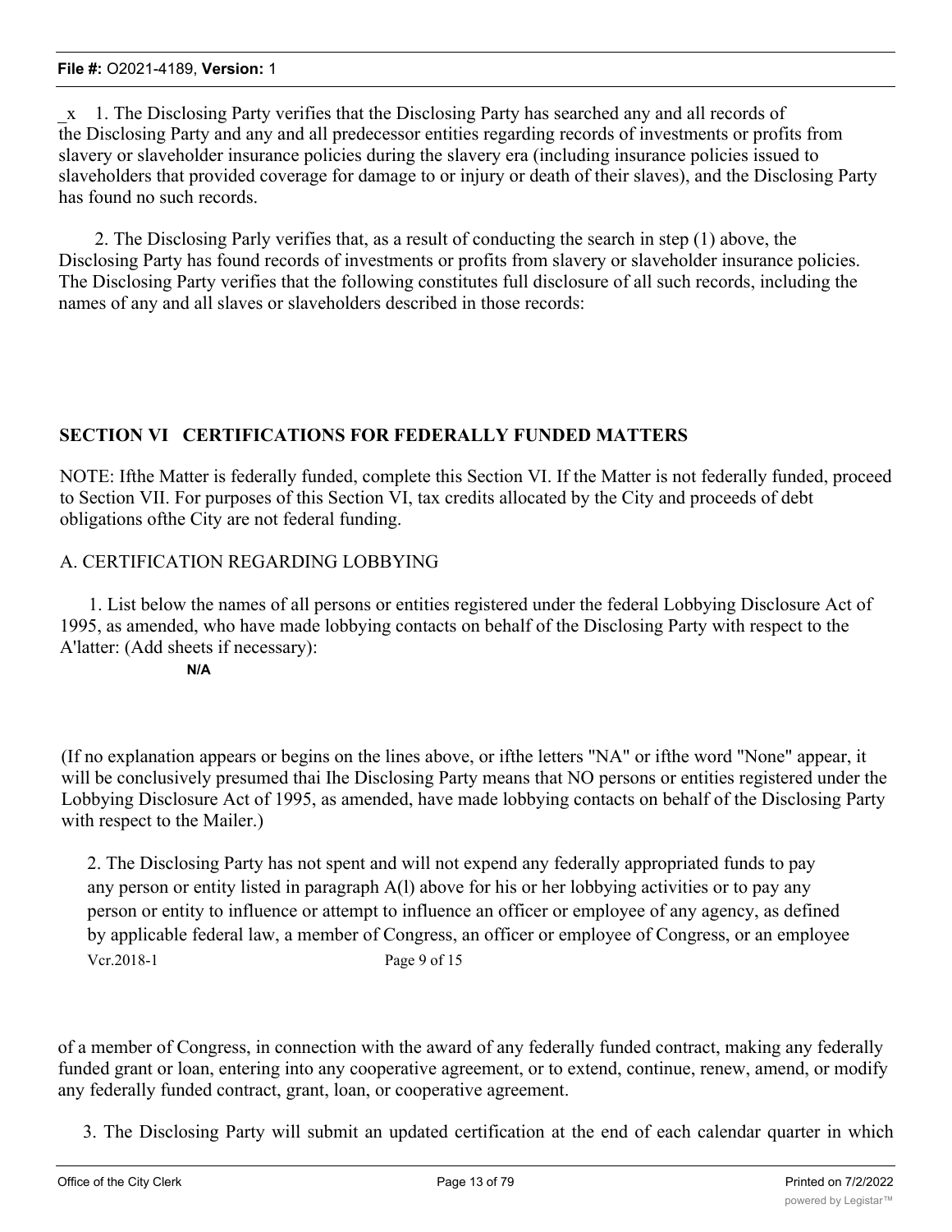_x 1. The Disclosing Party verifies that the Disclosing Party has searched any and all records of the Disclosing Party and any and all predecessor entities regarding records of investments or profits from slavery or slaveholder insurance policies during the slavery era (including insurance policies issued to slaveholders that provided coverage for damage to or injury or death of their slaves), and the Disclosing Party has found no such records.

2. The Disclosing Parly verifies that, as a result of conducting the search in step (1) above, the Disclosing Party has found records of investments or profits from slavery or slaveholder insurance policies. The Disclosing Party verifies that the following constitutes full disclosure of all such records, including the names of any and all slaves or slaveholders described in those records:

## SECTION VI CERTIFICATIONS FOR FEDERALLY FUNDED MATTERS

NOTE: Ifthe Matter is federally funded, complete this Section VI. If the Matter is not federally funded, proceed to Section VII. For purposes of this Section VI, tax credits allocated by the City and proceeds of debt obligations ofthe City are not federal funding.

A. CERTIFICATION REGARDING LOBBYING

1. List below the names of all persons or entities registered under the federal Lobbying Disclosure Act of 1995, as amended, who have made lobbying contacts on behalf of the Disclosing Party with respect to the A'latter: (Add sheets if necessary):

**N/A**

(If no explanation appears or begins on the lines above, or ifthe letters "NA" or ifthe word "None" appear, it will be conclusively presumed thai Ihe Disclosing Party means that NO persons or entities registered under the Lobbying Disclosure Act of 1995, as amended, have made lobbying contacts on behalf of the Disclosing Party with respect to the Mailer.)

2. The Disclosing Party has not spent and will not expend any federally appropriated funds to pay any person or entity listed in paragraph A(l) above for his or her lobbying activities or to pay any person or entity to influence or attempt to influence an officer or employee of any agency, as defined by applicable federal law, a member of Congress, an officer or employee of Congress, or an employee

Vcr.2018-1 Page 9 of 15

of a member of Congress, in connection with the award of any federally funded contract, making any federally funded grant or loan, entering into any cooperative agreement, or to extend, continue, renew, amend, or modify any federally funded contract, grant, loan, or cooperative agreement.

3. The Disclosing Party will submit an updated certification at the end of each calendar quarter in which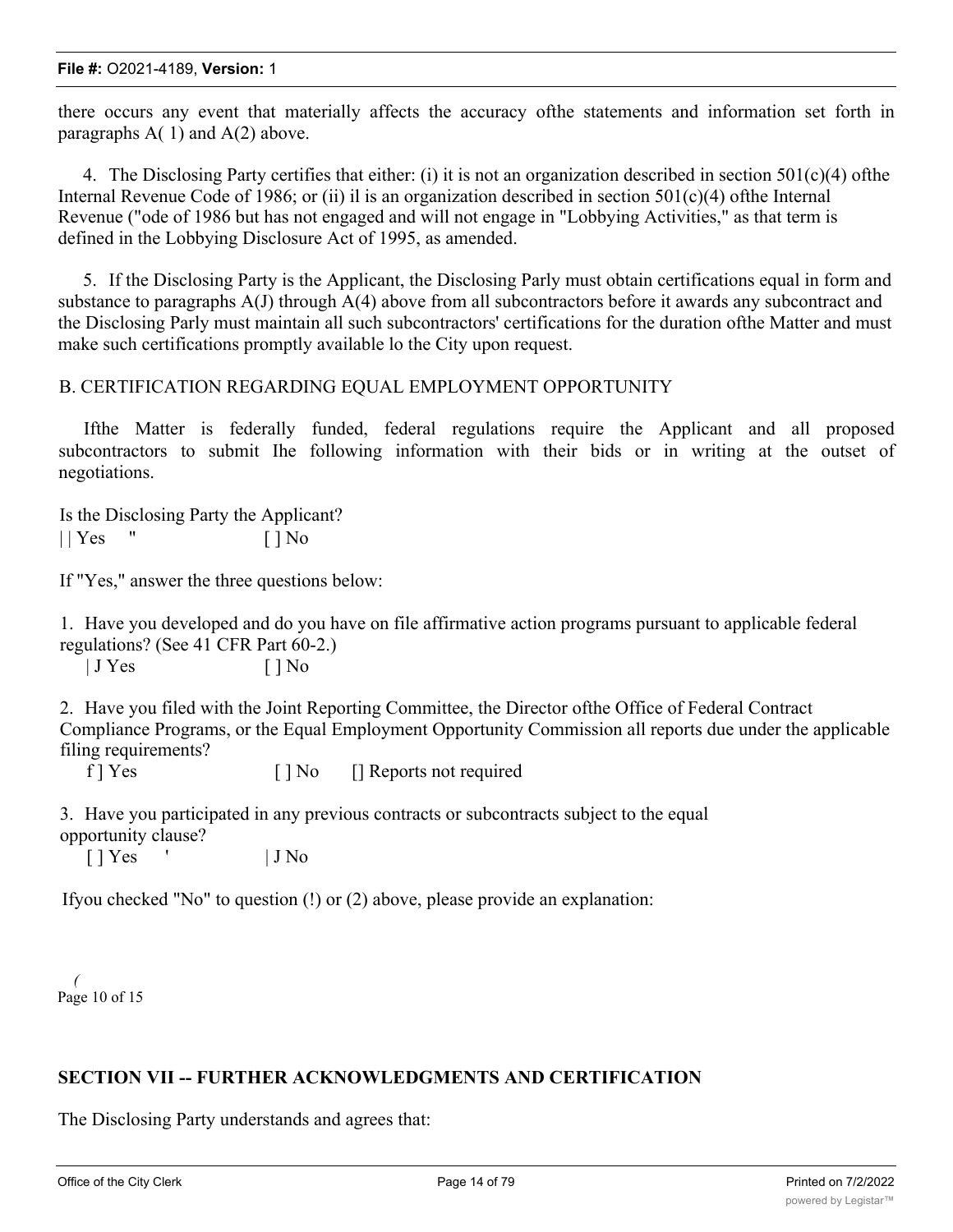there occurs any event that materially affects the accuracy ofthe statements and information set forth in paragraphs A( 1) and A(2) above.

4. The Disclosing Party certifies that either: (i) it is not an organization described in section 501(c)(4) ofthe Internal Revenue Code of 1986; or (ii) il is an organization described in section 501(c)(4) ofthe Internal Revenue ("ode of 1986 but has not engaged and will not engage in "Lobbying Activities," as that term is defined in the Lobbying Disclosure Act of 1995, as amended.

5. If the Disclosing Party is the Applicant, the Disclosing Parly must obtain certifications equal in form and substance to paragraphs A(J) through A(4) above from all subcontractors before it awards any subcontract and the Disclosing Parly must maintain all such subcontractors' certifications for the duration ofthe Matter and must make such certifications promptly available lo the City upon request.

B. CERTIFICATION REGARDING EQUAL EMPLOYMENT OPPORTUNITY

Ifthe Matter is federally funded, federal regulations require the Applicant and all proposed subcontractors to submit Ihe following information with their bids or in writing at the outset of negotiations.

Is the Disclosing Party the Applicant?
| | Yes " [ ] No

If "Yes," answer the three questions below:

1. Have you developed and do you have on file affirmative action programs pursuant to applicable federal regulations? (See 41 CFR Part 60-2.)
| J Yes [ ] No

2. Have you filed with the Joint Reporting Committee, the Director ofthe Office of Federal Contract Compliance Programs, or the Equal Employment Opportunity Commission all reports due under the applicable filing requirements?
f ] Yes [ ] No [] Reports not required

3. Have you participated in any previous contracts or subcontracts subject to the equal opportunity clause?
[ ] Yes ' | J No

Ifyou checked "No" to question (!) or (2) above, please provide an explanation:

Page 10 of 15

## SECTION VII -- FURTHER ACKNOWLEDGMENTS AND CERTIFICATION

The Disclosing Party understands and agrees that: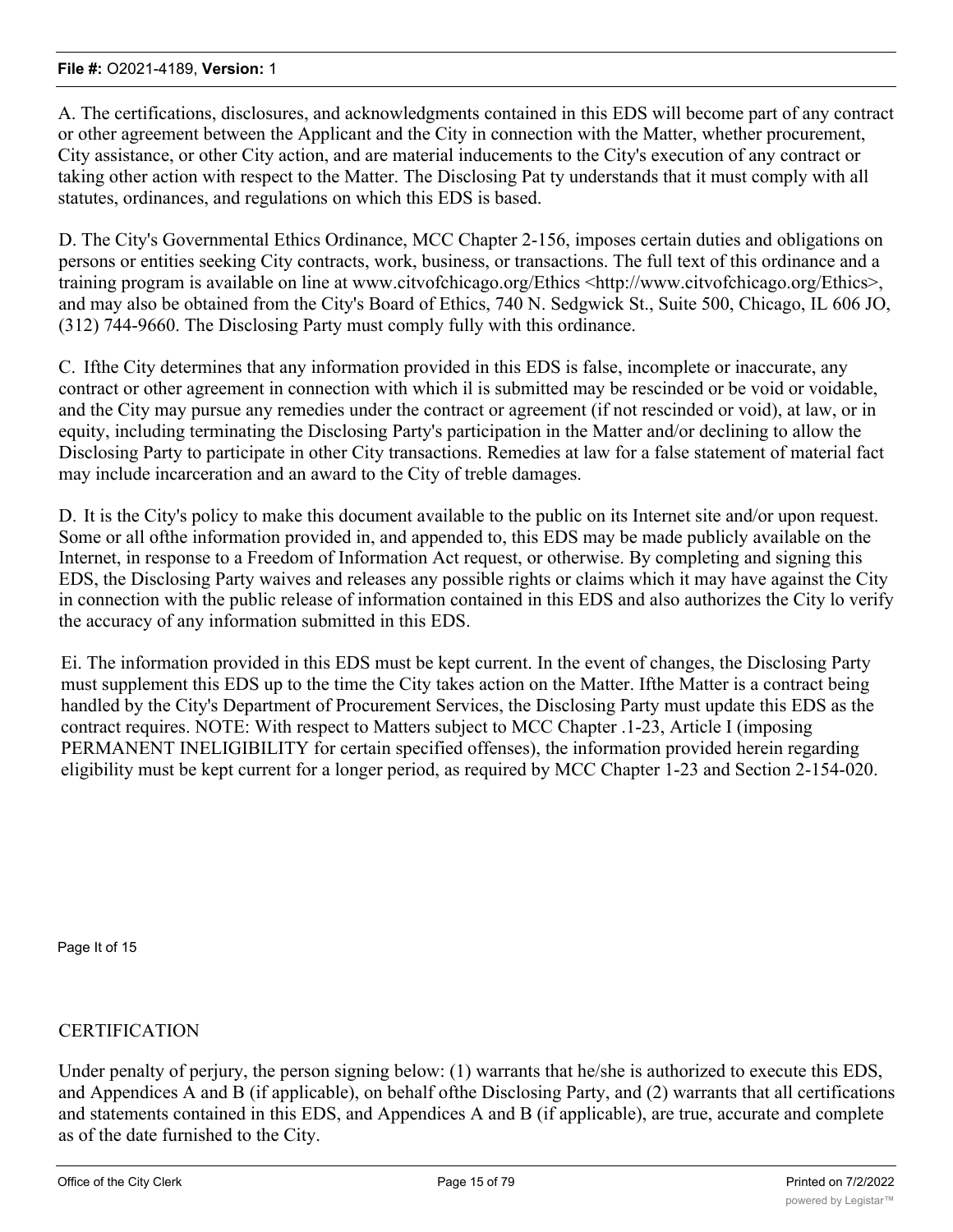A. The certifications, disclosures, and acknowledgments contained in this EDS will become part of any contract or other agreement between the Applicant and the City in connection with the Matter, whether procurement, City assistance, or other City action, and are material inducements to the City's execution of any contract or taking other action with respect to the Matter. The Disclosing Pat ty understands that it must comply with all statutes, ordinances, and regulations on which this EDS is based.

D. The City's Governmental Ethics Ordinance, MCC Chapter 2-156, imposes certain duties and obligations on persons or entities seeking City contracts, work, business, or transactions. The full text of this ordinance and a training program is available on line at www.citvofchicago.org/Ethics <http://www.citvofchicago.org/Ethics>, and may also be obtained from the City's Board of Ethics, 740 N. Sedgwick St., Suite 500, Chicago, IL 606 JO, (312) 744-9660. The Disclosing Party must comply fully with this ordinance.

C. Ifthe City determines that any information provided in this EDS is false, incomplete or inaccurate, any contract or other agreement in connection with which il is submitted may be rescinded or be void or voidable, and the City may pursue any remedies under the contract or agreement (if not rescinded or void), at law, or in equity, including terminating the Disclosing Party's participation in the Matter and/or declining to allow the Disclosing Party to participate in other City transactions. Remedies at law for a false statement of material fact may include incarceration and an award to the City of treble damages.

D. It is the City's policy to make this document available to the public on its Internet site and/or upon request. Some or all ofthe information provided in, and appended to, this EDS may be made publicly available on the Internet, in response to a Freedom of Information Act request, or otherwise. By completing and signing this EDS, the Disclosing Party waives and releases any possible rights or claims which it may have against the City in connection with the public release of information contained in this EDS and also authorizes the City lo verify the accuracy of any information submitted in this EDS.

Ei. The information provided in this EDS must be kept current. In the event of changes, the Disclosing Party must supplement this EDS up to the time the City takes action on the Matter. Ifthe Matter is a contract being handled by the City's Department of Procurement Services, the Disclosing Party must update this EDS as the contract requires. NOTE: With respect to Matters subject to MCC Chapter .1-23, Article I (imposing PERMANENT INELIGIBILITY for certain specified offenses), the information provided herein regarding eligibility must be kept current for a longer period, as required by MCC Chapter 1-23 and Section 2-154-020.

Page It of 15

CERTIFICATION

Under penalty of perjury, the person signing below: (1) warrants that he/she is authorized to execute this EDS, and Appendices A and B (if applicable), on behalf ofthe Disclosing Party, and (2) warrants that all certifications and statements contained in this EDS, and Appendices A and B (if applicable), are true, accurate and complete as of the date furnished to the City.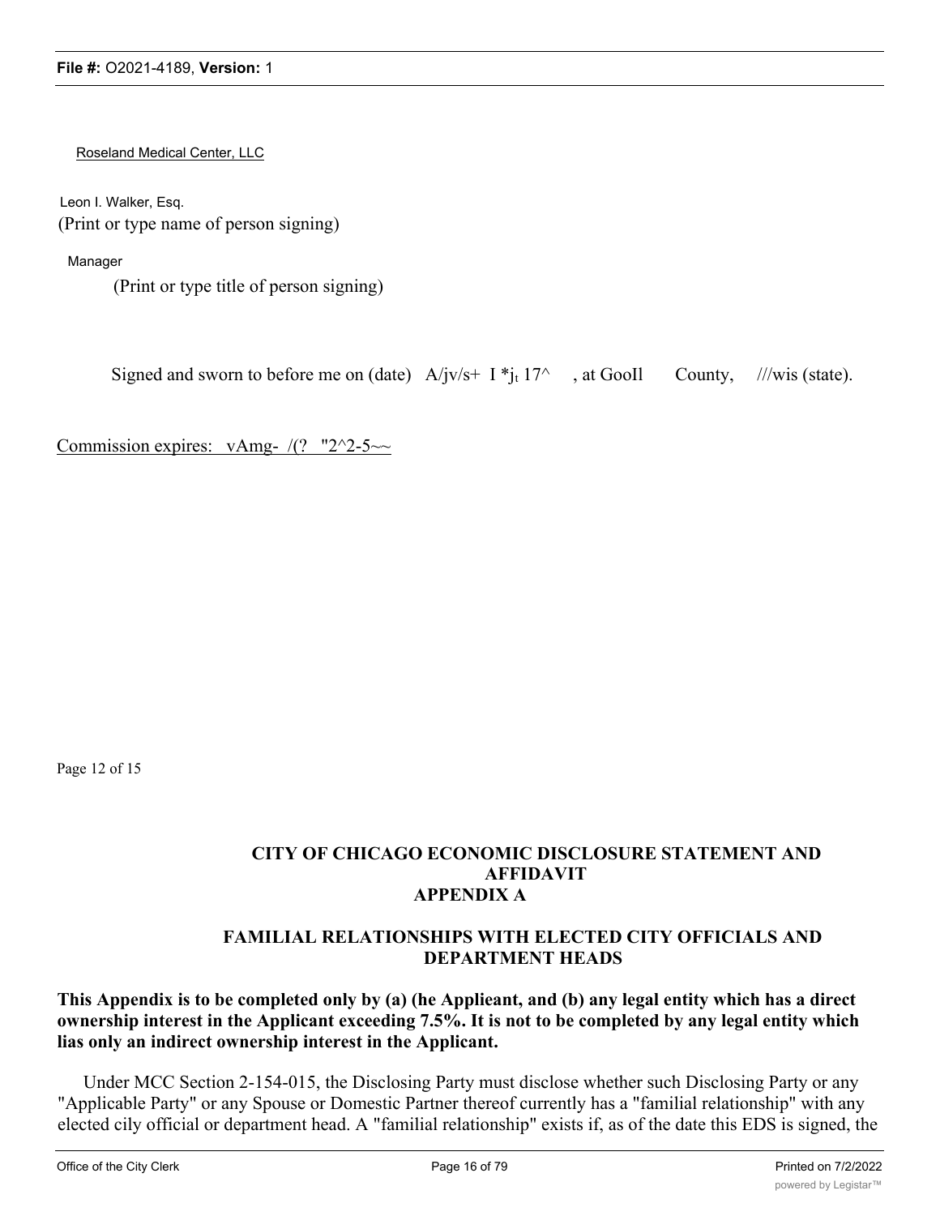Roseland Medical Center, LLC

Leon I. Walker, Esq.
(Print or type name of person signing)

Manager
(Print or type title of person signing)

Signed and sworn to before me on (date) A/jv/s+ I *jt 17^ , at GooIl County, ///wis (state).

Commission expires: vAmg- /(? "2^2-5~~

Page 12 of 15

## CITY OF CHICAGO ECONOMIC DISCLOSURE STATEMENT AND AFFIDAVIT
## APPENDIX A

## FAMILIAL RELATIONSHIPS WITH ELECTED CITY OFFICIALS AND DEPARTMENT HEADS

**This Appendix is to be completed only by (a) (he Applieant, and (b) any legal entity which has a direct ownership interest in the Applicant exceeding 7.5%. It is not to be completed by any legal entity which lias only an indirect ownership interest in the Applicant.**

Under MCC Section 2-154-015, the Disclosing Party must disclose whether such Disclosing Party or any "Applicable Party" or any Spouse or Domestic Partner thereof currently has a "familial relationship" with any elected cily official or department head. A "familial relationship" exists if, as of the date this EDS is signed, the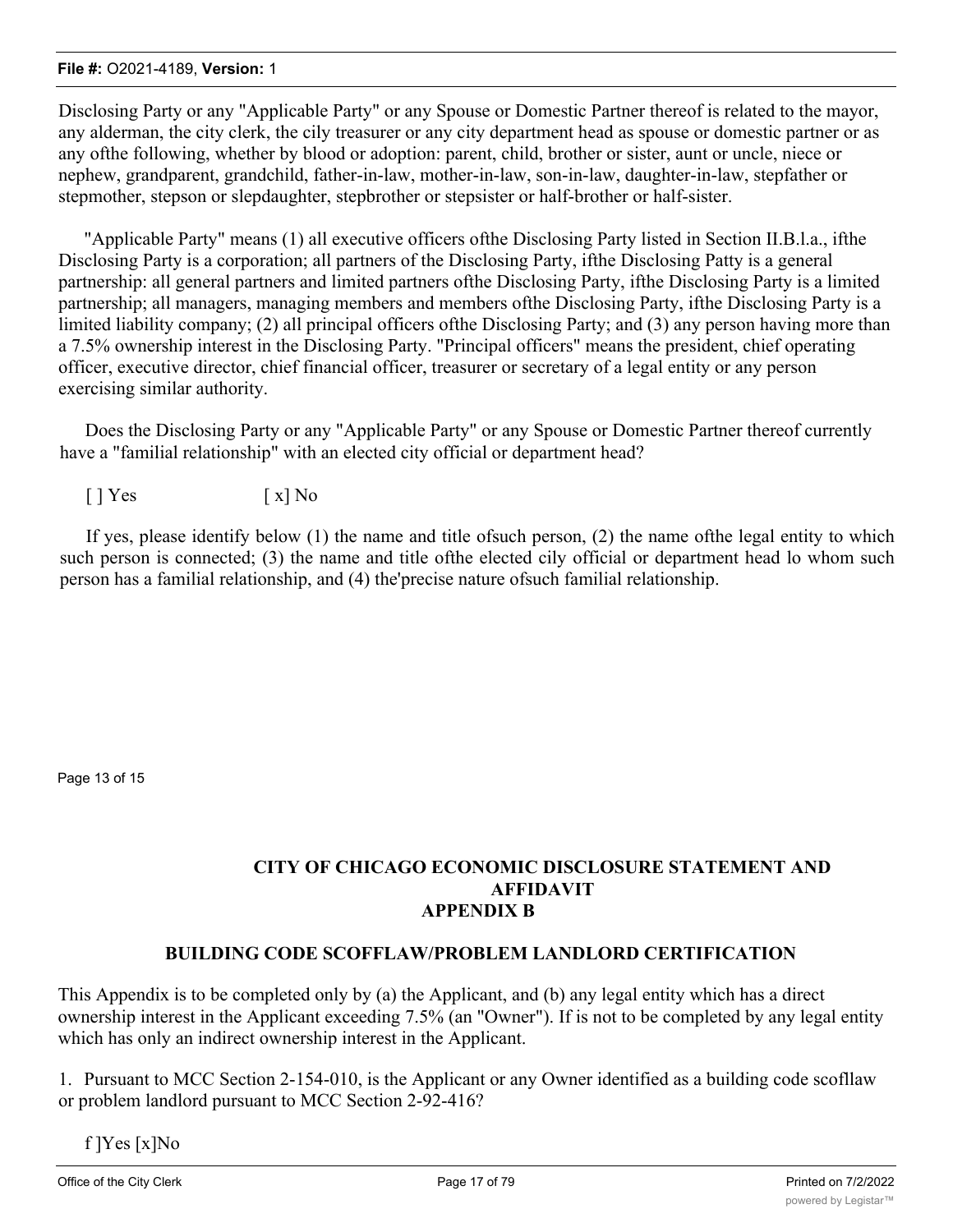Disclosing Party or any "Applicable Party" or any Spouse or Domestic Partner thereof is related to the mayor, any alderman, the city clerk, the cily treasurer or any city department head as spouse or domestic partner or as any ofthe following, whether by blood or adoption: parent, child, brother or sister, aunt or uncle, niece or nephew, grandparent, grandchild, father-in-law, mother-in-law, son-in-law, daughter-in-law, stepfather or stepmother, stepson or slepdaughter, stepbrother or stepsister or half-brother or half-sister.

"Applicable Party" means (1) all executive officers ofthe Disclosing Party listed in Section II.B.l.a., ifthe Disclosing Party is a corporation; all partners of the Disclosing Party, ifthe Disclosing Patty is a general partnership: all general partners and limited partners ofthe Disclosing Party, ifthe Disclosing Party is a limited partnership; all managers, managing members and members ofthe Disclosing Party, ifthe Disclosing Party is a limited liability company; (2) all principal officers ofthe Disclosing Party; and (3) any person having more than a 7.5% ownership interest in the Disclosing Party. "Principal officers" means the president, chief operating officer, executive director, chief financial officer, treasurer or secretary of a legal entity or any person exercising similar authority.

Does the Disclosing Party or any "Applicable Party" or any Spouse or Domestic Partner thereof currently have a "familial relationship" with an elected city official or department head?

[ ] Yes [ x] No

If yes, please identify below (1) the name and title ofsuch person, (2) the name ofthe legal entity to which such person is connected; (3) the name and title ofthe elected cily official or department head lo whom such person has a familial relationship, and (4) the'precise nature ofsuch familial relationship.

Page 13 of 15

## CITY OF CHICAGO ECONOMIC DISCLOSURE STATEMENT AND AFFIDAVIT APPENDIX B

### BUILDING CODE SCOFFLAW/PROBLEM LANDLORD CERTIFICATION

This Appendix is to be completed only by (a) the Applicant, and (b) any legal entity which has a direct ownership interest in the Applicant exceeding 7.5% (an "Owner"). If is not to be completed by any legal entity which has only an indirect ownership interest in the Applicant.

1. Pursuant to MCC Section 2-154-010, is the Applicant or any Owner identified as a building code scofllaw or problem landlord pursuant to MCC Section 2-92-416?

f ]Yes [x]No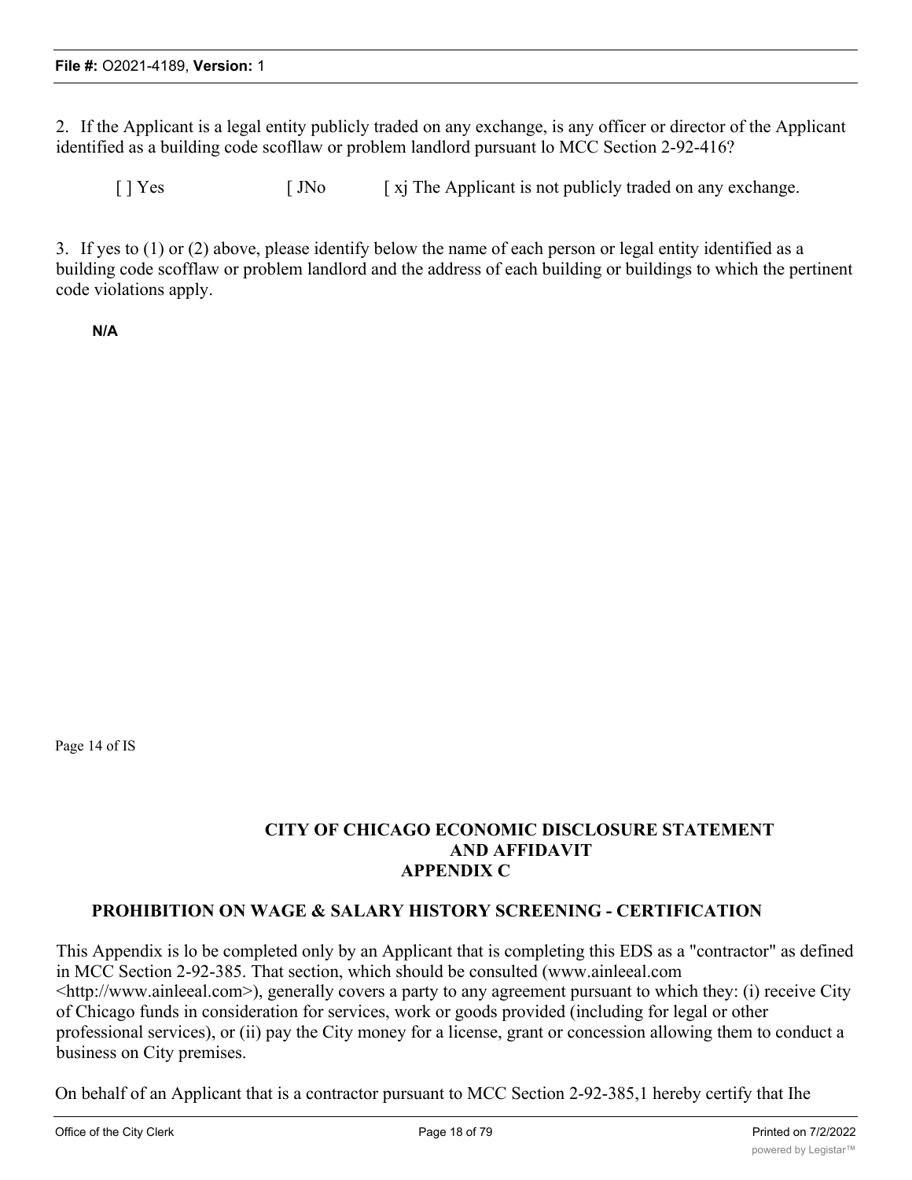2. If the Applicant is a legal entity publicly traded on any exchange, is any officer or director of the Applicant identified as a building code scofllaw or problem landlord pursuant lo MCC Section 2-92-416?

[ ] Yes [ JNo [ xj The Applicant is not publicly traded on any exchange.

3. If yes to (1) or (2) above, please identify below the name of each person or legal entity identified as a building code scofflaw or problem landlord and the address of each building or buildings to which the pertinent code violations apply.

**N/A**

Page 14 of IS

**CITY OF CHICAGO ECONOMIC DISCLOSURE STATEMENT AND AFFIDAVIT**
**APPENDIX C**

**PROHIBITION ON WAGE & SALARY HISTORY SCREENING - CERTIFICATION**

This Appendix is lo be completed only by an Applicant that is completing this EDS as a "contractor" as defined in MCC Section 2-92-385. That section, which should be consulted (www.ainleeal.com <http://www.ainleeal.com>), generally covers a party to any agreement pursuant to which they: (i) receive City of Chicago funds in consideration for services, work or goods provided (including for legal or other professional services), or (ii) pay the City money for a license, grant or concession allowing them to conduct a business on City premises.

On behalf of an Applicant that is a contractor pursuant to MCC Section 2-92-385,1 hereby certify that Ihe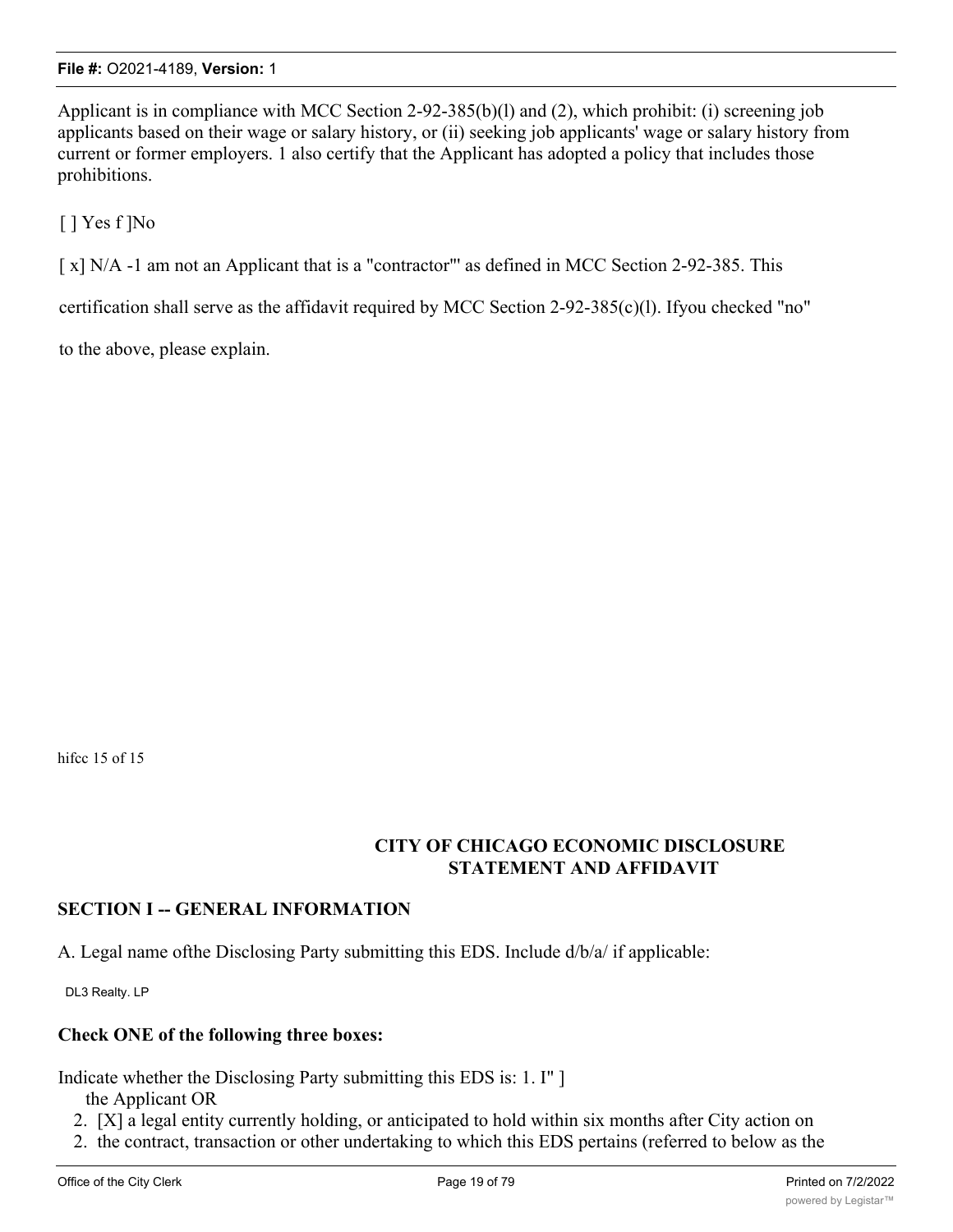Applicant is in compliance with MCC Section 2-92-385(b)(l) and (2), which prohibit: (i) screening job applicants based on their wage or salary history, or (ii) seeking job applicants' wage or salary history from current or former employers. 1 also certify that the Applicant has adopted a policy that includes those prohibitions.

[ ] Yes f ]No

[ x] N/A -1 am not an Applicant that is a "contractor"' as defined in MCC Section 2-92-385. This

certification shall serve as the affidavit required by MCC Section 2-92-385(c)(l). Ifyou checked "no"

to the above, please explain.

hifcc 15 of 15

## CITY OF CHICAGO ECONOMIC DISCLOSURE STATEMENT AND AFFIDAVIT

## SECTION I -- GENERAL INFORMATION

A. Legal name ofthe Disclosing Party submitting this EDS. Include d/b/a/ if applicable:

DL3 Realty. LP

**Check ONE of the following three boxes:**

Indicate whether the Disclosing Party submitting this EDS is: 1. I" ]
the Applicant OR

2. [X] a legal entity currently holding, or anticipated to hold within six months after City action on
2. the contract, transaction or other undertaking to which this EDS pertains (referred to below as the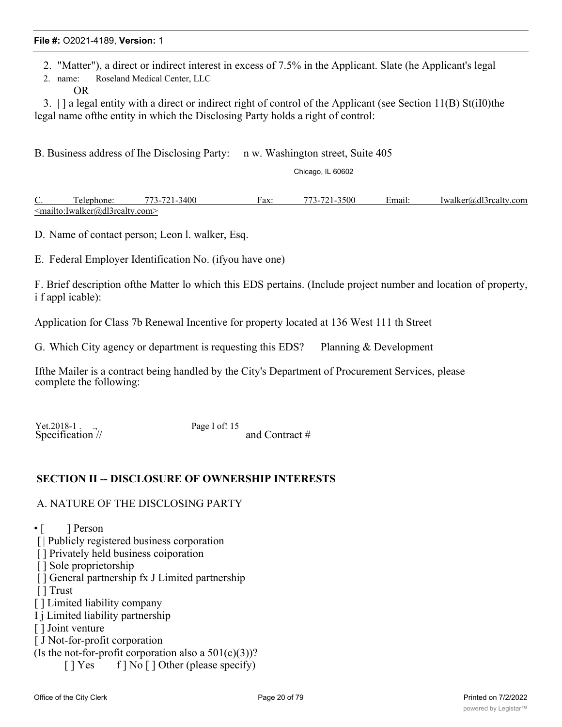2. "Matter"), a direct or indirect interest in excess of 7.5% in the Applicant. Slate (he Applicant's legal

2. name: Roseland Medical Center, LLC

OR

3. | ] a legal entity with a direct or indirect right of control of the Applicant (see Section 11(B) St(iI0)the legal name ofthe entity in which the Disclosing Party holds a right of control:

B. Business address of Ihe Disclosing Party: n w. Washington street, Suite 405

Chicago, IL 60602

C. Telephone: 773-721-3400 Fax: 773-721-3500 Email: Iwalker@dl3rcalty.com <mailto:Iwalker@dl3rcalty.com>

D. Name of contact person; Leon l. walker, Esq.

E. Federal Employer Identification No. (ifyou have one)

F. Brief description ofthe Matter lo which this EDS pertains. (Include project number and location of property, i f appl icable):

Application for Class 7b Renewal Incentive for property located at 136 West 111 th Street

G. Which City agency or department is requesting this EDS? Planning & Development

Ifthe Mailer is a contract being handled by the City's Department of Procurement Services, please complete the following:

Yet.2018-1 . ., Page I of! 15

Specification // and Contract #

## SECTION II -- DISCLOSURE OF OWNERSHIP INTERESTS

A. NATURE OF THE DISCLOSING PARTY

• [ ] Person
[ | Publicly registered business corporation
[ ] Privately held business coiporation
[ ] Sole proprietorship
[ ] General partnership fx J Limited partnership
[ ] Trust
[ ] Limited liability company
I j Limited liability partnership
[ ] Joint venture
[ J Not-for-profit corporation
(Is the not-for-profit corporation also a 501(c)(3))?
[ ] Yes f ] No [ ] Other (please specify)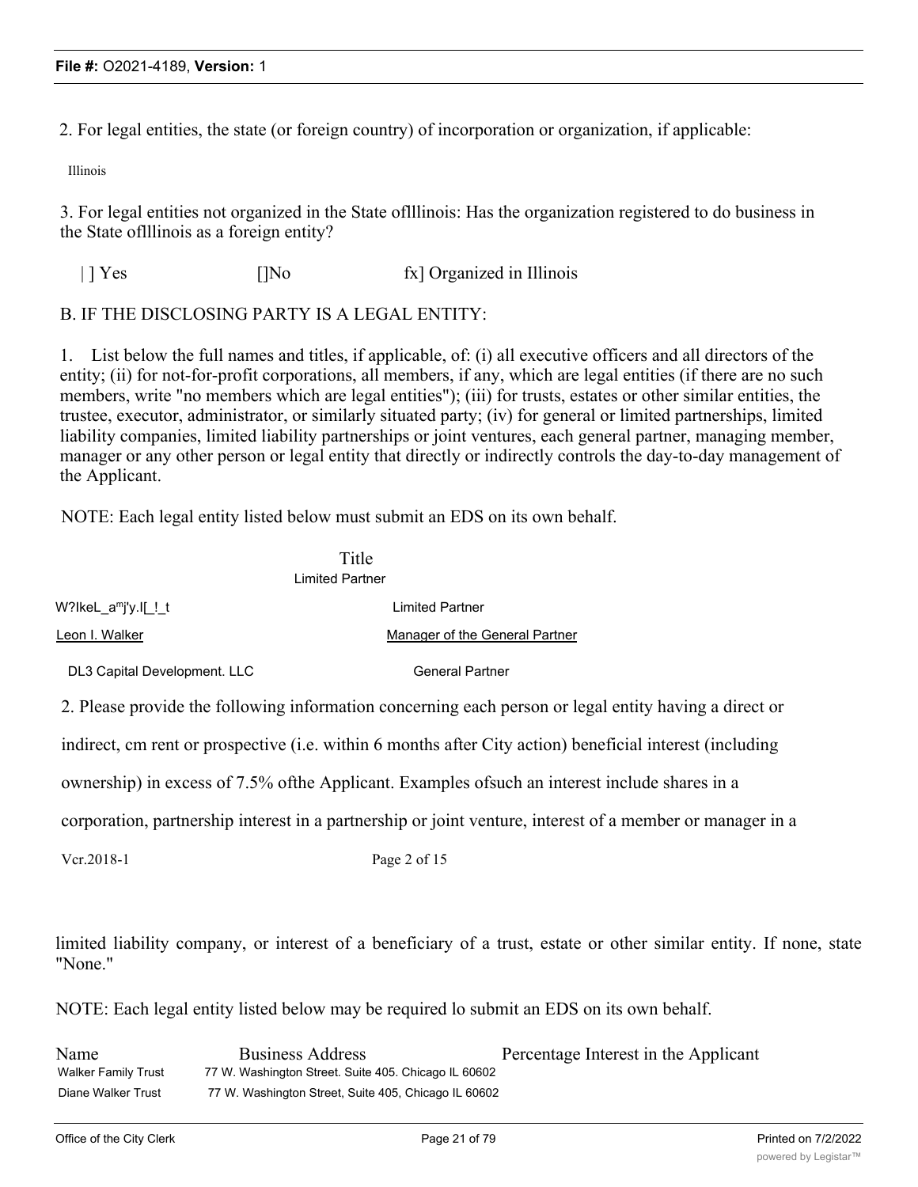2. For legal entities, the state (or foreign country) of incorporation or organization, if applicable:

Illinois

3. For legal entities not organized in the State oflllinois: Has the organization registered to do business in the State oflllinois as a foreign entity?

| ] Yes [ ]No fx] Organized in Illinois

B. IF THE DISCLOSING PARTY IS A LEGAL ENTITY:

1. List below the full names and titles, if applicable, of: (i) all executive officers and all directors of the entity; (ii) for not-for-profit corporations, all members, if any, which are legal entities (if there are no such members, write "no members which are legal entities"); (iii) for trusts, estates or other similar entities, the trustee, executor, administrator, or similarly situated party; (iv) for general or limited partnerships, limited liability companies, limited liability partnerships or joint ventures, each general partner, managing member, manager or any other person or legal entity that directly or indirectly controls the day-to-day management of the Applicant.

NOTE: Each legal entity listed below must submit an EDS on its own behalf.

| | Title |
|---|---|
| | Limited Partner |
| W?lkeL_amj'y.l[_!_t | Limited Partner |
| Leon I. Walker | Manager of the General Partner |
| DL3 Capital Development. LLC | General Partner |

2. Please provide the following information concerning each person or legal entity having a direct or indirect, cm rent or prospective (i.e. within 6 months after City action) beneficial interest (including ownership) in excess of 7.5% ofthe Applicant. Examples ofsuch an interest include shares in a corporation, partnership interest in a partnership or joint venture, interest of a member or manager in a

Vcr.2018-1 Page 2 of 15

limited liability company, or interest of a beneficiary of a trust, estate or other similar entity. If none, state "None."

NOTE: Each legal entity listed below may be required lo submit an EDS on its own behalf.

| Name | Business Address | Percentage Interest in the Applicant |
|---|---|---|
| Walker Family Trust | 77 W. Washington Street. Suite 405. Chicago IL 60602 | |
| Diane Walker Trust | 77 W. Washington Street, Suite 405, Chicago IL 60602 | |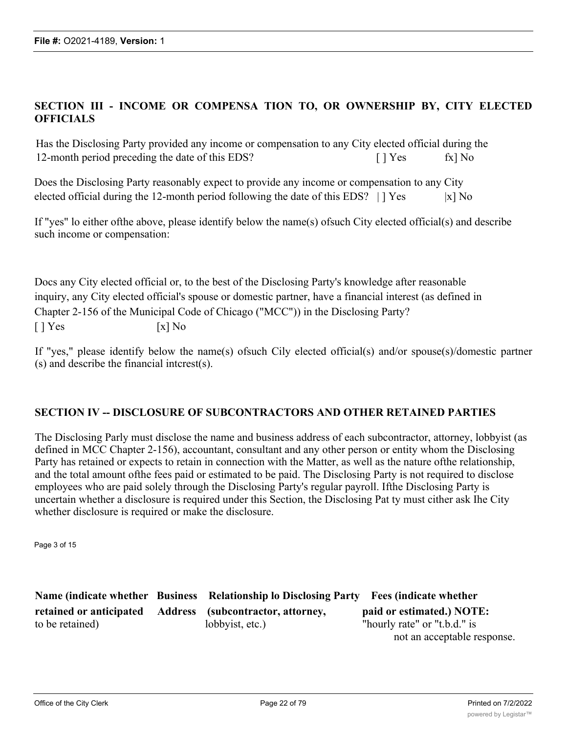## SECTION III - INCOME OR COMPENSA TION TO, OR OWNERSHIP BY, CITY ELECTED OFFICIALS

Has the Disclosing Party provided any income or compensation to any City elected official during the 12-month period preceding the date of this EDS? [ ] Yes fx] No

Does the Disclosing Party reasonably expect to provide any income or compensation to any City elected official during the 12-month period following the date of this EDS? | ] Yes |x] No

If "yes" lo either ofthe above, please identify below the name(s) ofsuch City elected official(s) and describe such income or compensation:

Docs any City elected official or, to the best of the Disclosing Party's knowledge after reasonable inquiry, any City elected official's spouse or domestic partner, have a financial interest (as defined in Chapter 2-156 of the Municipal Code of Chicago ("MCC")) in the Disclosing Party?
[ ] Yes [x] No

If "yes," please identify below the name(s) ofsuch Cily elected official(s) and/or spouse(s)/domestic partner (s) and describe the financial intcrest(s).

## SECTION IV -- DISCLOSURE OF SUBCONTRACTORS AND OTHER RETAINED PARTIES

The Disclosing Parly must disclose the name and business address of each subcontractor, attorney, lobbyist (as defined in MCC Chapter 2-156), accountant, consultant and any other person or entity whom the Disclosing Party has retained or expects to retain in connection with the Matter, as well as the nature ofthe relationship, and the total amount ofthe fees paid or estimated to be paid. The Disclosing Party is not required to disclose employees who are paid solely through the Disclosing Party's regular payroll. Ifthe Disclosing Party is uncertain whether a disclosure is required under this Section, the Disclosing Pat ty must cither ask Ihe City whether disclosure is required or make the disclosure.

| **Name (indicate whether retained or anticipated** to be retained) | **Business Address** | **Relationship lo Disclosing Party (subcontractor, attorney,** lobbyist, etc.) | **Fees (indicate whether paid or estimated.) NOTE:** "hourly rate" or "t.b.d." is not an acceptable response. |
|---|---|---|---|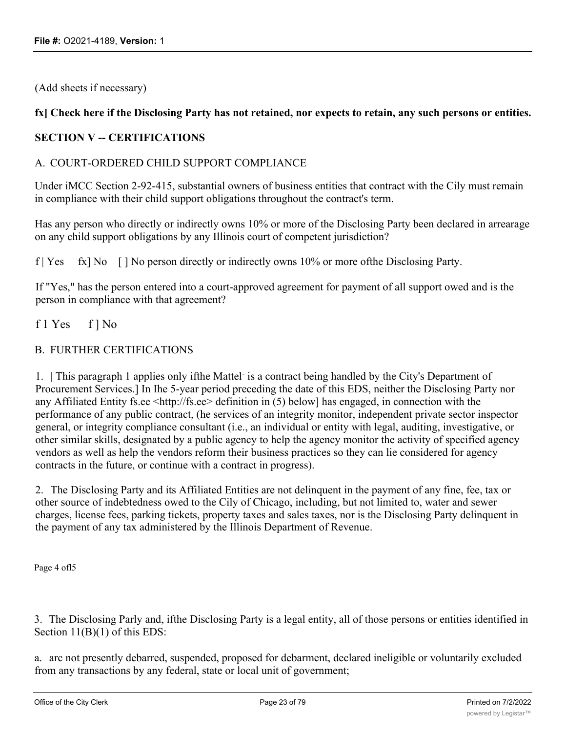(Add sheets if necessary)

**fx] Check here if the Disclosing Party has not retained, nor expects to retain, any such persons or entities.**

**SECTION V -- CERTIFICATIONS**

A. COURT-ORDERED CHILD SUPPORT COMPLIANCE

Under iMCC Section 2-92-415, substantial owners of business entities that contract with the Cily must remain in compliance with their child support obligations throughout the contract's term.

Has any person who directly or indirectly owns 10% or more of the Disclosing Party been declared in arrearage on any child support obligations by any Illinois court of competent jurisdiction?

f | Yes fx] No [ ] No person directly or indirectly owns 10% or more ofthe Disclosing Party.

If "Yes," has the person entered into a court-approved agreement for payment of all support owed and is the person in compliance with that agreement?

f 1 Yes f ] No

B. FURTHER CERTIFICATIONS

1. | This paragraph 1 applies only ifthe Mattel- is a contract being handled by the City's Department of Procurement Services.] In Ihe 5-year period preceding the date of this EDS, neither the Disclosing Party nor any Affiliated Entity fs.ee <http://fs.ee> definition in (5) below] has engaged, in connection with the performance of any public contract, (he services of an integrity monitor, independent private sector inspector general, or integrity compliance consultant (i.e., an individual or entity with legal, auditing, investigative, or other similar skills, designated by a public agency to help the agency monitor the activity of specified agency vendors as well as help the vendors reform their business practices so they can lie considered for agency contracts in the future, or continue with a contract in progress).

2. The Disclosing Party and its Affiliated Entities are not delinquent in the payment of any fine, fee, tax or other source of indebtedness owed to the Cily of Chicago, including, but not limited to, water and sewer charges, license fees, parking tickets, property taxes and sales taxes, nor is the Disclosing Party delinquent in the payment of any tax administered by the Illinois Department of Revenue.

Page 4 ofl5

3. The Disclosing Parly and, ifthe Disclosing Entity is a legal entity, all of those persons or entities identified in Section 11(B)(1) of this EDS:

a. arc not presently debarred, suspended, proposed for debarment, declared ineligible or voluntarily excluded from any transactions by any federal, state or local unit of government;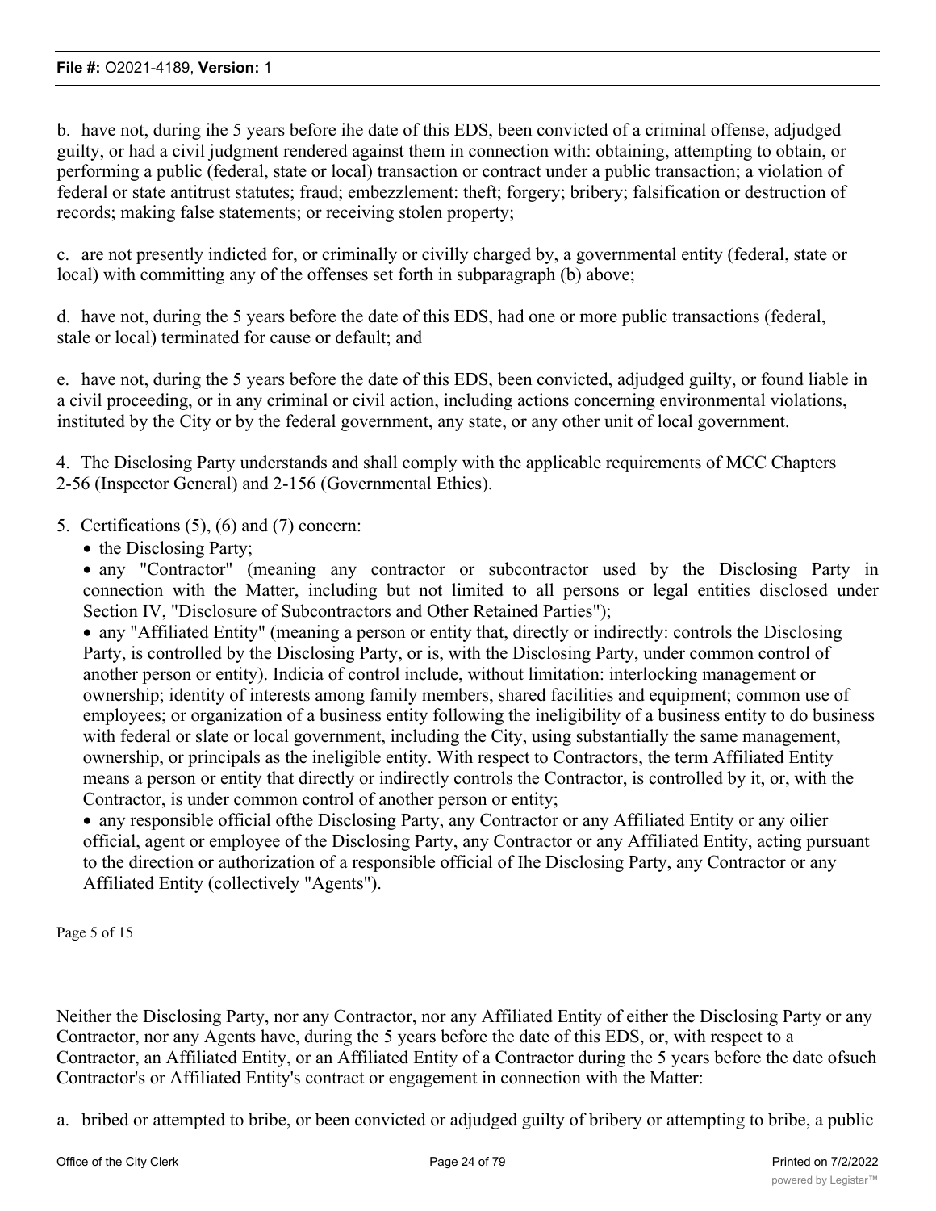b. have not, during ihe 5 years before ihe date of this EDS, been convicted of a criminal offense, adjudged guilty, or had a civil judgment rendered against them in connection with: obtaining, attempting to obtain, or performing a public (federal, state or local) transaction or contract under a public transaction; a violation of federal or state antitrust statutes; fraud; embezzlement: theft; forgery; bribery; falsification or destruction of records; making false statements; or receiving stolen property;

c. are not presently indicted for, or criminally or civilly charged by, a governmental entity (federal, state or local) with committing any of the offenses set forth in subparagraph (b) above;

d. have not, during the 5 years before the date of this EDS, had one or more public transactions (federal, stale or local) terminated for cause or default; and

e. have not, during the 5 years before the date of this EDS, been convicted, adjudged guilty, or found liable in a civil proceeding, or in any criminal or civil action, including actions concerning environmental violations, instituted by the City or by the federal government, any state, or any other unit of local government.

4. The Disclosing Party understands and shall comply with the applicable requirements of MCC Chapters 2-56 (Inspector General) and 2-156 (Governmental Ethics).

5. Certifications (5), (6) and (7) concern:

- the Disclosing Party;
- any "Contractor" (meaning any contractor or subcontractor used by the Disclosing Party in connection with the Matter, including but not limited to all persons or legal entities disclosed under Section IV, "Disclosure of Subcontractors and Other Retained Parties");
- any "Affiliated Entity" (meaning a person or entity that, directly or indirectly: controls the Disclosing Party, is controlled by the Disclosing Party, or is, with the Disclosing Party, under common control of another person or entity). Indicia of control include, without limitation: interlocking management or ownership; identity of interests among family members, shared facilities and equipment; common use of employees; or organization of a business entity following the ineligibility of a business entity to do business with federal or slate or local government, including the City, using substantially the same management, ownership, or principals as the ineligible entity. With respect to Contractors, the term Affiliated Entity means a person or entity that directly or indirectly controls the Contractor, is controlled by it, or, with the Contractor, is under common control of another person or entity;
- any responsible official ofthe Disclosing Party, any Contractor or any Affiliated Entity or any oilier official, agent or employee of the Disclosing Party, any Contractor or any Affiliated Entity, acting pursuant to the direction or authorization of a responsible official of Ihe Disclosing Party, any Contractor or any Affiliated Entity (collectively "Agents").

Neither the Disclosing Party, nor any Contractor, nor any Affiliated Entity of either the Disclosing Party or any Contractor, nor any Agents have, during the 5 years before the date of this EDS, or, with respect to a Contractor, an Affiliated Entity, or an Affiliated Entity of a Contractor during the 5 years before the date ofsuch Contractor's or Affiliated Entity's contract or engagement in connection with the Matter:

a. bribed or attempted to bribe, or been convicted or adjudged guilty of bribery or attempting to bribe, a public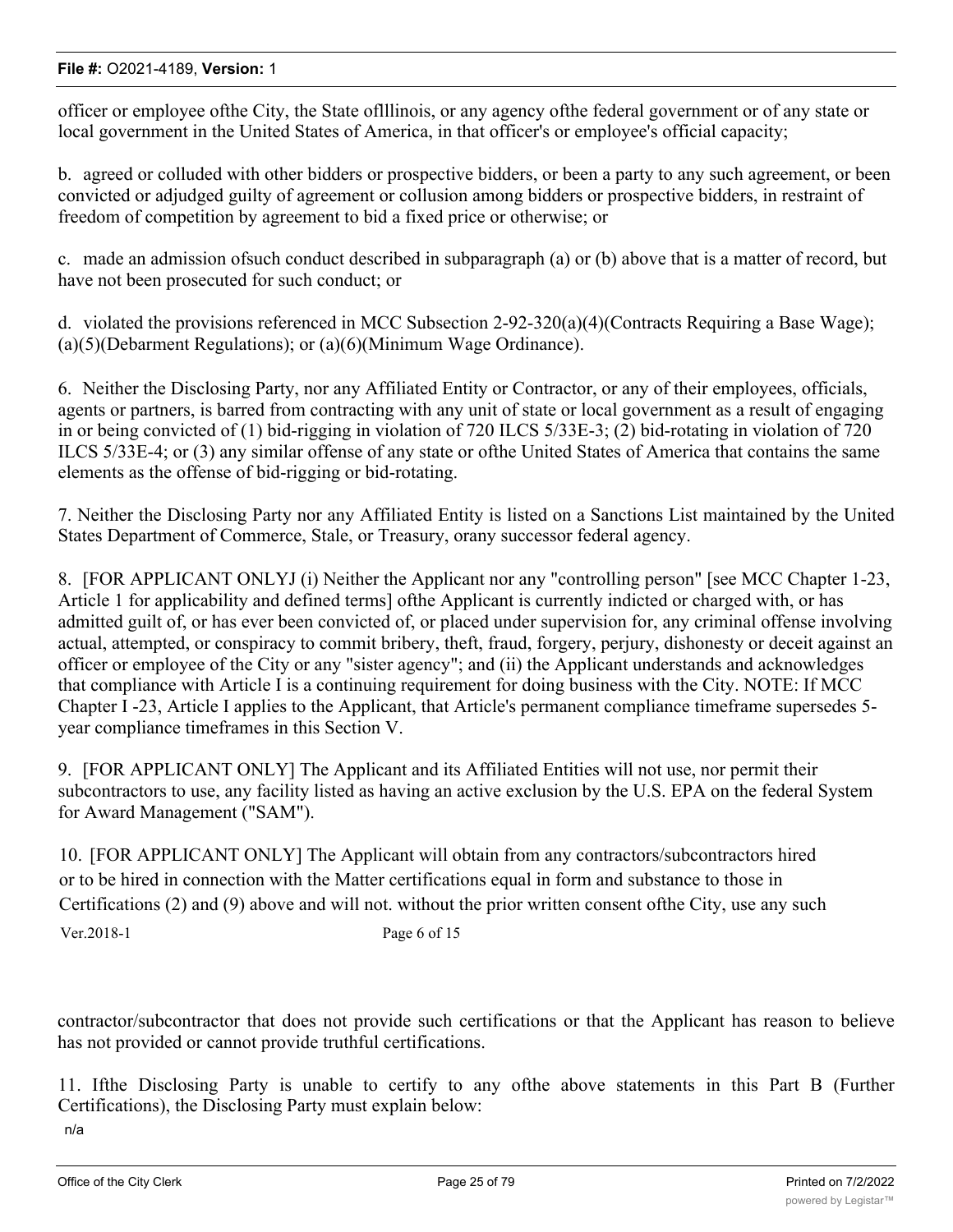officer or employee ofthe City, the State oflllinois, or any agency ofthe federal government or of any state or local government in the United States of America, in that officer's or employee's official capacity;

b. agreed or colluded with other bidders or prospective bidders, or been a party to any such agreement, or been convicted or adjudged guilty of agreement or collusion among bidders or prospective bidders, in restraint of freedom of competition by agreement to bid a fixed price or otherwise; or

c. made an admission ofsuch conduct described in subparagraph (a) or (b) above that is a matter of record, but have not been prosecuted for such conduct; or

d. violated the provisions referenced in MCC Subsection 2-92-320(a)(4)(Contracts Requiring a Base Wage); (a)(5)(Debarment Regulations); or (a)(6)(Minimum Wage Ordinance).

6. Neither the Disclosing Party, nor any Affiliated Entity or Contractor, or any of their employees, officials, agents or partners, is barred from contracting with any unit of state or local government as a result of engaging in or being convicted of (1) bid-rigging in violation of 720 ILCS 5/33E-3; (2) bid-rotating in violation of 720 ILCS 5/33E-4; or (3) any similar offense of any state or ofthe United States of America that contains the same elements as the offense of bid-rigging or bid-rotating.

7. Neither the Disclosing Party nor any Affiliated Entity is listed on a Sanctions List maintained by the United States Department of Commerce, Stale, or Treasury, orany successor federal agency.

8. [FOR APPLICANT ONLYJ (i) Neither the Applicant nor any "controlling person" [see MCC Chapter 1-23, Article 1 for applicability and defined terms] ofthe Applicant is currently indicted or charged with, or has admitted guilt of, or has ever been convicted of, or placed under supervision for, any criminal offense involving actual, attempted, or conspiracy to commit bribery, theft, fraud, forgery, perjury, dishonesty or deceit against an officer or employee of the City or any "sister agency"; and (ii) the Applicant understands and acknowledges that compliance with Article I is a continuing requirement for doing business with the City. NOTE: If MCC Chapter I -23, Article I applies to the Applicant, that Article's permanent compliance timeframe supersedes 5-year compliance timeframes in this Section V.

9. [FOR APPLICANT ONLY] The Applicant and its Affiliated Entities will not use, nor permit their subcontractors to use, any facility listed as having an active exclusion by the U.S. EPA on the federal System for Award Management ("SAM").

10. [FOR APPLICANT ONLY] The Applicant will obtain from any contractors/subcontractors hired or to be hired in connection with the Matter certifications equal in form and substance to those in Certifications (2) and (9) above and will not. without the prior written consent ofthe City, use any such contractor/subcontractor that does not provide such certifications or that the Applicant has reason to believe has not provided or cannot provide truthful certifications.

11. Ifthe Disclosing Party is unable to certify to any ofthe above statements in this Part B (Further Certifications), the Disclosing Party must explain below:

n/a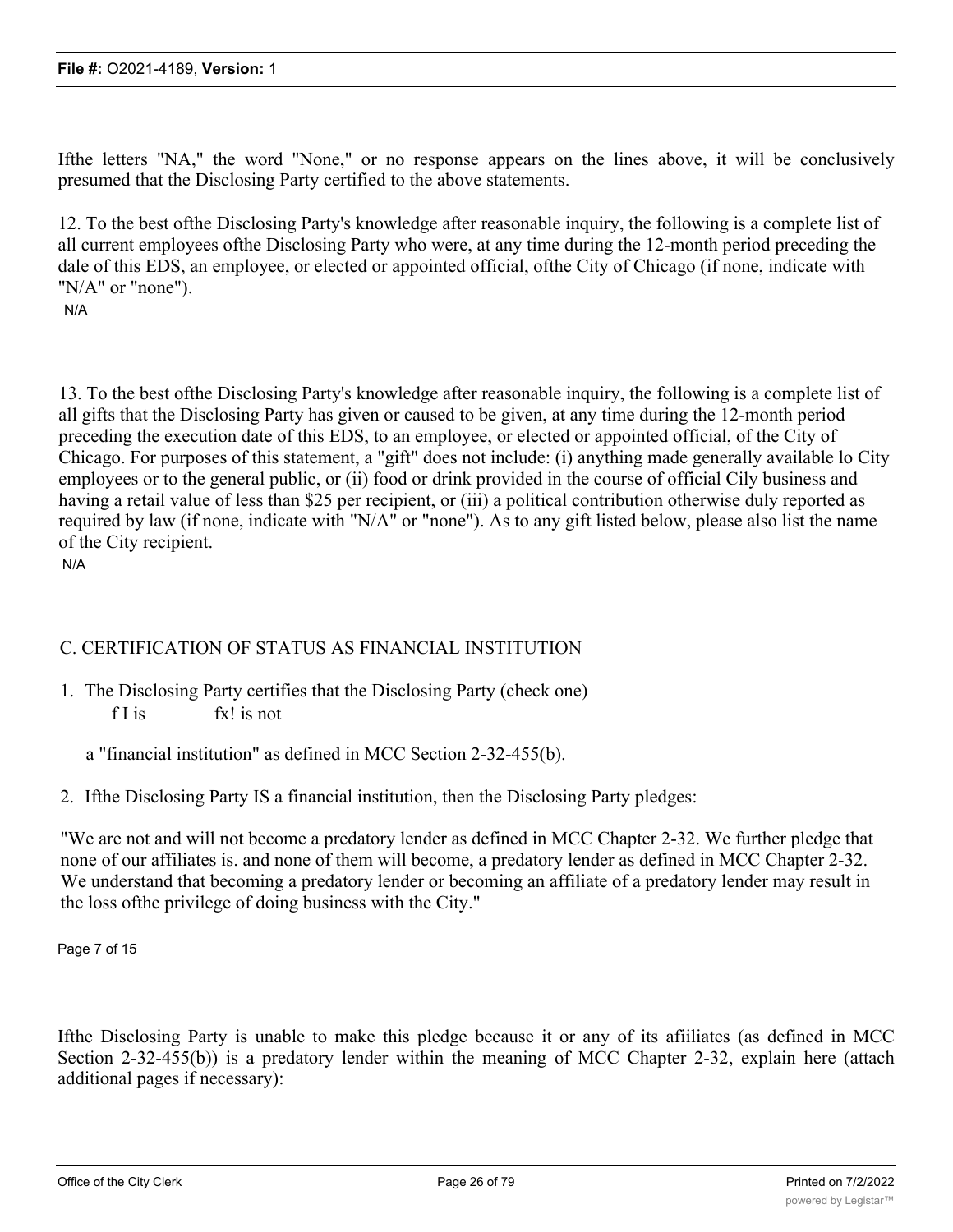Ifthe letters "NA," the word "None," or no response appears on the lines above, it will be conclusively presumed that the Disclosing Party certified to the above statements.

12. To the best ofthe Disclosing Party's knowledge after reasonable inquiry, the following is a complete list of all current employees ofthe Disclosing Party who were, at any time during the 12-month period preceding the dale of this EDS, an employee, or elected or appointed official, ofthe City of Chicago (if none, indicate with "N/A" or "none").

N/A

13. To the best ofthe Disclosing Party's knowledge after reasonable inquiry, the following is a complete list of all gifts that the Disclosing Party has given or caused to be given, at any time during the 12-month period preceding the execution date of this EDS, to an employee, or elected or appointed official, of the City of Chicago. For purposes of this statement, a "gift" does not include: (i) anything made generally available lo City employees or to the general public, or (ii) food or drink provided in the course of official Cily business and having a retail value of less than $25 per recipient, or (iii) a political contribution otherwise duly reported as required by law (if none, indicate with "N/A" or "none"). As to any gift listed below, please also list the name of the City recipient.

N/A

## C. CERTIFICATION OF STATUS AS FINANCIAL INSTITUTION

1. The Disclosing Party certifies that the Disclosing Party (check one)

   f I is fx! is not

   a "financial institution" as defined in MCC Section 2-32-455(b).

2. Ifthe Disclosing Party IS a financial institution, then the Disclosing Party pledges:

"We are not and will not become a predatory lender as defined in MCC Chapter 2-32. We further pledge that none of our affiliates is. and none of them will become, a predatory lender as defined in MCC Chapter 2-32. We understand that becoming a predatory lender or becoming an affiliate of a predatory lender may result in the loss ofthe privilege of doing business with the City."

Ifthe Disclosing Party is unable to make this pledge because it or any of its afiiliates (as defined in MCC Section 2-32-455(b)) is a predatory lender within the meaning of MCC Chapter 2-32, explain here (attach additional pages if necessary):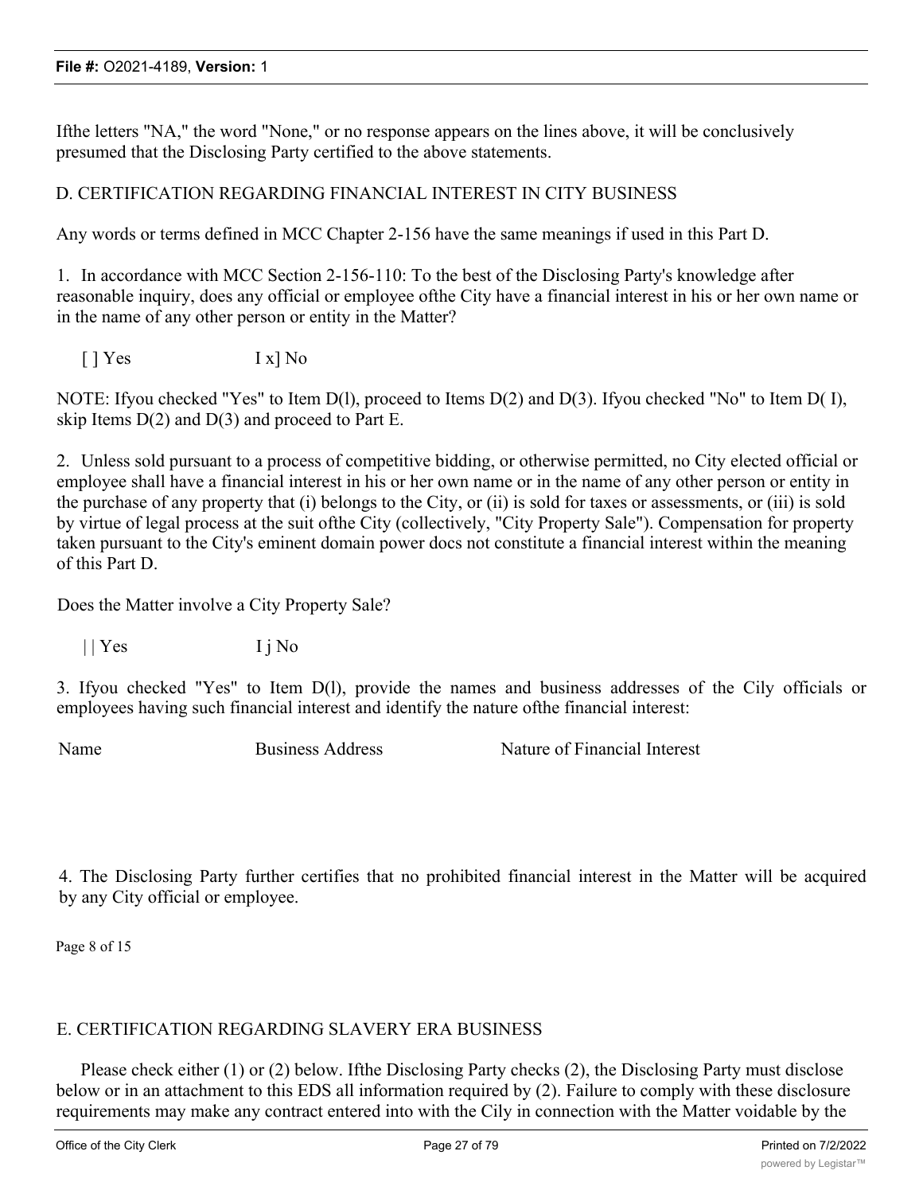Ifthe letters "NA," the word "None," or no response appears on the lines above, it will be conclusively presumed that the Disclosing Party certified to the above statements.

D. CERTIFICATION REGARDING FINANCIAL INTEREST IN CITY BUSINESS

Any words or terms defined in MCC Chapter 2-156 have the same meanings if used in this Part D.

1. In accordance with MCC Section 2-156-110: To the best of the Disclosing Party's knowledge after reasonable inquiry, does any official or employee ofthe City have a financial interest in his or her own name or in the name of any other person or entity in the Matter?

[ ] Yes I x] No

NOTE: Ifyou checked "Yes" to Item D(l), proceed to Items D(2) and D(3). Ifyou checked "No" to Item D( I), skip Items D(2) and D(3) and proceed to Part E.

2. Unless sold pursuant to a process of competitive bidding, or otherwise permitted, no City elected official or employee shall have a financial interest in his or her own name or in the name of any other person or entity in the purchase of any property that (i) belongs to the City, or (ii) is sold for taxes or assessments, or (iii) is sold by virtue of legal process at the suit ofthe City (collectively, "City Property Sale"). Compensation for property taken pursuant to the City's eminent domain power docs not constitute a financial interest within the meaning of this Part D.

Does the Matter involve a City Property Sale?

| | Yes I j No

3. Ifyou checked "Yes" to Item D(l), provide the names and business addresses of the Cily officials or employees having such financial interest and identify the nature ofthe financial interest:

Name Business Address Nature of Financial Interest

4. The Disclosing Party further certifies that no prohibited financial interest in the Matter will be acquired by any City official or employee.

Page 8 of 15

E. CERTIFICATION REGARDING SLAVERY ERA BUSINESS

Please check either (1) or (2) below. Ifthe Disclosing Party checks (2), the Disclosing Party must disclose below or in an attachment to this EDS all information required by (2). Failure to comply with these disclosure requirements may make any contract entered into with the Cily in connection with the Matter voidable by the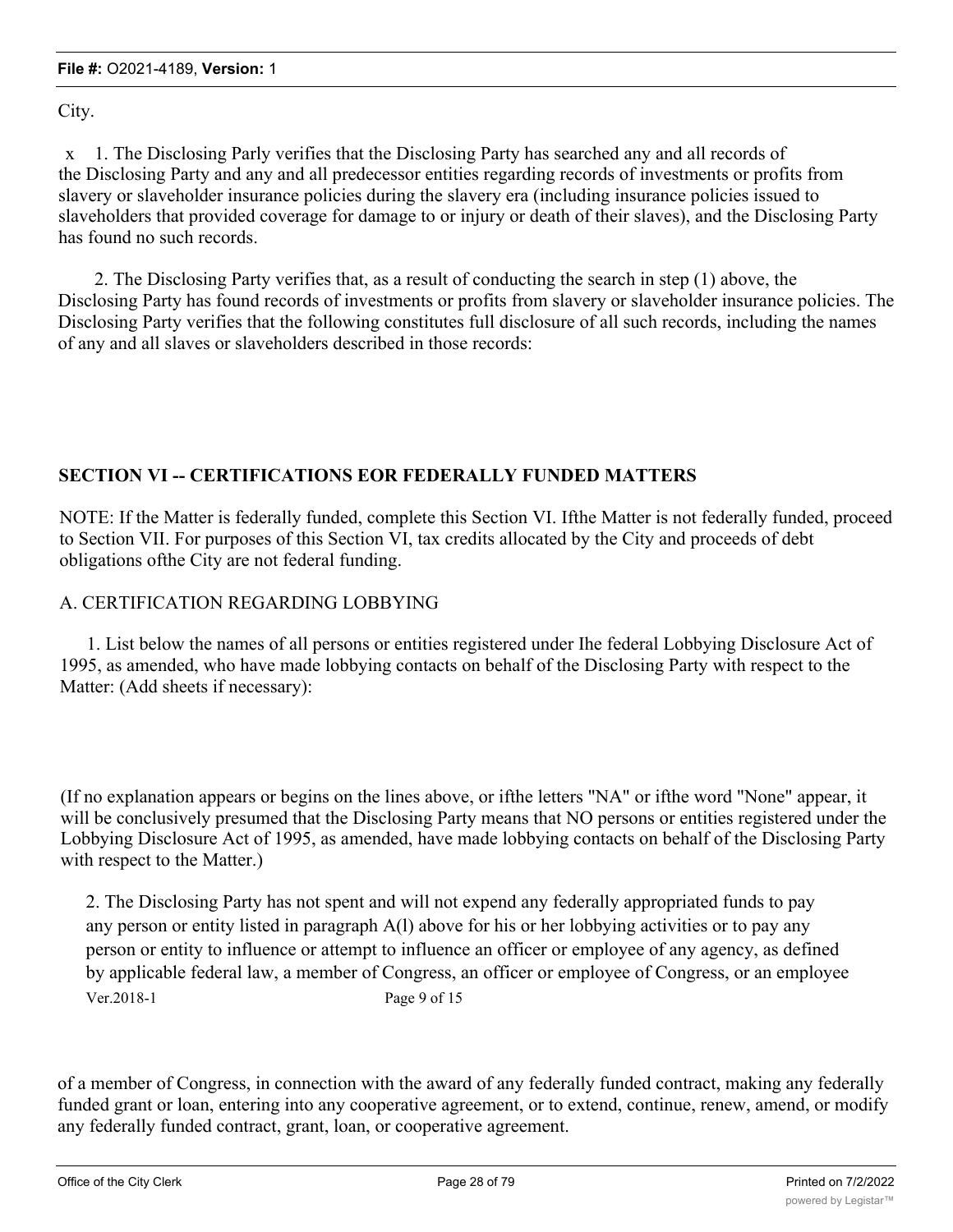City.

x 1. The Disclosing Parly verifies that the Disclosing Party has searched any and all records of the Disclosing Party and any and all predecessor entities regarding records of investments or profits from slavery or slaveholder insurance policies during the slavery era (including insurance policies issued to slaveholders that provided coverage for damage to or injury or death of their slaves), and the Disclosing Party has found no such records.

2. The Disclosing Party verifies that, as a result of conducting the search in step (1) above, the Disclosing Party has found records of investments or profits from slavery or slaveholder insurance policies. The Disclosing Party verifies that the following constitutes full disclosure of all such records, including the names of any and all slaves or slaveholders described in those records:

**SECTION VI -- CERTIFICATIONS EOR FEDERALLY FUNDED MATTERS**

NOTE: If the Matter is federally funded, complete this Section VI. Ifthe Matter is not federally funded, proceed to Section VII. For purposes of this Section VI, tax credits allocated by the City and proceeds of debt obligations ofthe City are not federal funding.

A. CERTIFICATION REGARDING LOBBYING

1. List below the names of all persons or entities registered under Ihe federal Lobbying Disclosure Act of 1995, as amended, who have made lobbying contacts on behalf of the Disclosing Party with respect to the Matter: (Add sheets if necessary):

(If no explanation appears or begins on the lines above, or ifthe letters "NA" or ifthe word "None" appear, it will be conclusively presumed that the Disclosing Party means that NO persons or entities registered under the Lobbying Disclosure Act of 1995, as amended, have made lobbying contacts on behalf of the Disclosing Party with respect to the Matter.)

2. The Disclosing Party has not spent and will not expend any federally appropriated funds to pay any person or entity listed in paragraph A(l) above for his or her lobbying activities or to pay any person or entity to influence or attempt to influence an officer or employee of any agency, as defined by applicable federal law, a member of Congress, an officer or employee of Congress, or an employee

Ver.2018-1 Page 9 of 15

of a member of Congress, in connection with the award of any federally funded contract, making any federally funded grant or loan, entering into any cooperative agreement, or to extend, continue, renew, amend, or modify any federally funded contract, grant, loan, or cooperative agreement.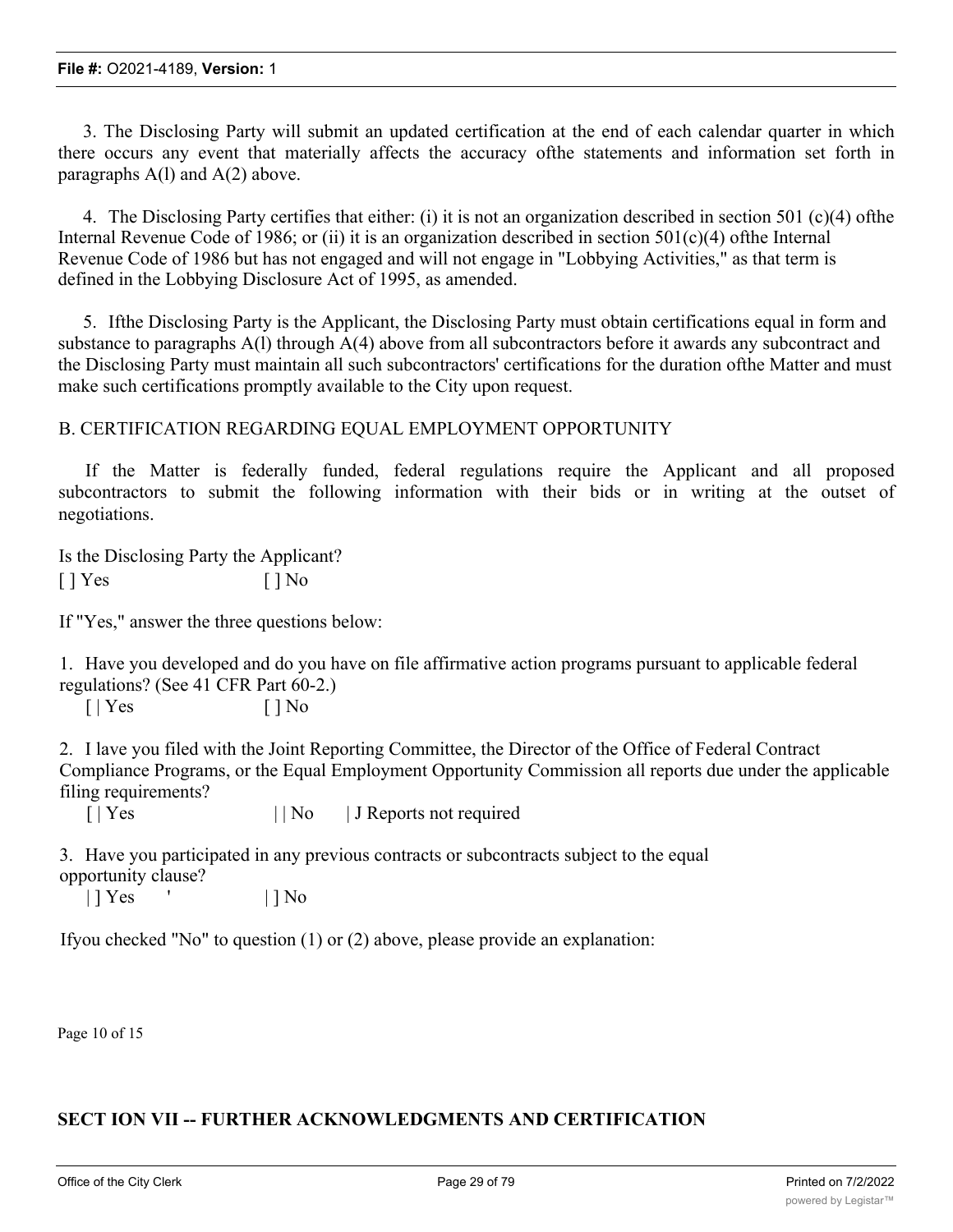3. The Disclosing Party will submit an updated certification at the end of each calendar quarter in which there occurs any event that materially affects the accuracy ofthe statements and information set forth in paragraphs A(l) and A(2) above.

4. The Disclosing Party certifies that either: (i) it is not an organization described in section 501 (c)(4) ofthe Internal Revenue Code of 1986; or (ii) it is an organization described in section 501(c)(4) ofthe Internal Revenue Code of 1986 but has not engaged and will not engage in "Lobbying Activities," as that term is defined in the Lobbying Disclosure Act of 1995, as amended.

5. Ifthe Disclosing Party is the Applicant, the Disclosing Party must obtain certifications equal in form and substance to paragraphs A(l) through A(4) above from all subcontractors before it awards any subcontract and the Disclosing Party must maintain all such subcontractors' certifications for the duration ofthe Matter and must make such certifications promptly available to the City upon request.

B. CERTIFICATION REGARDING EQUAL EMPLOYMENT OPPORTUNITY

If the Matter is federally funded, federal regulations require the Applicant and all proposed subcontractors to submit the following information with their bids or in writing at the outset of negotiations.

Is the Disclosing Party the Applicant?
[ ] Yes [ ] No

If "Yes," answer the three questions below:

1. Have you developed and do you have on file affirmative action programs pursuant to applicable federal regulations? (See 41 CFR Part 60-2.)
[ | Yes [ ] No

2. I lave you filed with the Joint Reporting Committee, the Director of the Office of Federal Contract Compliance Programs, or the Equal Employment Opportunity Commission all reports due under the applicable filing requirements?
[ | Yes | | No | J Reports not required

3. Have you participated in any previous contracts or subcontracts subject to the equal opportunity clause?
| ] Yes ' | ] No

Ifyou checked "No" to question (1) or (2) above, please provide an explanation:

Page 10 of 15

**SECT ION VII -- FURTHER ACKNOWLEDGMENTS AND CERTIFICATION**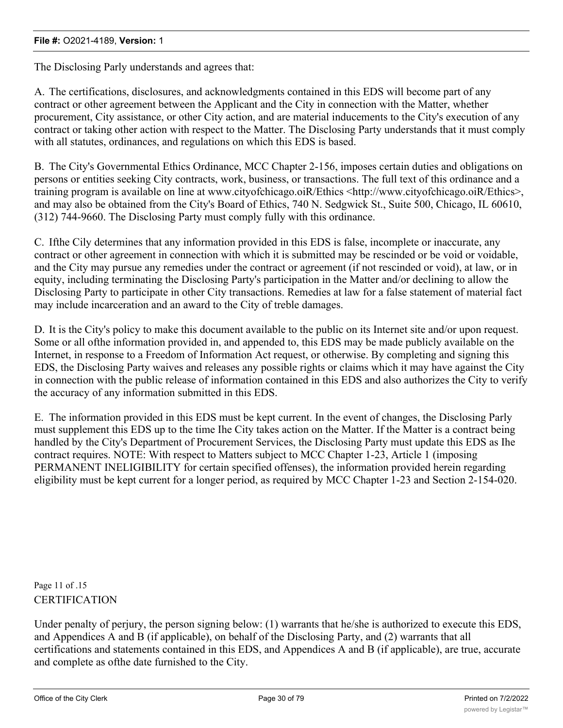The Disclosing Parly understands and agrees that:

A. The certifications, disclosures, and acknowledgments contained in this EDS will become part of any contract or other agreement between the Applicant and the City in connection with the Matter, whether procurement, City assistance, or other City action, and are material inducements to the City's execution of any contract or taking other action with respect to the Matter. The Disclosing Party understands that it must comply with all statutes, ordinances, and regulations on which this EDS is based.

B. The City's Governmental Ethics Ordinance, MCC Chapter 2-156, imposes certain duties and obligations on persons or entities seeking City contracts, work, business, or transactions. The full text of this ordinance and a training program is available on line at www.cityofchicago.oiR/Ethics <http://www.cityofchicago.oiR/Ethics>, and may also be obtained from the City's Board of Ethics, 740 N. Sedgwick St., Suite 500, Chicago, IL 60610, (312) 744-9660. The Disclosing Party must comply fully with this ordinance.

C. Ifthe Cily determines that any information provided in this EDS is false, incomplete or inaccurate, any contract or other agreement in connection with which it is submitted may be rescinded or be void or voidable, and the City may pursue any remedies under the contract or agreement (if not rescinded or void), at law, or in equity, including terminating the Disclosing Party's participation in the Matter and/or declining to allow the Disclosing Party to participate in other City transactions. Remedies at law for a false statement of material fact may include incarceration and an award to the City of treble damages.

D. It is the City's policy to make this document available to the public on its Internet site and/or upon request. Some or all ofthe information provided in, and appended to, this EDS may be made publicly available on the Internet, in response to a Freedom of Information Act request, or otherwise. By completing and signing this EDS, the Disclosing Party waives and releases any possible rights or claims which it may have against the City in connection with the public release of information contained in this EDS and also authorizes the City to verify the accuracy of any information submitted in this EDS.

E. The information provided in this EDS must be kept current. In the event of changes, the Disclosing Parly must supplement this EDS up to the time Ihe City takes action on the Matter. If the Matter is a contract being handled by the City's Department of Procurement Services, the Disclosing Party must update this EDS as Ihe contract requires. NOTE: With respect to Matters subject to MCC Chapter 1-23, Article 1 (imposing PERMANENT INELIGIBILITY for certain specified offenses), the information provided herein regarding eligibility must be kept current for a longer period, as required by MCC Chapter 1-23 and Section 2-154-020.

Page 11 of .15

CERTIFICATION

Under penalty of perjury, the person signing below: (1) warrants that he/she is authorized to execute this EDS, and Appendices A and B (if applicable), on behalf of the Disclosing Party, and (2) warrants that all certifications and statements contained in this EDS, and Appendices A and B (if applicable), are true, accurate and complete as ofthe date furnished to the City.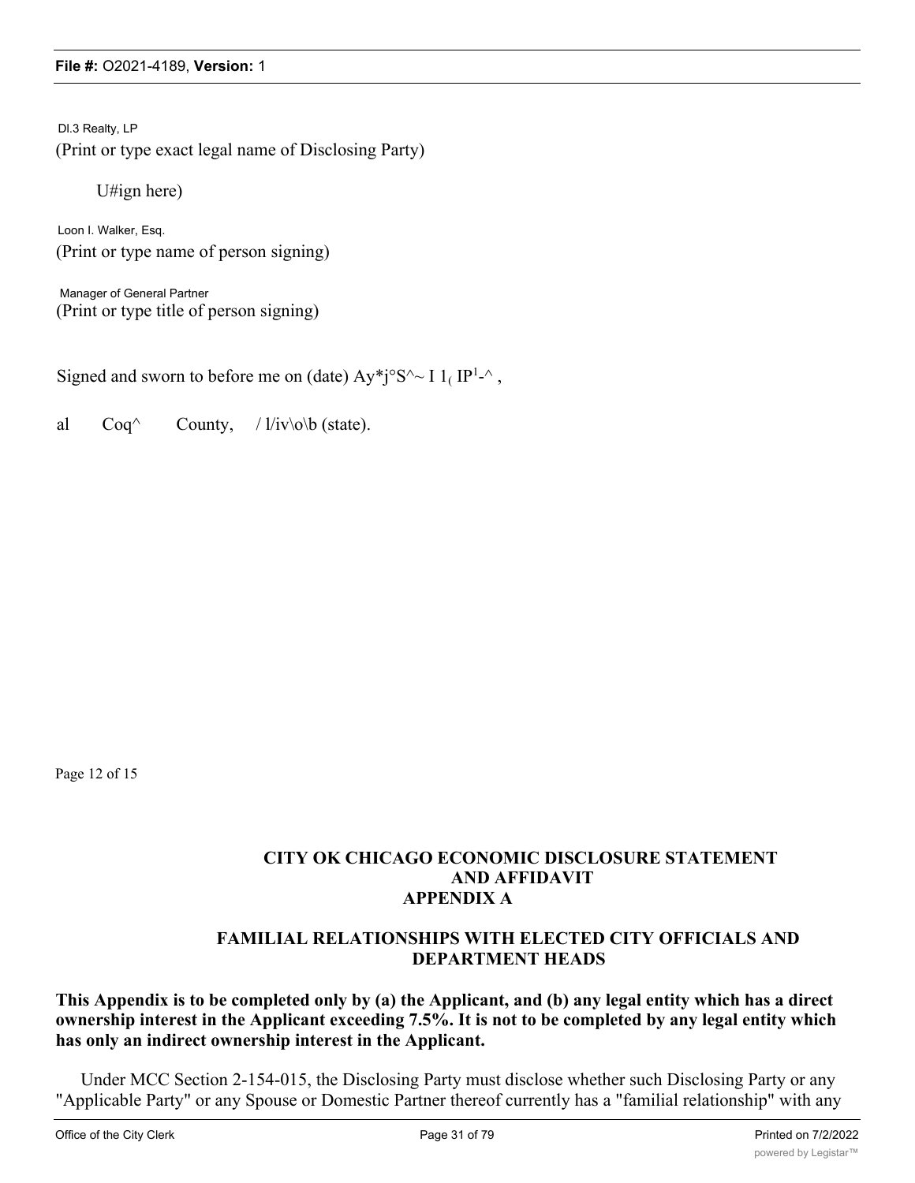Dl.3 Realty, LP
(Print or type exact legal name of Disclosing Party)

U#ign here)

Loon I. Walker, Esq.
(Print or type name of person signing)

Manager of General Partner
(Print or type title of person signing)

Signed and sworn to before me on (date) Ay*j°S^~ I 1( IP1-^ ,

al Coq^ County, / l/iv\o\b (state).

Page 12 of 15

## CITY OK CHICAGO ECONOMIC DISCLOSURE STATEMENT AND AFFIDAVIT
## APPENDIX A

### FAMILIAL RELATIONSHIPS WITH ELECTED CITY OFFICIALS AND DEPARTMENT HEADS

**This Appendix is to be completed only by (a) the Applicant, and (b) any legal entity which has a direct ownership interest in the Applicant exceeding 7.5%. It is not to be completed by any legal entity which has only an indirect ownership interest in the Applicant.**

Under MCC Section 2-154-015, the Disclosing Party must disclose whether such Disclosing Party or any "Applicable Party" or any Spouse or Domestic Partner thereof currently has a "familial relationship" with any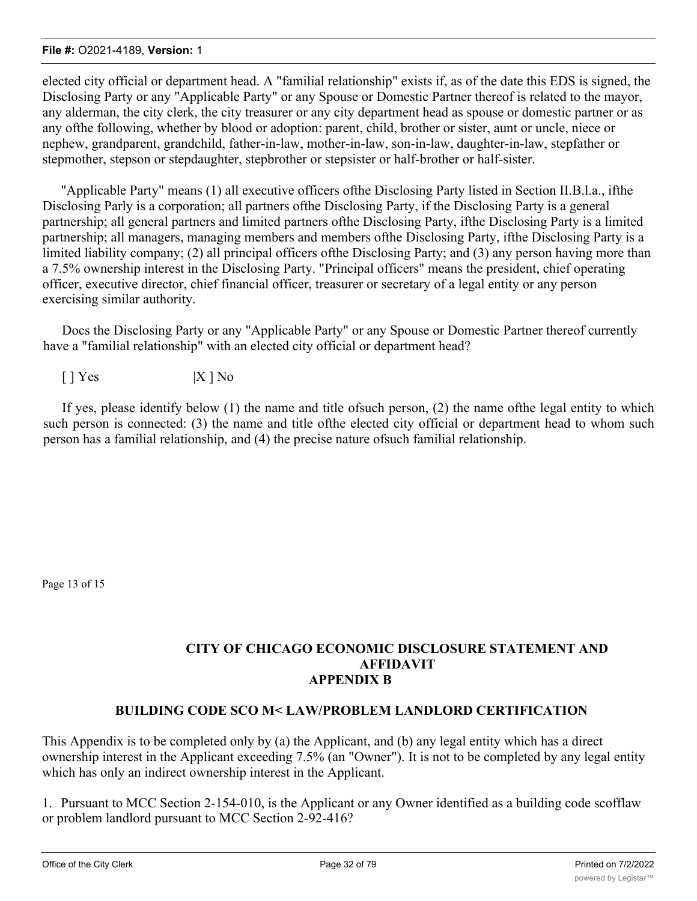elected city official or department head. A "familial relationship" exists if, as of the date this EDS is signed, the Disclosing Party or any "Applicable Party" or any Spouse or Domestic Partner thereof is related to the mayor, any alderman, the city clerk, the city treasurer or any city department head as spouse or domestic partner or as any ofthe following, whether by blood or adoption: parent, child, brother or sister, aunt or uncle, niece or nephew, grandparent, grandchild, father-in-law, mother-in-law, son-in-law, daughter-in-law, stepfather or stepmother, stepson or stepdaughter, stepbrother or stepsister or half-brother or half-sister.

"Applicable Party" means (1) all executive officers ofthe Disclosing Party listed in Section II.B.l.a., ifthe Disclosing Parly is a corporation; all partners ofthe Disclosing Party, if the Disclosing Party is a general partnership; all general partners and limited partners ofthe Disclosing Party, ifthe Disclosing Party is a limited partnership; all managers, managing members and members ofthe Disclosing Party, ifthe Disclosing Party is a limited liability company; (2) all principal officers ofthe Disclosing Party; and (3) any person having more than a 7.5% ownership interest in the Disclosing Party. "Principal officers" means the president, chief operating officer, executive director, chief financial officer, treasurer or secretary of a legal entity or any person exercising similar authority.

Docs the Disclosing Party or any "Applicable Party" or any Spouse or Domestic Partner thereof currently have a "familial relationship" with an elected city official or department head?

[ ] Yes |X ] No

If yes, please identify below (1) the name and title ofsuch person, (2) the name ofthe legal entity to which such person is connected: (3) the name and title ofthe elected city official or department head to whom such person has a familial relationship, and (4) the precise nature ofsuch familial relationship.

Page 13 of 15

## CITY OF CHICAGO ECONOMIC DISCLOSURE STATEMENT AND AFFIDAVIT APPENDIX B

### BUILDING CODE SCO M< LAW/PROBLEM LANDLORD CERTIFICATION

This Appendix is to be completed only by (a) the Applicant, and (b) any legal entity which has a direct ownership interest in the Applicant exceeding 7.5% (an "Owner"). It is not to be completed by any legal entity which has only an indirect ownership interest in the Applicant.

1. Pursuant to MCC Section 2-154-010, is the Applicant or any Owner identified as a building code scofflaw or problem landlord pursuant to MCC Section 2-92-416?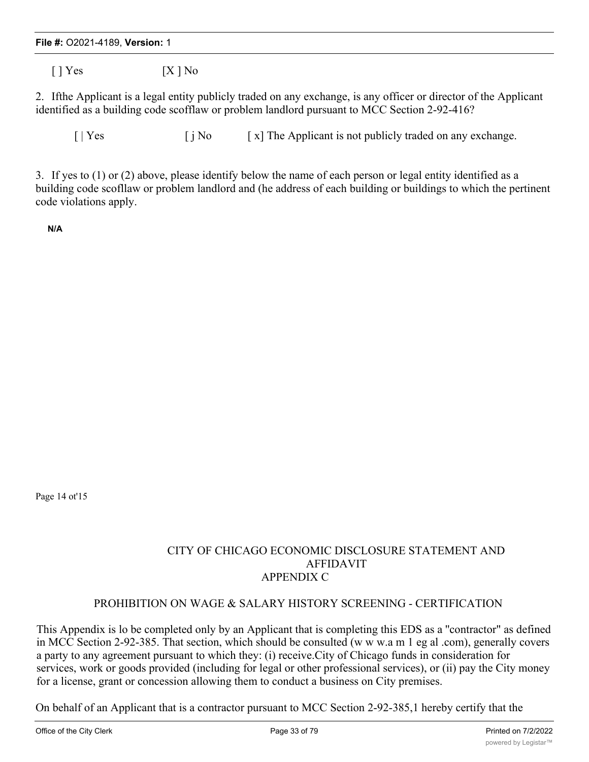[ ] Yes [X ] No

2. Ifthe Applicant is a legal entity publicly traded on any exchange, is any officer or director of the Applicant identified as a building code scofflaw or problem landlord pursuant to MCC Section 2-92-416?

[ | Yes [ j No [ x] The Applicant is not publicly traded on any exchange.

3. If yes to (1) or (2) above, please identify below the name of each person or legal entity identified as a building code scofllaw or problem landlord and (he address of each building or buildings to which the pertinent code violations apply.

N/A

Page 14 ot'15

CITY OF CHICAGO ECONOMIC DISCLOSURE STATEMENT AND AFFIDAVIT
APPENDIX C

PROHIBITION ON WAGE & SALARY HISTORY SCREENING - CERTIFICATION

This Appendix is lo be completed only by an Applicant that is completing this EDS as a "contractor" as defined in MCC Section 2-92-385. That section, which should be consulted (w w w.a m 1 eg al .com), generally covers a party to any agreement pursuant to which they: (i) receive.City of Chicago funds in consideration for services, work or goods provided (including for legal or other professional services), or (ii) pay the City money for a license, grant or concession allowing them to conduct a business on City premises.

On behalf of an Applicant that is a contractor pursuant to MCC Section 2-92-385,1 hereby certify that the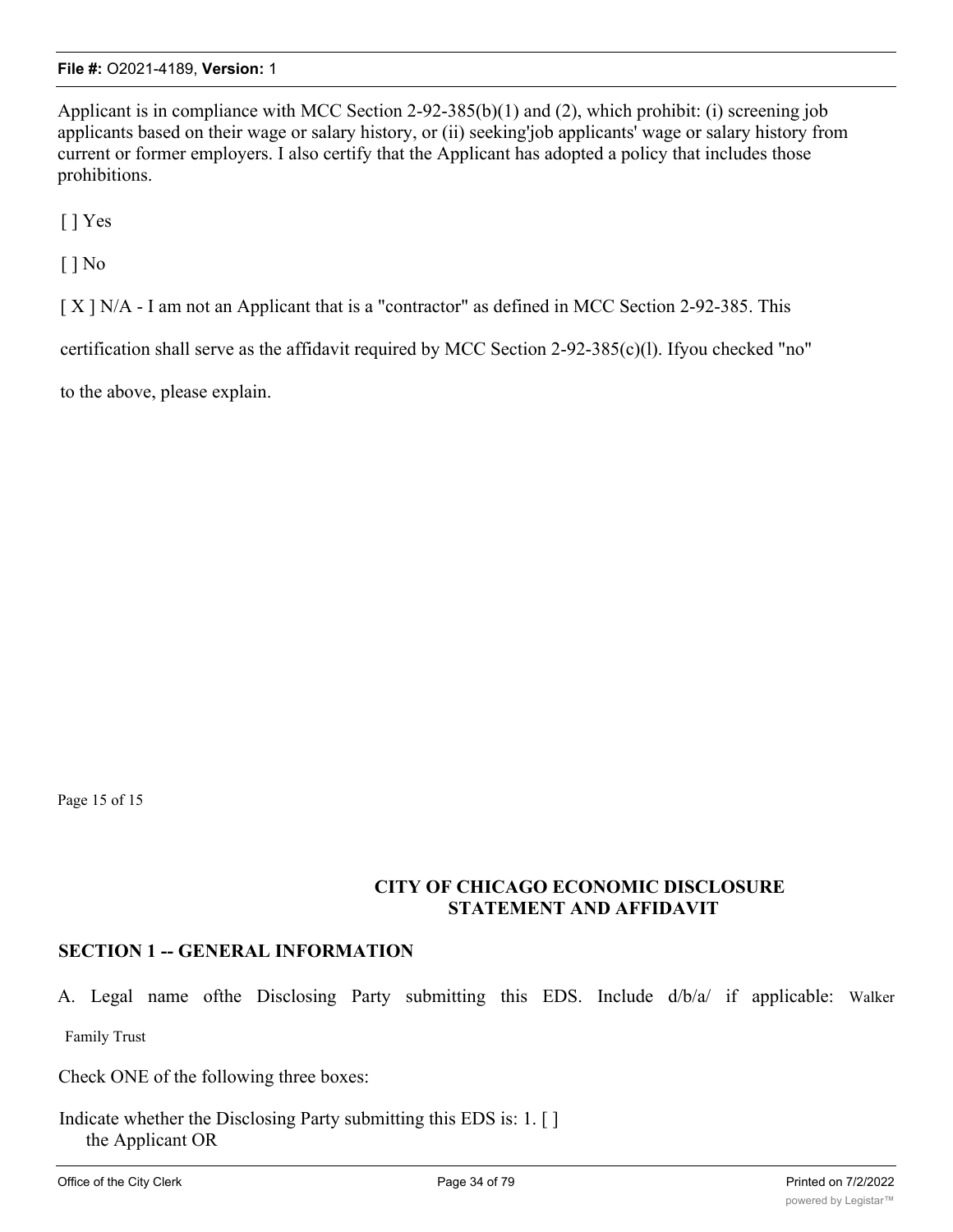Applicant is in compliance with MCC Section 2-92-385(b)(1) and (2), which prohibit: (i) screening job applicants based on their wage or salary history, or (ii) seeking'job applicants' wage or salary history from current or former employers. I also certify that the Applicant has adopted a policy that includes those prohibitions.

[ ] Yes

[ ] No

[ X ] N/A - I am not an Applicant that is a "contractor" as defined in MCC Section 2-92-385. This

certification shall serve as the affidavit required by MCC Section 2-92-385(c)(l). Ifyou checked "no"

to the above, please explain.

Page 15 of 15

**CITY OF CHICAGO ECONOMIC DISCLOSURE STATEMENT AND AFFIDAVIT**

## SECTION 1 -- GENERAL INFORMATION

A. Legal name ofthe Disclosing Party submitting this EDS. Include d/b/a/ if applicable: Walker Family Trust

Check ONE of the following three boxes:

Indicate whether the Disclosing Party submitting this EDS is: 1. [ ] the Applicant OR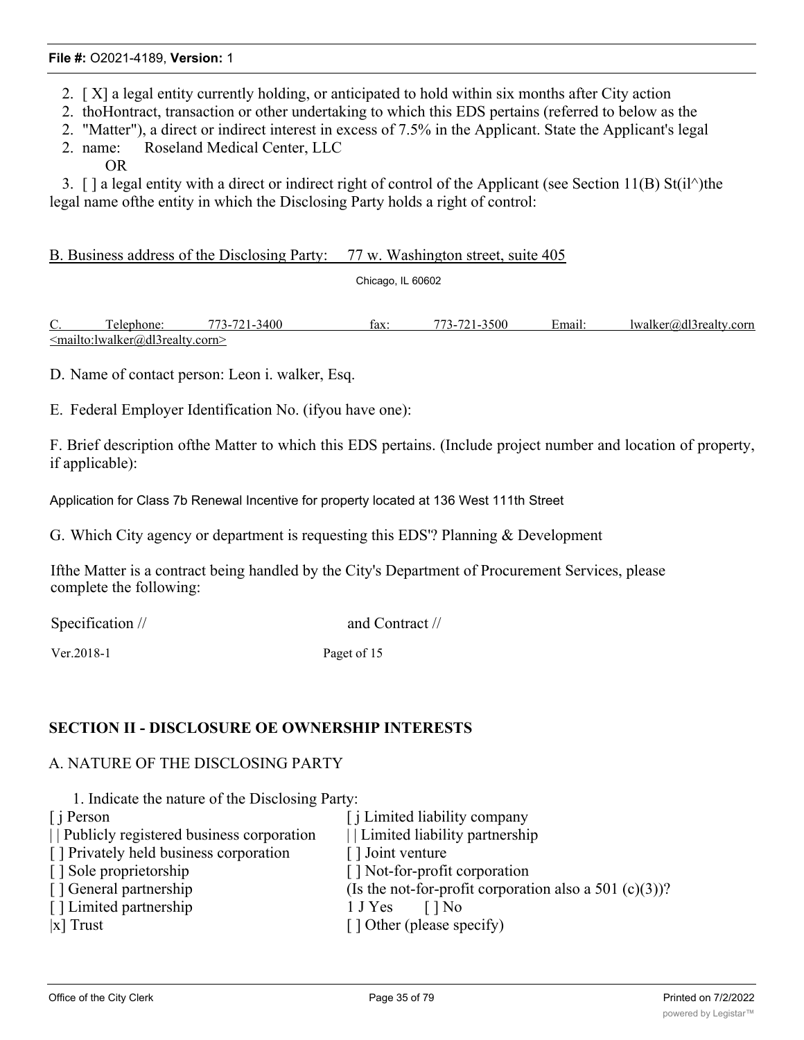2. [ X] a legal entity currently holding, or anticipated to hold within six months after City action
2. thoHontract, transaction or other undertaking to which this EDS pertains (referred to below as the
2. "Matter"), a direct or indirect interest in excess of 7.5% in the Applicant. State the Applicant's legal
2. name: Roseland Medical Center, LLC
   OR
3. [ ] a legal entity with a direct or indirect right of control of the Applicant (see Section 11(B) St(il^)the legal name ofthe entity in which the Disclosing Party holds a right of control:

B. Business address of the Disclosing Party: 77 w. Washington street, suite 405

Chicago, IL 60602

C. Telephone: 773-721-3400 fax: 773-721-3500 Email: lwalker@dl3realty.corn <mailto:lwalker@dl3realty.corn>

D. Name of contact person: Leon i. walker, Esq.

E. Federal Employer Identification No. (ifyou have one):

F. Brief description ofthe Matter to which this EDS pertains. (Include project number and location of property, if applicable):

Application for Class 7b Renewal Incentive for property located at 136 West 111th Street

G. Which City agency or department is requesting this EDS'? Planning & Development

Ifthe Matter is a contract being handled by the City's Department of Procurement Services, please complete the following:

Specification // and Contract //

Ver.2018-1 Paget of 15

## SECTION II - DISCLOSURE OE OWNERSHIP INTERESTS

A. NATURE OF THE DISCLOSING PARTY

1. Indicate the nature of the Disclosing Party:

[ j Person
| | Publicly registered business corporation
[ ] Privately held business corporation
[ ] Sole proprietorship
[ ] General partnership
[ ] Limited partnership
|x] Trust
[ j Limited liability company
| | Limited liability partnership
[ ] Joint venture
[ ] Not-for-profit corporation
(Is the not-for-profit corporation also a 501 (c)(3))?
1 J Yes [ ] No
[ ] Other (please specify)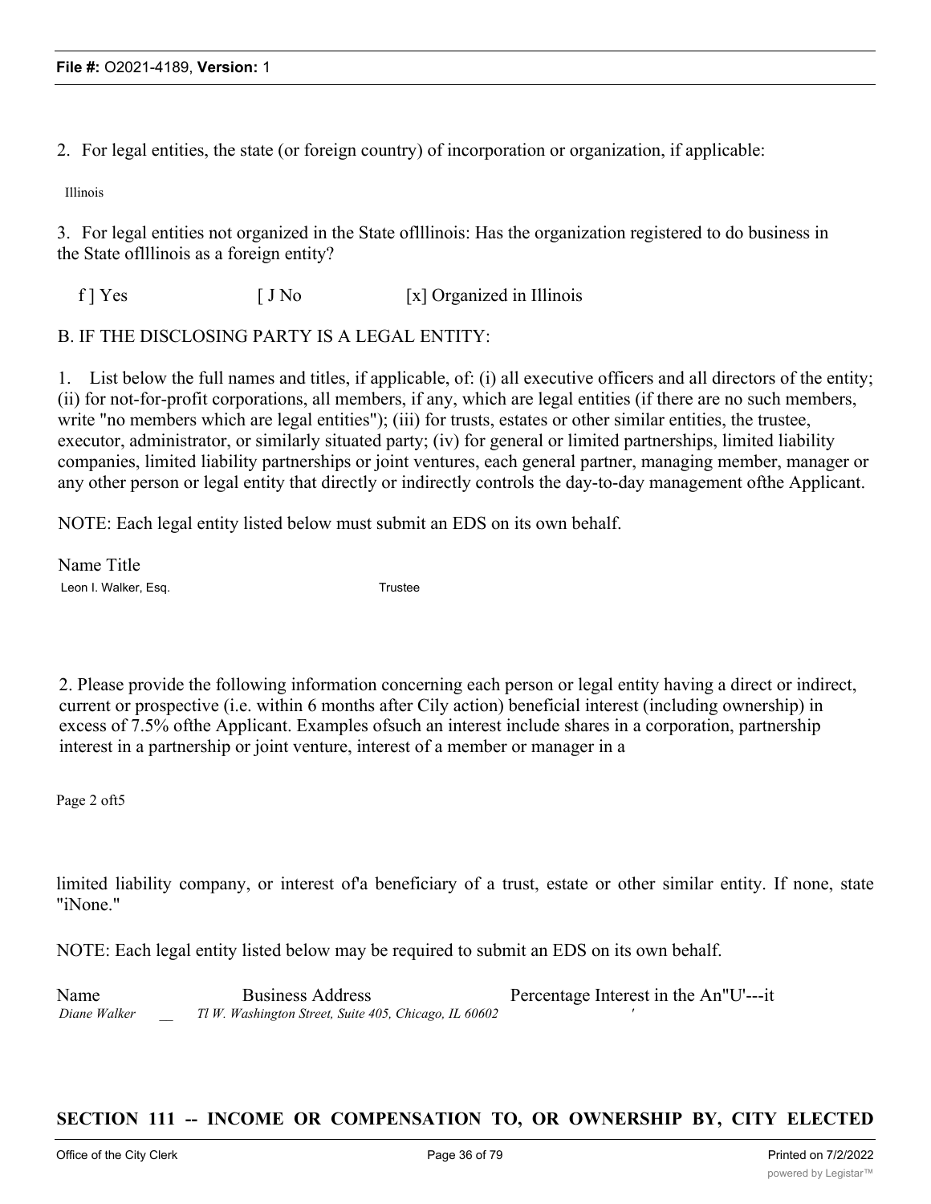2. For legal entities, the state (or foreign country) of incorporation or organization, if applicable:

Illinois

3. For legal entities not organized in the State oflllinois: Has the organization registered to do business in the State oflllinois as a foreign entity?

f ] Yes [ J No [x] Organized in Illinois

B. IF THE DISCLOSING PARTY IS A LEGAL ENTITY:

1. List below the full names and titles, if applicable, of: (i) all executive officers and all directors of the entity; (ii) for not-for-profit corporations, all members, if any, which are legal entities (if there are no such members, write "no members which are legal entities"); (iii) for trusts, estates or other similar entities, the trustee, executor, administrator, or similarly situated party; (iv) for general or limited partnerships, limited liability companies, limited liability partnerships or joint ventures, each general partner, managing member, manager or any other person or legal entity that directly or indirectly controls the day-to-day management ofthe Applicant.

NOTE: Each legal entity listed below must submit an EDS on its own behalf.

| Name | Title |
|---|---|
| Leon I. Walker, Esq. | Trustee |

2. Please provide the following information concerning each person or legal entity having a direct or indirect, current or prospective (i.e. within 6 months after Cily action) beneficial interest (including ownership) in excess of 7.5% ofthe Applicant. Examples ofsuch an interest include shares in a corporation, partnership interest in a partnership or joint venture, interest of a member or manager in a

Page 2 oft5

limited liability company, or interest of'a beneficiary of a trust, estate or other similar entity. If none, state "iNone."

NOTE: Each legal entity listed below may be required to submit an EDS on its own behalf.

| Name | Business Address | Percentage Interest in the An"U'---it |
|---|---|---|
| *Diane Walker* | *Tl W. Washington Street, Suite 405, Chicago, IL 60602* | ' |

**SECTION 111 -- INCOME OR COMPENSATION TO, OR OWNERSHIP BY, CITY ELECTED**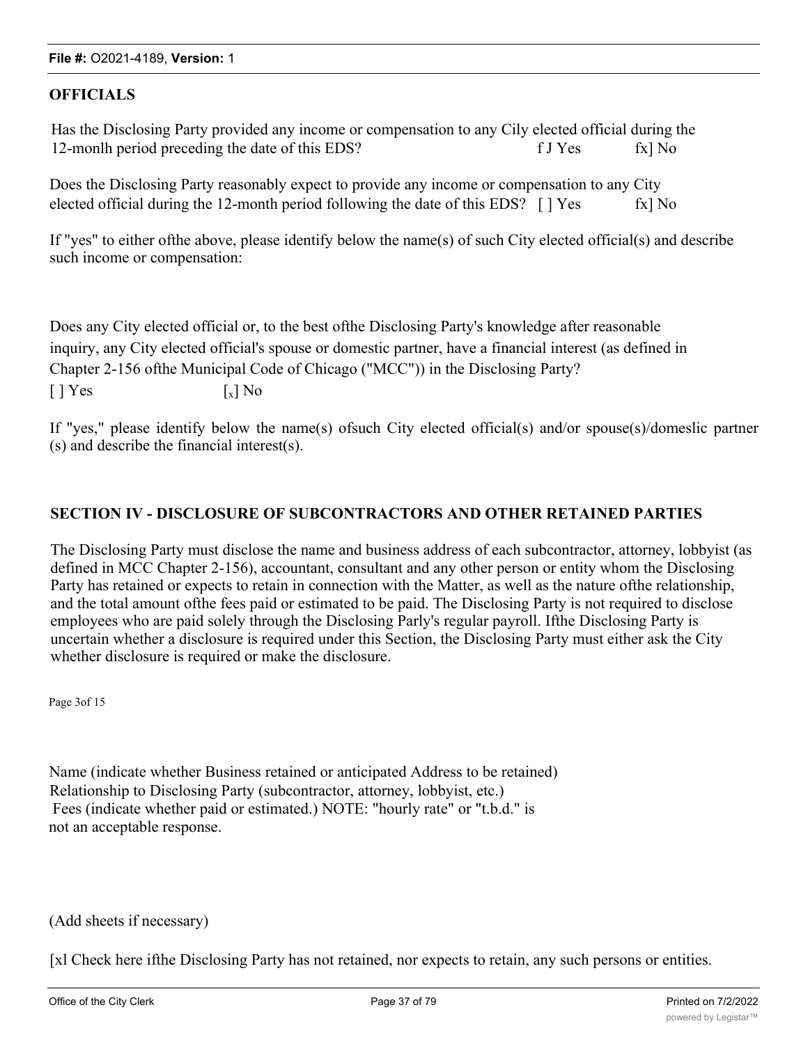## OFFICIALS

Has the Disclosing Party provided any income or compensation to any Cily elected official during the 12-monlh period preceding the date of this EDS? f J Yes fx] No

Does the Disclosing Party reasonably expect to provide any income or compensation to any City elected official during the 12-month period following the date of this EDS? [ ] Yes fx] No

If "yes" to either ofthe above, please identify below the name(s) of such City elected official(s) and describe such income or compensation:

Does any City elected official or, to the best ofthe Disclosing Party's knowledge after reasonable inquiry, any City elected official's spouse or domestic partner, have a financial interest (as defined in Chapter 2-156 ofthe Municipal Code of Chicago ("MCC")) in the Disclosing Party?
[ ] Yes [x] No

If "yes," please identify below the name(s) ofsuch City elected official(s) and/or spouse(s)/domeslic partner(s) and describe the financial interest(s).

## SECTION IV - DISCLOSURE OF SUBCONTRACTORS AND OTHER RETAINED PARTIES

The Disclosing Party must disclose the name and business address of each subcontractor, attorney, lobbyist (as defined in MCC Chapter 2-156), accountant, consultant and any other person or entity whom the Disclosing Party has retained or expects to retain in connection with the Matter, as well as the nature ofthe relationship, and the total amount ofthe fees paid or estimated to be paid. The Disclosing Party is not required to disclose employees who are paid solely through the Disclosing Parly's regular payroll. Ifthe Disclosing Party is uncertain whether a disclosure is required under this Section, the Disclosing Party must either ask the City whether disclosure is required or make the disclosure.

Page 3of 15

Name (indicate whether Business retained or anticipated Address to be retained)
Relationship to Disclosing Party (subcontractor, attorney, lobbyist, etc.)
Fees (indicate whether paid or estimated.) NOTE: "hourly rate" or "t.b.d." is not an acceptable response.

(Add sheets if necessary)

[xl Check here ifthe Disclosing Party has not retained, nor expects to retain, any such persons or entities.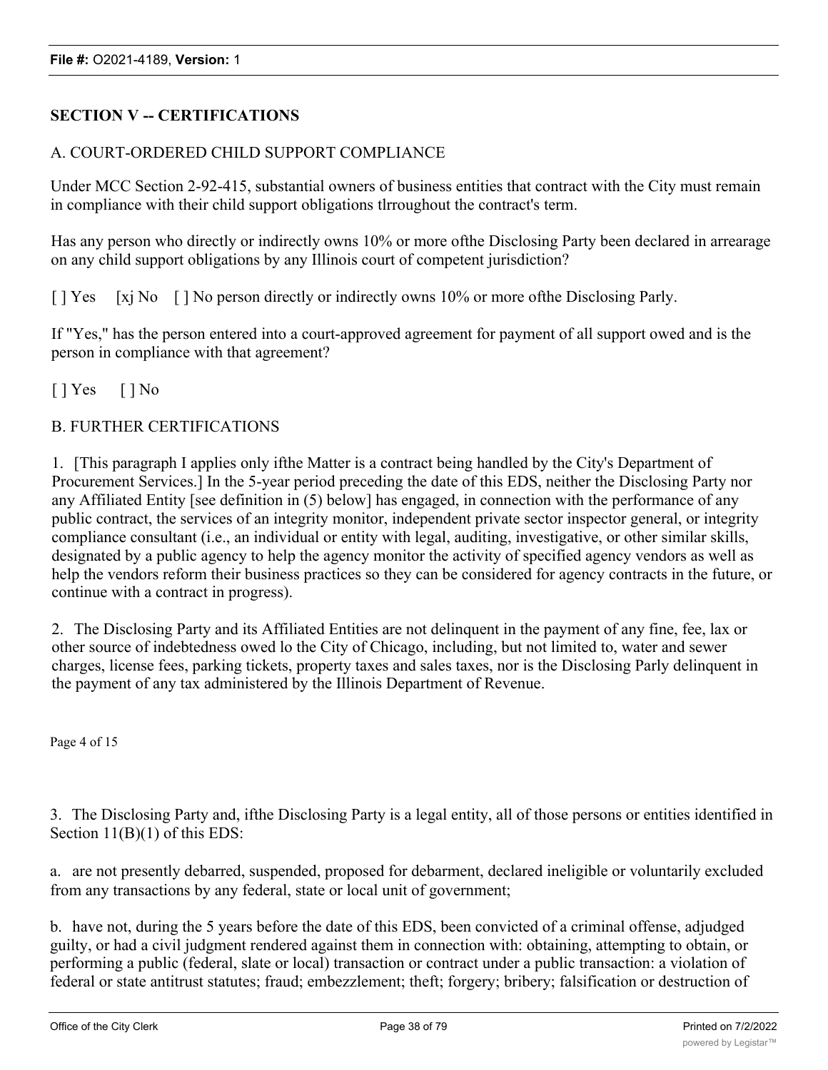## SECTION V -- CERTIFICATIONS

A. COURT-ORDERED CHILD SUPPORT COMPLIANCE

Under MCC Section 2-92-415, substantial owners of business entities that contract with the City must remain in compliance with their child support obligations tlrroughout the contract's term.

Has any person who directly or indirectly owns 10% or more ofthe Disclosing Party been declared in arrearage on any child support obligations by any Illinois court of competent jurisdiction?

[ ] Yes [xj No [ ] No person directly or indirectly owns 10% or more ofthe Disclosing Parly.

If "Yes," has the person entered into a court-approved agreement for payment of all support owed and is the person in compliance with that agreement?

[ ] Yes [ ] No

B. FURTHER CERTIFICATIONS

1. [This paragraph I applies only ifthe Matter is a contract being handled by the City's Department of Procurement Services.] In the 5-year period preceding the date of this EDS, neither the Disclosing Party nor any Affiliated Entity [see definition in (5) below] has engaged, in connection with the performance of any public contract, the services of an integrity monitor, independent private sector inspector general, or integrity compliance consultant (i.e., an individual or entity with legal, auditing, investigative, or other similar skills, designated by a public agency to help the agency monitor the activity of specified agency vendors as well as help the vendors reform their business practices so they can be considered for agency contracts in the future, or continue with a contract in progress).

2. The Disclosing Party and its Affiliated Entities are not delinquent in the payment of any fine, fee, lax or other source of indebtedness owed lo the City of Chicago, including, but not limited to, water and sewer charges, license fees, parking tickets, property taxes and sales taxes, nor is the Disclosing Parly delinquent in the payment of any tax administered by the Illinois Department of Revenue.

Page 4 of 15

3. The Disclosing Party and, ifthe Disclosing Party is a legal entity, all of those persons or entities identified in Section 11(B)(1) of this EDS:

a. are not presently debarred, suspended, proposed for debarment, declared ineligible or voluntarily excluded from any transactions by any federal, state or local unit of government;

b. have not, during the 5 years before the date of this EDS, been convicted of a criminal offense, adjudged guilty, or had a civil judgment rendered against them in connection with: obtaining, attempting to obtain, or performing a public (federal, slate or local) transaction or contract under a public transaction: a violation of federal or state antitrust statutes; fraud; embezzlement; theft; forgery; bribery; falsification or destruction of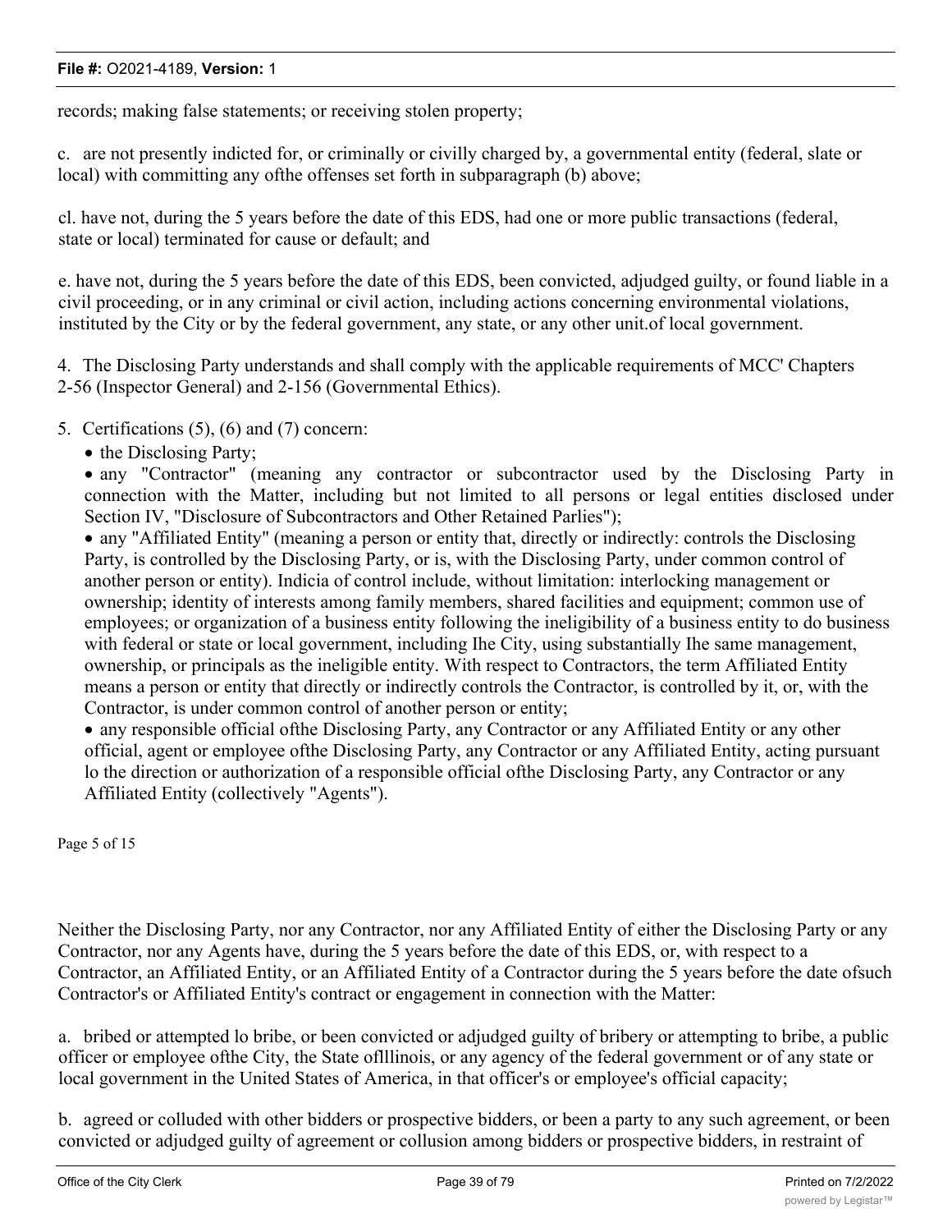records; making false statements; or receiving stolen property;

c. are not presently indicted for, or criminally or civilly charged by, a governmental entity (federal, slate or local) with committing any ofthe offenses set forth in subparagraph (b) above;

cl. have not, during the 5 years before the date of this EDS, had one or more public transactions (federal, state or local) terminated for cause or default; and

e. have not, during the 5 years before the date of this EDS, been convicted, adjudged guilty, or found liable in a civil proceeding, or in any criminal or civil action, including actions concerning environmental violations, instituted by the City or by the federal government, any state, or any other unit.of local government.

4. The Disclosing Party understands and shall comply with the applicable requirements of MCC' Chapters 2-56 (Inspector General) and 2-156 (Governmental Ethics).

5. Certifications (5), (6) and (7) concern:

- the Disclosing Party;
- any "Contractor" (meaning any contractor or subcontractor used by the Disclosing Party in connection with the Matter, including but not limited to all persons or legal entities disclosed under Section IV, "Disclosure of Subcontractors and Other Retained Parlies");
- any "Affiliated Entity" (meaning a person or entity that, directly or indirectly: controls the Disclosing Party, is controlled by the Disclosing Party, or is, with the Disclosing Party, under common control of another person or entity). Indicia of control include, without limitation: interlocking management or ownership; identity of interests among family members, shared facilities and equipment; common use of employees; or organization of a business entity following the ineligibility of a business entity to do business with federal or state or local government, including Ihe City, using substantially Ihe same management, ownership, or principals as the ineligible entity. With respect to Contractors, the term Affiliated Entity means a person or entity that directly or indirectly controls the Contractor, is controlled by it, or, with the Contractor, is under common control of another person or entity;
- any responsible official ofthe Disclosing Party, any Contractor or any Affiliated Entity or any other official, agent or employee ofthe Disclosing Party, any Contractor or any Affiliated Entity, acting pursuant lo the direction or authorization of a responsible official ofthe Disclosing Party, any Contractor or any Affiliated Entity (collectively "Agents").

Page 5 of 15

Neither the Disclosing Party, nor any Contractor, nor any Affiliated Entity of either the Disclosing Party or any Contractor, nor any Agents have, during the 5 years before the date of this EDS, or, with respect to a Contractor, an Affiliated Entity, or an Affiliated Entity of a Contractor during the 5 years before the date ofsuch Contractor's or Affiliated Entity's contract or engagement in connection with the Matter:

a. bribed or attempted lo bribe, or been convicted or adjudged guilty of bribery or attempting to bribe, a public officer or employee ofthe City, the State oflllinois, or any agency of the federal government or of any state or local government in the United States of America, in that officer's or employee's official capacity;

b. agreed or colluded with other bidders or prospective bidders, or been a party to any such agreement, or been convicted or adjudged guilty of agreement or collusion among bidders or prospective bidders, in restraint of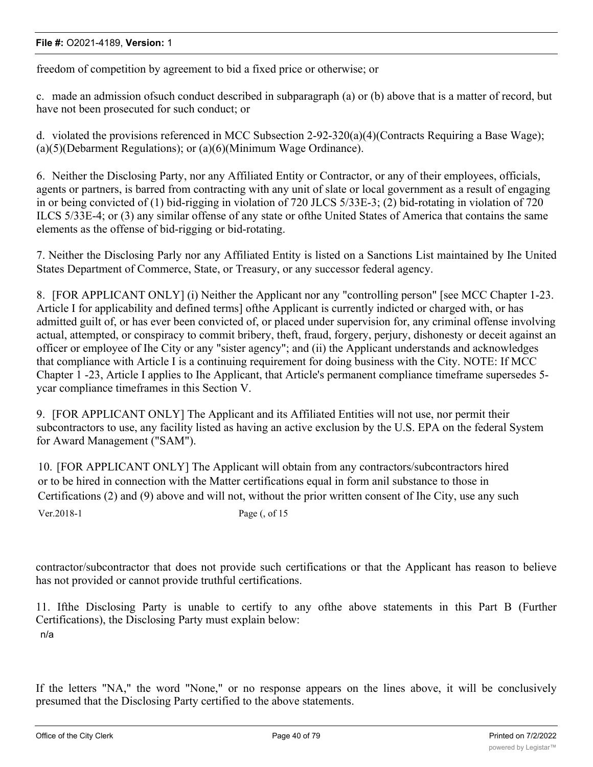freedom of competition by agreement to bid a fixed price or otherwise; or

c. made an admission ofsuch conduct described in subparagraph (a) or (b) above that is a matter of record, but have not been prosecuted for such conduct; or

d. violated the provisions referenced in MCC Subsection 2-92-320(a)(4)(Contracts Requiring a Base Wage); (a)(5)(Debarment Regulations); or (a)(6)(Minimum Wage Ordinance).

6. Neither the Disclosing Party, nor any Affiliated Entity or Contractor, or any of their employees, officials, agents or partners, is barred from contracting with any unit of slate or local government as a result of engaging in or being convicted of (1) bid-rigging in violation of 720 JLCS 5/33E-3; (2) bid-rotating in violation of 720 ILCS 5/33E-4; or (3) any similar offense of any state or ofthe United States of America that contains the same elements as the offense of bid-rigging or bid-rotating.

7. Neither the Disclosing Parly nor any Affiliated Entity is listed on a Sanctions List maintained by Ihe United States Department of Commerce, State, or Treasury, or any successor federal agency.

8. [FOR APPLICANT ONLY] (i) Neither the Applicant nor any "controlling person" [see MCC Chapter 1-23. Article I for applicability and defined terms] ofthe Applicant is currently indicted or charged with, or has admitted guilt of, or has ever been convicted of, or placed under supervision for, any criminal offense involving actual, attempted, or conspiracy to commit bribery, theft, fraud, forgery, perjury, dishonesty or deceit against an officer or employee of Ihe City or any "sister agency"; and (ii) the Applicant understands and acknowledges that compliance with Article I is a continuing requirement for doing business with the City. NOTE: If MCC Chapter 1 -23, Article I applies to Ihe Applicant, that Article's permanent compliance timeframe supersedes 5-ycar compliance timeframes in this Section V.

9. [FOR APPLICANT ONLY] The Applicant and its Affiliated Entities will not use, nor permit their subcontractors to use, any facility listed as having an active exclusion by the U.S. EPA on the federal System for Award Management ("SAM").

10. [FOR APPLICANT ONLY] The Applicant will obtain from any contractors/subcontractors hired or to be hired in connection with the Matter certifications equal in form anil substance to those in Certifications (2) and (9) above and will not, without the prior written consent of Ihe City, use any such contractor/subcontractor that does not provide such certifications or that the Applicant has reason to believe has not provided or cannot provide truthful certifications.

11. Ifthe Disclosing Party is unable to certify to any ofthe above statements in this Part B (Further Certifications), the Disclosing Party must explain below:

n/a

If the letters "NA," the word "None," or no response appears on the lines above, it will be conclusively presumed that the Disclosing Party certified to the above statements.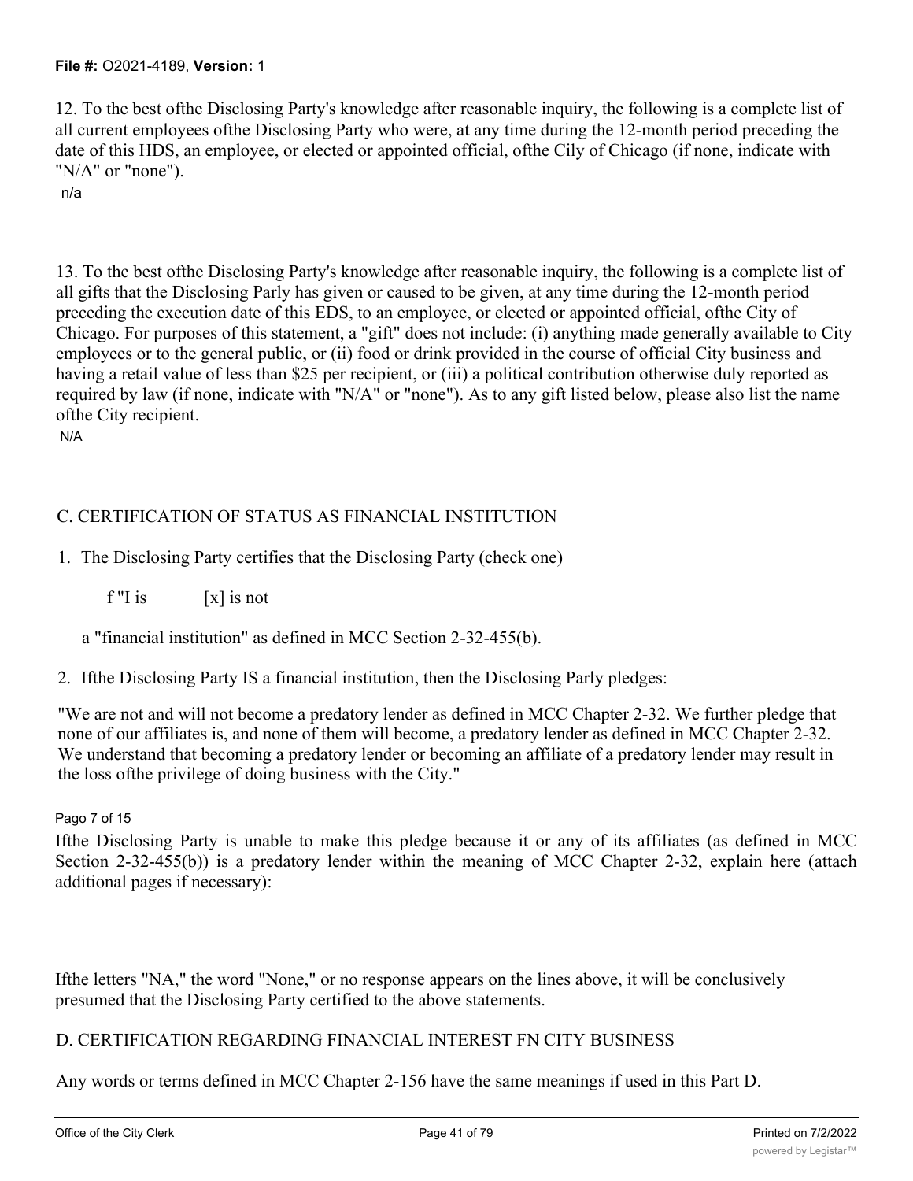12. To the best ofthe Disclosing Party's knowledge after reasonable inquiry, the following is a complete list of all current employees ofthe Disclosing Party who were, at any time during the 12-month period preceding the date of this HDS, an employee, or elected or appointed official, ofthe Cily of Chicago (if none, indicate with "N/A" or "none").

n/a

13. To the best ofthe Disclosing Party's knowledge after reasonable inquiry, the following is a complete list of all gifts that the Disclosing Parly has given or caused to be given, at any time during the 12-month period preceding the execution date of this EDS, to an employee, or elected or appointed official, ofthe City of Chicago. For purposes of this statement, a "gift" does not include: (i) anything made generally available to City employees or to the general public, or (ii) food or drink provided in the course of official City business and having a retail value of less than $25 per recipient, or (iii) a political contribution otherwise duly reported as required by law (if none, indicate with "N/A" or "none"). As to any gift listed below, please also list the name ofthe City recipient.

N/A

C. CERTIFICATION OF STATUS AS FINANCIAL INSTITUTION

1. The Disclosing Party certifies that the Disclosing Party (check one)

f "I is [x] is not

a "financial institution" as defined in MCC Section 2-32-455(b).

2. Ifthe Disclosing Party IS a financial institution, then the Disclosing Parly pledges:

"We are not and will not become a predatory lender as defined in MCC Chapter 2-32. We further pledge that none of our affiliates is, and none of them will become, a predatory lender as defined in MCC Chapter 2-32. We understand that becoming a predatory lender or becoming an affiliate of a predatory lender may result in the loss ofthe privilege of doing business with the City."

Pago 7 of 15

Ifthe Disclosing Party is unable to make this pledge because it or any of its affiliates (as defined in MCC Section 2-32-455(b)) is a predatory lender within the meaning of MCC Chapter 2-32, explain here (attach additional pages if necessary):

Ifthe letters "NA," the word "None," or no response appears on the lines above, it will be conclusively presumed that the Disclosing Party certified to the above statements.

D. CERTIFICATION REGARDING FINANCIAL INTEREST FN CITY BUSINESS

Any words or terms defined in MCC Chapter 2-156 have the same meanings if used in this Part D.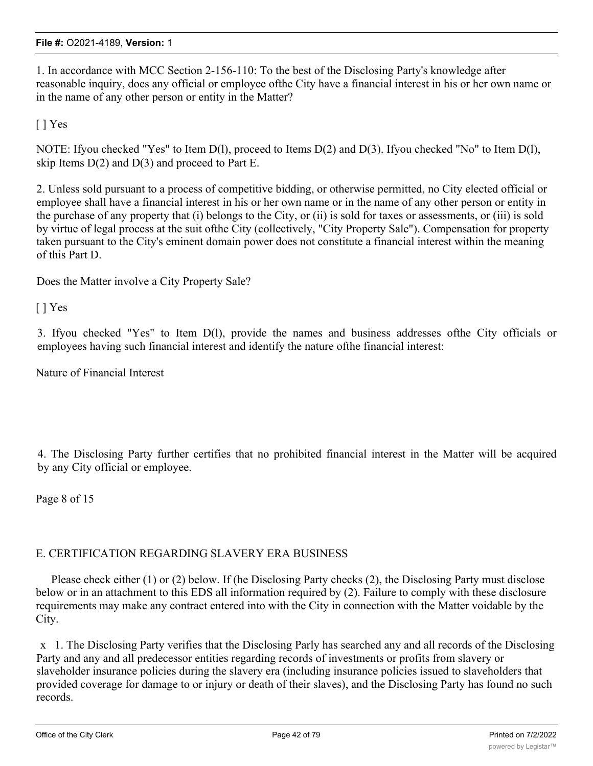1. In accordance with MCC Section 2-156-110: To the best of the Disclosing Party's knowledge after reasonable inquiry, docs any official or employee ofthe City have a financial interest in his or her own name or in the name of any other person or entity in the Matter?

[ ] Yes

NOTE: Ifyou checked "Yes" to Item D(l), proceed to Items D(2) and D(3). Ifyou checked "No" to Item D(l), skip Items D(2) and D(3) and proceed to Part E.

2. Unless sold pursuant to a process of competitive bidding, or otherwise permitted, no City elected official or employee shall have a financial interest in his or her own name or in the name of any other person or entity in the purchase of any property that (i) belongs to the City, or (ii) is sold for taxes or assessments, or (iii) is sold by virtue of legal process at the suit ofthe City (collectively, "City Property Sale"). Compensation for property taken pursuant to the City's eminent domain power does not constitute a financial interest within the meaning of this Part D.

Does the Matter involve a City Property Sale?

[ ] Yes

3. Ifyou checked "Yes" to Item D(l), provide the names and business addresses ofthe City officials or employees having such financial interest and identify the nature ofthe financial interest:

Nature of Financial Interest

4. The Disclosing Party further certifies that no prohibited financial interest in the Matter will be acquired by any City official or employee.

Page 8 of 15

## E. CERTIFICATION REGARDING SLAVERY ERA BUSINESS

Please check either (1) or (2) below. If (he Disclosing Party checks (2), the Disclosing Party must disclose below or in an attachment to this EDS all information required by (2). Failure to comply with these disclosure requirements may make any contract entered into with the City in connection with the Matter voidable by the City.

x 1. The Disclosing Party verifies that the Disclosing Parly has searched any and all records of the Disclosing Party and any and all predecessor entities regarding records of investments or profits from slavery or slaveholder insurance policies during the slavery era (including insurance policies issued to slaveholders that provided coverage for damage to or injury or death of their slaves), and the Disclosing Party has found no such records.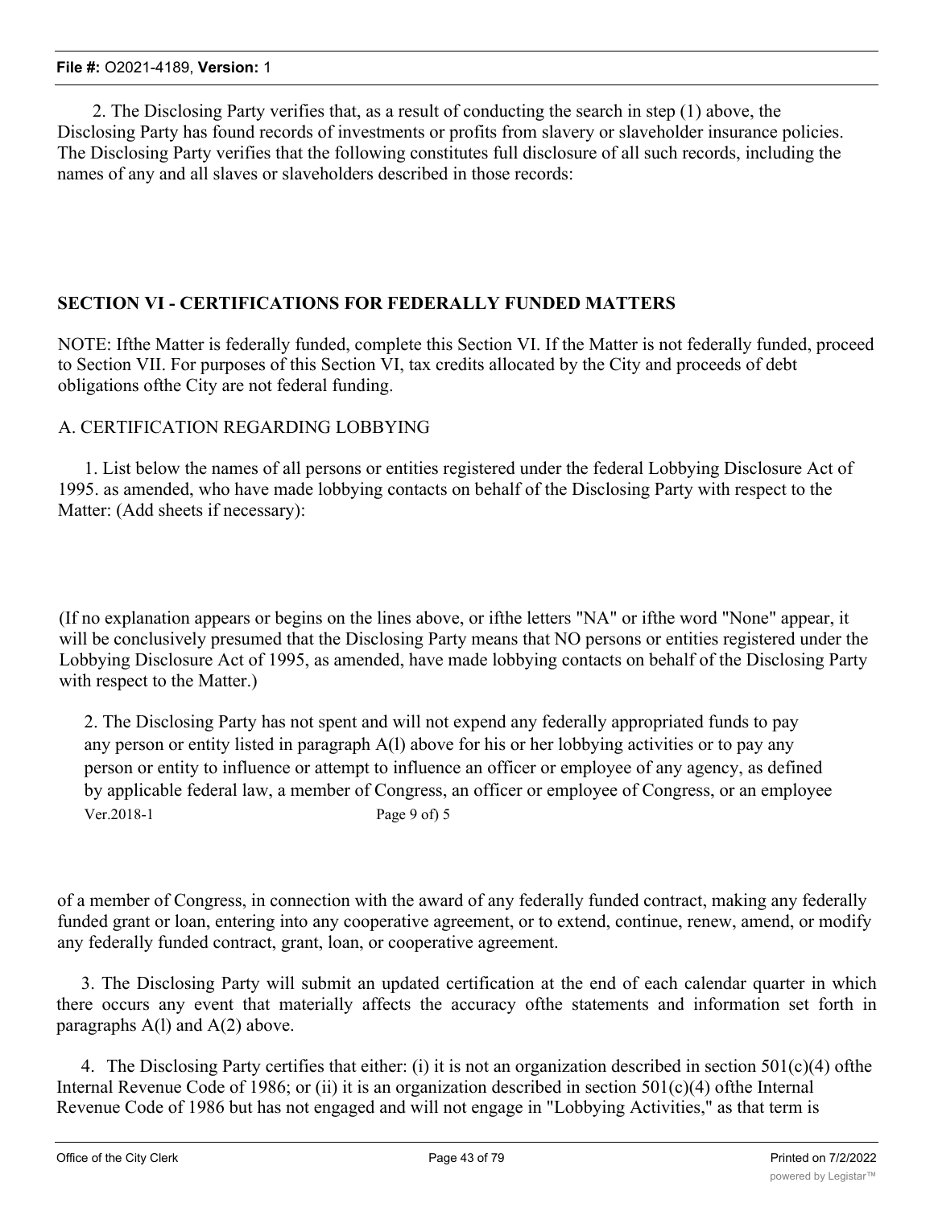2. The Disclosing Party verifies that, as a result of conducting the search in step (1) above, the Disclosing Party has found records of investments or profits from slavery or slaveholder insurance policies. The Disclosing Party verifies that the following constitutes full disclosure of all such records, including the names of any and all slaves or slaveholders described in those records:

**SECTION VI - CERTIFICATIONS FOR FEDERALLY FUNDED MATTERS**

NOTE: Ifthe Matter is federally funded, complete this Section VI. If the Matter is not federally funded, proceed to Section VII. For purposes of this Section VI, tax credits allocated by the City and proceeds of debt obligations ofthe City are not federal funding.

A. CERTIFICATION REGARDING LOBBYING

1. List below the names of all persons or entities registered under the federal Lobbying Disclosure Act of 1995. as amended, who have made lobbying contacts on behalf of the Disclosing Party with respect to the Matter: (Add sheets if necessary):

(If no explanation appears or begins on the lines above, or ifthe letters "NA" or ifthe word "None" appear, it will be conclusively presumed that the Disclosing Party means that NO persons or entities registered under the Lobbying Disclosure Act of 1995, as amended, have made lobbying contacts on behalf of the Disclosing Party with respect to the Matter.)

2. The Disclosing Party has not spent and will not expend any federally appropriated funds to pay any person or entity listed in paragraph A(l) above for his or her lobbying activities or to pay any person or entity to influence or attempt to influence an officer or employee of any agency, as defined by applicable federal law, a member of Congress, an officer or employee of Congress, or an employee

Ver.2018-1 Page 9 of) 5

of a member of Congress, in connection with the award of any federally funded contract, making any federally funded grant or loan, entering into any cooperative agreement, or to extend, continue, renew, amend, or modify any federally funded contract, grant, loan, or cooperative agreement.

3. The Disclosing Party will submit an updated certification at the end of each calendar quarter in which there occurs any event that materially affects the accuracy ofthe statements and information set forth in paragraphs A(l) and A(2) above.

4. The Disclosing Party certifies that either: (i) it is not an organization described in section 501(c)(4) ofthe Internal Revenue Code of 1986; or (ii) it is an organization described in section 501(c)(4) ofthe Internal Revenue Code of 1986 but has not engaged and will not engage in "Lobbying Activities," as that term is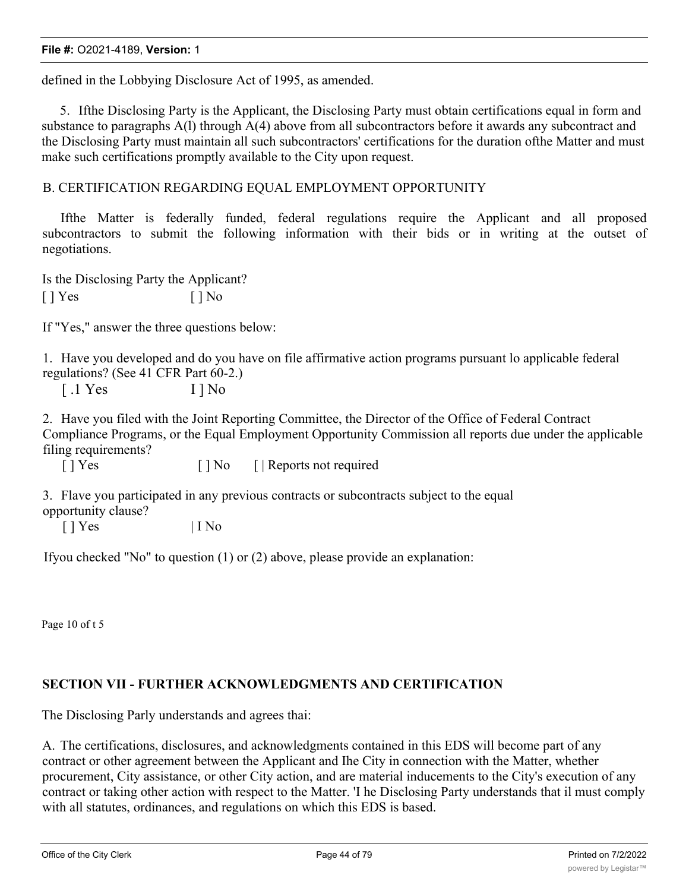defined in the Lobbying Disclosure Act of 1995, as amended.

5. Ifthe Disclosing Party is the Applicant, the Disclosing Party must obtain certifications equal in form and substance to paragraphs A(l) through A(4) above from all subcontractors before it awards any subcontract and the Disclosing Party must maintain all such subcontractors' certifications for the duration ofthe Matter and must make such certifications promptly available to the City upon request.

B. CERTIFICATION REGARDING EQUAL EMPLOYMENT OPPORTUNITY

Ifthe Matter is federally funded, federal regulations require the Applicant and all proposed subcontractors to submit the following information with their bids or in writing at the outset of negotiations.

Is the Disclosing Party the Applicant?
[ ] Yes [ ] No

If "Yes," answer the three questions below:

1. Have you developed and do you have on file affirmative action programs pursuant lo applicable federal regulations? (See 41 CFR Part 60-2.)
[ .1 Yes I ] No

2. Have you filed with the Joint Reporting Committee, the Director of the Office of Federal Contract Compliance Programs, or the Equal Employment Opportunity Commission all reports due under the applicable filing requirements?
[ ] Yes [ ] No [ | Reports not required

3. Flave you participated in any previous contracts or subcontracts subject to the equal opportunity clause?
[ ] Yes | I No

Ifyou checked "No" to question (1) or (2) above, please provide an explanation:

Page 10 of t 5

## SECTION VII - FURTHER ACKNOWLEDGMENTS AND CERTIFICATION

The Disclosing Parly understands and agrees thai:

A. The certifications, disclosures, and acknowledgments contained in this EDS will become part of any contract or other agreement between the Applicant and Ihe City in connection with the Matter, whether procurement, City assistance, or other City action, and are material inducements to the City's execution of any contract or taking other action with respect to the Matter. 'I he Disclosing Party understands that il must comply with all statutes, ordinances, and regulations on which this EDS is based.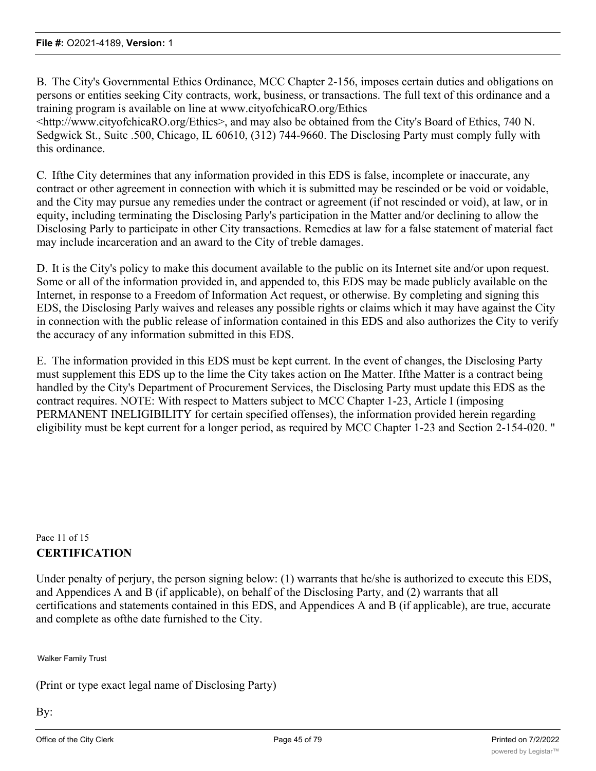B. The City's Governmental Ethics Ordinance, MCC Chapter 2-156, imposes certain duties and obligations on persons or entities seeking City contracts, work, business, or transactions. The full text of this ordinance and a training program is available on line at www.cityofchicaRO.org/Ethics <http://www.cityofchicaRO.org/Ethics>, and may also be obtained from the City's Board of Ethics, 740 N. Sedgwick St., Suitc .500, Chicago, IL 60610, (312) 744-9660. The Disclosing Party must comply fully with this ordinance.

C. Ifthe City determines that any information provided in this EDS is false, incomplete or inaccurate, any contract or other agreement in connection with which it is submitted may be rescinded or be void or voidable, and the City may pursue any remedies under the contract or agreement (if not rescinded or void), at law, or in equity, including terminating the Disclosing Parly's participation in the Matter and/or declining to allow the Disclosing Parly to participate in other City transactions. Remedies at law for a false statement of material fact may include incarceration and an award to the City of treble damages.

D. It is the City's policy to make this document available to the public on its Internet site and/or upon request. Some or all of the information provided in, and appended to, this EDS may be made publicly available on the Internet, in response to a Freedom of Information Act request, or otherwise. By completing and signing this EDS, the Disclosing Parly waives and releases any possible rights or claims which it may have against the City in connection with the public release of information contained in this EDS and also authorizes the City to verify the accuracy of any information submitted in this EDS.

E. The information provided in this EDS must be kept current. In the event of changes, the Disclosing Party must supplement this EDS up to the lime the City takes action on Ihe Matter. Ifthe Matter is a contract being handled by the City's Department of Procurement Services, the Disclosing Party must update this EDS as the contract requires. NOTE: With respect to Matters subject to MCC Chapter 1-23, Article I (imposing PERMANENT INELIGIBILITY for certain specified offenses), the information provided herein regarding eligibility must be kept current for a longer period, as required by MCC Chapter 1-23 and Section 2-154-020. "

Pace 11 of 15

**CERTIFICATION**

Under penalty of perjury, the person signing below: (1) warrants that he/she is authorized to execute this EDS, and Appendices A and B (if applicable), on behalf of the Disclosing Party, and (2) warrants that all certifications and statements contained in this EDS, and Appendices A and B (if applicable), are true, accurate and complete as ofthe date furnished to the City.

Walker Family Trust

(Print or type exact legal name of Disclosing Party)

By: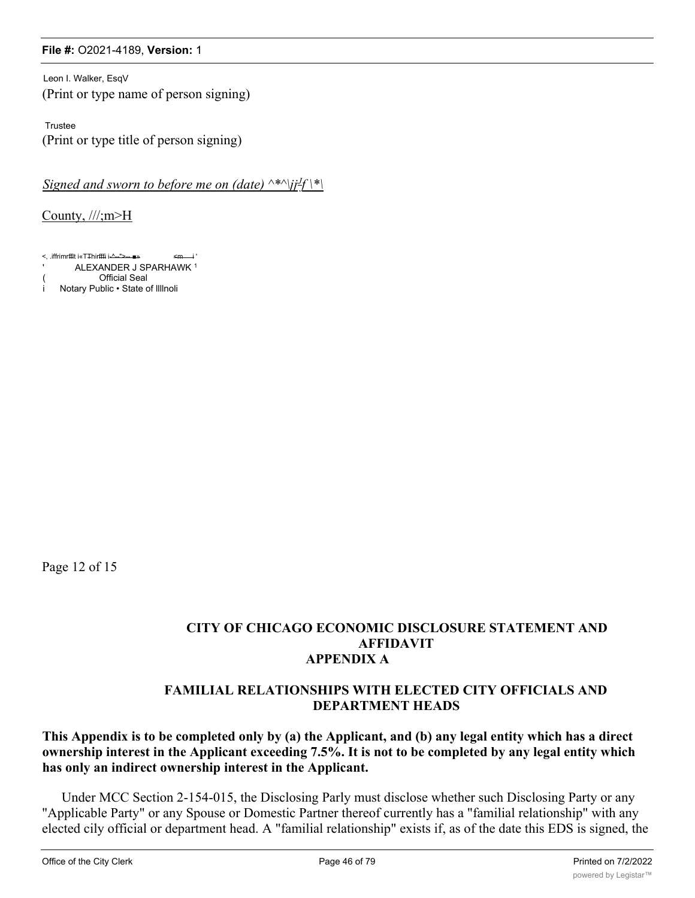Leon I. Walker, EsqV
(Print or type name of person signing)

Trustee
(Print or type title of person signing)

*Signed and sworn to before me on (date) ^*^\jj[J]f \*\*

County, ///;m>H

<, .iffrimrfflt i«TŦhirfffi i-^--">-- ■» <m i '
' ALEXANDER J SPARHAWK [1]
( Official Seal
i Notary Public • State of Illlnoli

Page 12 of 15

## CITY OF CHICAGO ECONOMIC DISCLOSURE STATEMENT AND AFFIDAVIT
## APPENDIX A

### FAMILIAL RELATIONSHIPS WITH ELECTED CITY OFFICIALS AND DEPARTMENT HEADS

**This Appendix is to be completed only by (a) the Applicant, and (b) any legal entity which has a direct ownership interest in the Applicant exceeding 7.5%. It is not to be completed by any legal entity which has only an indirect ownership interest in the Applicant.**

Under MCC Section 2-154-015, the Disclosing Parly must disclose whether such Disclosing Party or any "Applicable Party" or any Spouse or Domestic Partner thereof currently has a "familial relationship" with any elected cily official or department head. A "familial relationship" exists if, as of the date this EDS is signed, the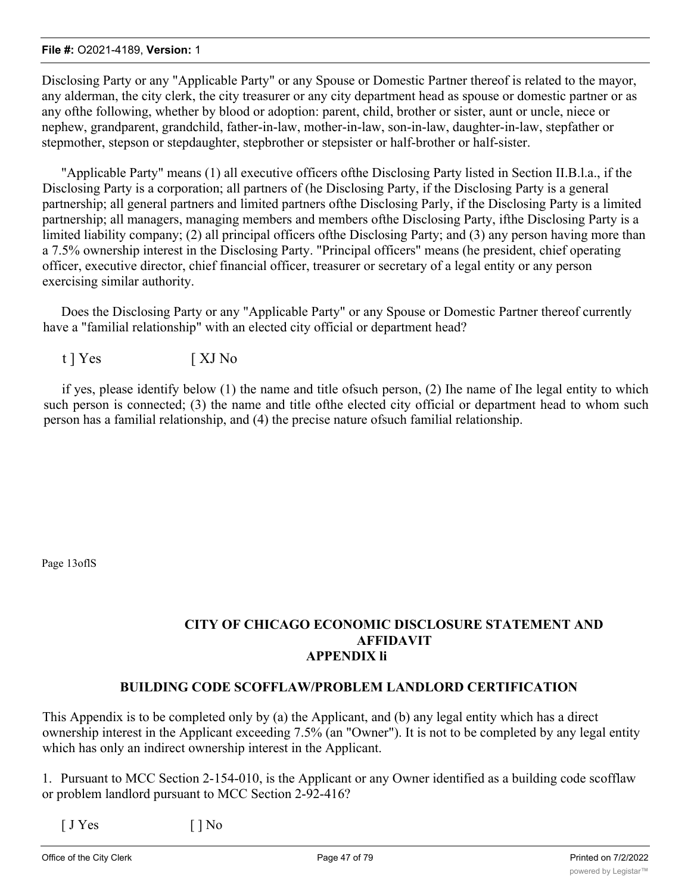Disclosing Party or any "Applicable Party" or any Spouse or Domestic Partner thereof is related to the mayor, any alderman, the city clerk, the city treasurer or any city department head as spouse or domestic partner or as any ofthe following, whether by blood or adoption: parent, child, brother or sister, aunt or uncle, niece or nephew, grandparent, grandchild, father-in-law, mother-in-law, son-in-law, daughter-in-law, stepfather or stepmother, stepson or stepdaughter, stepbrother or stepsister or half-brother or half-sister.

"Applicable Party" means (1) all executive officers ofthe Disclosing Party listed in Section II.B.l.a., if the Disclosing Party is a corporation; all partners of (he Disclosing Party, if the Disclosing Party is a general partnership; all general partners and limited partners ofthe Disclosing Parly, if the Disclosing Party is a limited partnership; all managers, managing members and members ofthe Disclosing Party, ifthe Disclosing Party is a limited liability company; (2) all principal officers ofthe Disclosing Party; and (3) any person having more than a 7.5% ownership interest in the Disclosing Party. "Principal officers" means (he president, chief operating officer, executive director, chief financial officer, treasurer or secretary of a legal entity or any person exercising similar authority.

Does the Disclosing Party or any "Applicable Party" or any Spouse or Domestic Partner thereof currently have a "familial relationship" with an elected city official or department head?

t ] Yes [ XJ No

if yes, please identify below (1) the name and title ofsuch person, (2) Ihe name of Ihe legal entity to which such person is connected; (3) the name and title ofthe elected city official or department head to whom such person has a familial relationship, and (4) the precise nature ofsuch familial relationship.

Page 13oflS

## CITY OF CHICAGO ECONOMIC DISCLOSURE STATEMENT AND AFFIDAVIT APPENDIX li

### BUILDING CODE SCOFFLAW/PROBLEM LANDLORD CERTIFICATION

This Appendix is to be completed only by (a) the Applicant, and (b) any legal entity which has a direct ownership interest in the Applicant exceeding 7.5% (an "Owner"). It is not to be completed by any legal entity which has only an indirect ownership interest in the Applicant.

1. Pursuant to MCC Section 2-154-010, is the Applicant or any Owner identified as a building code scofflaw or problem landlord pursuant to MCC Section 2-92-416?

[ J Yes [ ] No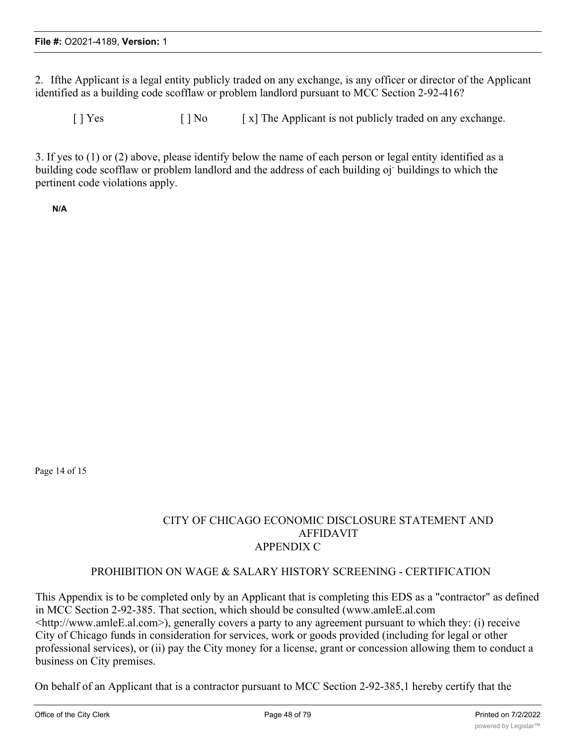2. Ifthe Applicant is a legal entity publicly traded on any exchange, is any officer or director of the Applicant identified as a building code scofflaw or problem landlord pursuant to MCC Section 2-92-416?

[ ] Yes [ ] No [ x] The Applicant is not publicly traded on any exchange.

3. If yes to (1) or (2) above, please identify below the name of each person or legal entity identified as a building code scofflaw or problem landlord and the address of each building oj- buildings to which the pertinent code violations apply.

**N/A**

Page 14 of 15

CITY OF CHICAGO ECONOMIC DISCLOSURE STATEMENT AND AFFIDAVIT
APPENDIX C

PROHIBITION ON WAGE & SALARY HISTORY SCREENING - CERTIFICATION

This Appendix is to be completed only by an Applicant that is completing this EDS as a "contractor" as defined in MCC Section 2-92-385. That section, which should be consulted (www.amleE.al.com <http://www.amleE.al.com>), generally covers a party to any agreement pursuant to which they: (i) receive City of Chicago funds in consideration for services, work or goods provided (including for legal or other professional services), or (ii) pay the City money for a license, grant or concession allowing them to conduct a business on City premises.

On behalf of an Applicant that is a contractor pursuant to MCC Section 2-92-385,1 hereby certify that the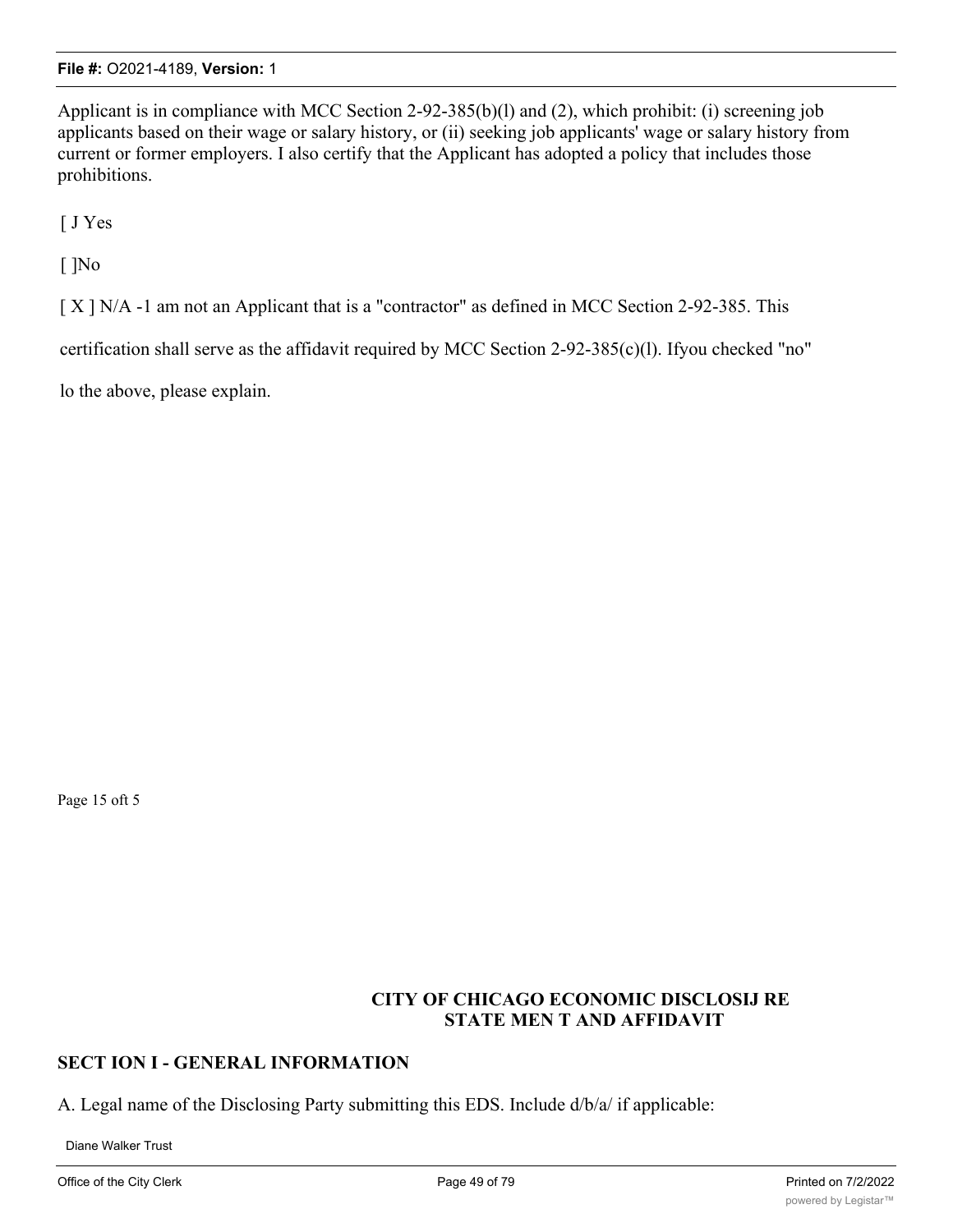Applicant is in compliance with MCC Section 2-92-385(b)(l) and (2), which prohibit: (i) screening job applicants based on their wage or salary history, or (ii) seeking job applicants' wage or salary history from current or former employers. I also certify that the Applicant has adopted a policy that includes those prohibitions.

[ J Yes

[ ]No

[ X ] N/A -1 am not an Applicant that is a "contractor" as defined in MCC Section 2-92-385. This

certification shall serve as the affidavit required by MCC Section 2-92-385(c)(l). Ifyou checked "no"

lo the above, please explain.

Page 15 oft 5

**CITY OF CHICAGO ECONOMIC DISCLOSIJ RE STATE MEN T AND AFFIDAVIT**

## SECT ION I - GENERAL INFORMATION

A. Legal name of the Disclosing Party submitting this EDS. Include d/b/a/ if applicable:

Diane Walker Trust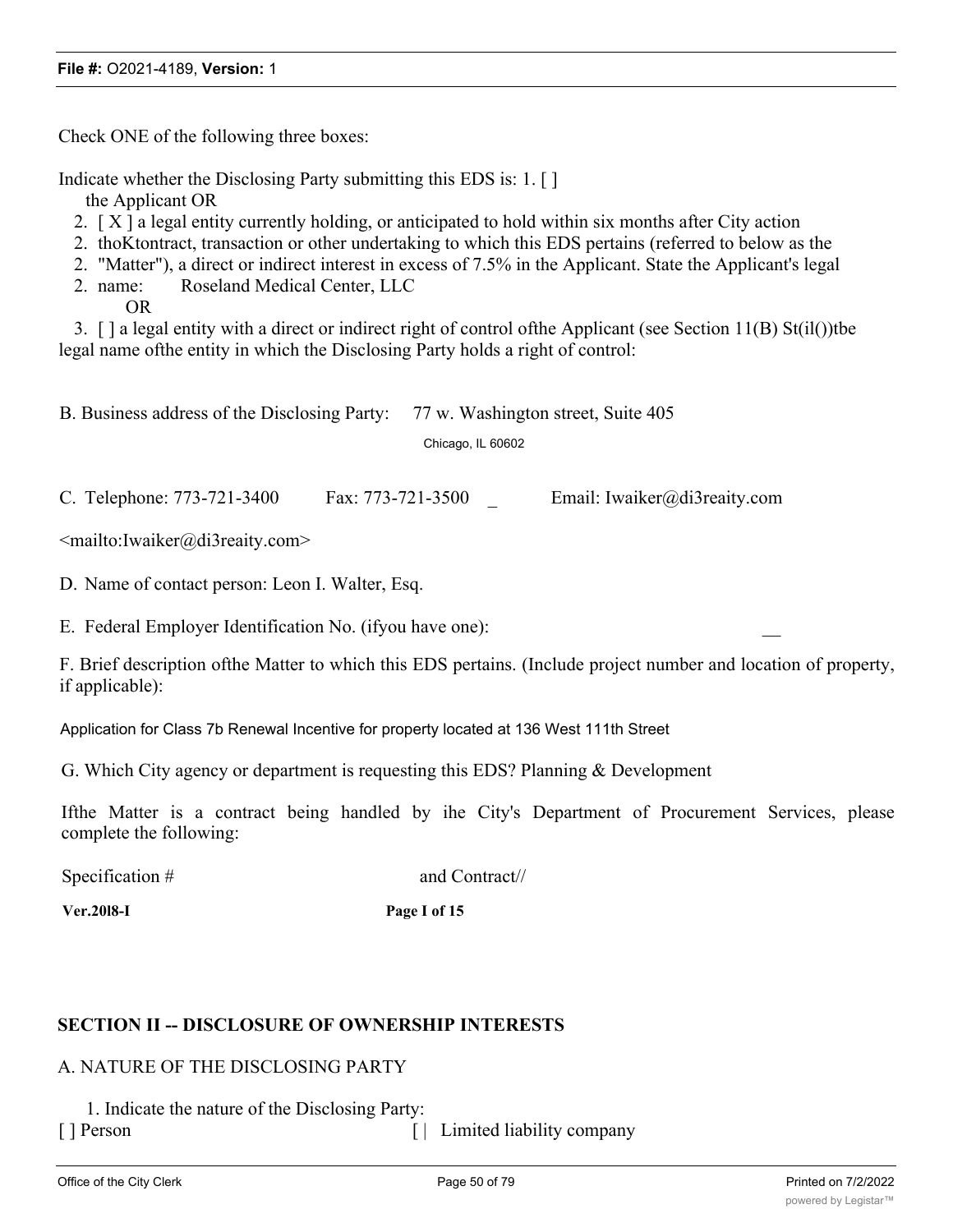Check ONE of the following three boxes:

Indicate whether the Disclosing Party submitting this EDS is: 1. [ ]
the Applicant OR

2. [ X ] a legal entity currently holding, or anticipated to hold within six months after City action
2. thoKtontract, transaction or other undertaking to which this EDS pertains (referred to below as the
2. "Matter"), a direct or indirect interest in excess of 7.5% in the Applicant. State the Applicant's legal
2. name: Roseland Medical Center, LLC
OR
3. [ ] a legal entity with a direct or indirect right of control ofthe Applicant (see Section 11(B) St(il())tbe legal name ofthe entity in which the Disclosing Party holds a right of control:

B. Business address of the Disclosing Party: 77 w. Washington street, Suite 405
Chicago, IL 60602

C. Telephone: 773-721-3400 Fax: 773-721-3500 _ Email: Iwaiker@di3reaity.com

<mailto:Iwaiker@di3reaity.com>

D. Name of contact person: Leon I. Walter, Esq.

E. Federal Employer Identification No. (ifyou have one): __

F. Brief description ofthe Matter to which this EDS pertains. (Include project number and location of property, if applicable):

Application for Class 7b Renewal Incentive for property located at 136 West 111th Street

G. Which City agency or department is requesting this EDS? Planning & Development

Ifthe Matter is a contract being handled by ihe City's Department of Procurement Services, please complete the following:

Specification # and Contract//

**Ver.20l8-I** **Page I of 15**

## SECTION II -- DISCLOSURE OF OWNERSHIP INTERESTS

A. NATURE OF THE DISCLOSING PARTY

1. Indicate the nature of the Disclosing Party:

[ ] Person [ | Limited liability company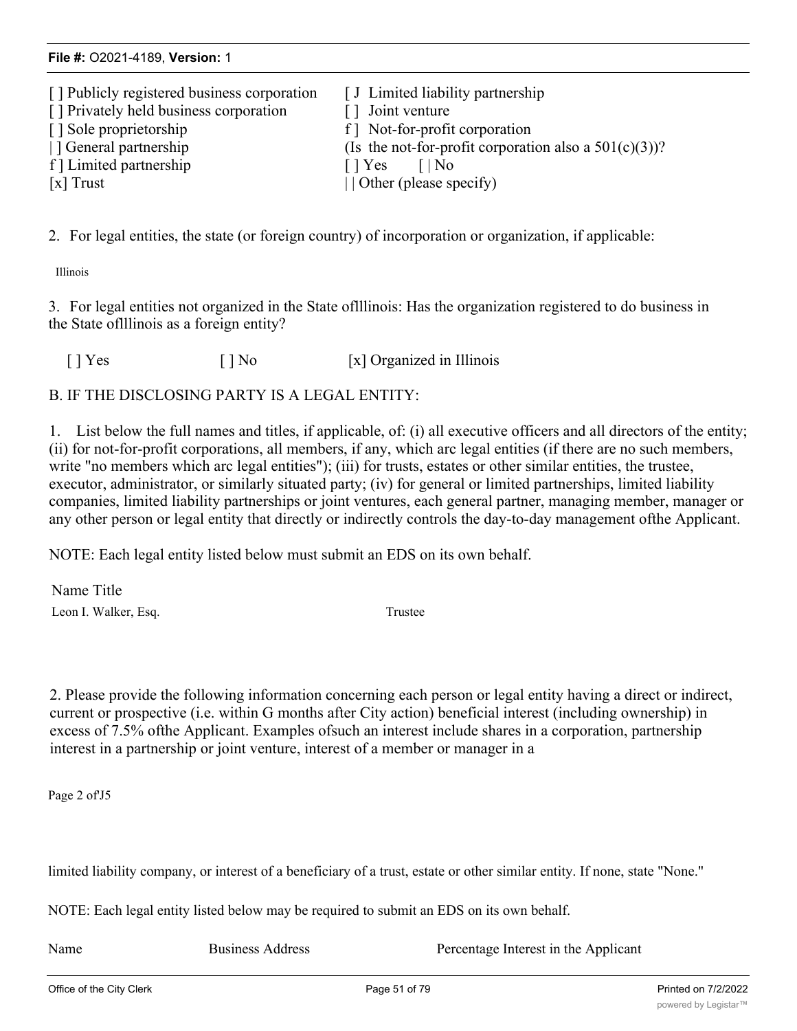| | |
|---|---|
| [ ] Publicly registered business corporation | [ J Limited liability partnership |
| [ ] Privately held business corporation | [ ] Joint venture |
| [ ] Sole proprietorship | f ] Not-for-profit corporation |
| | ] General partnership | (Is the not-for-profit corporation also a 501(c)(3))? |
| f ] Limited partnership | [ ] Yes [ | No |
| [x] Trust | | | Other (please specify) |

2. For legal entities, the state (or foreign country) of incorporation or organization, if applicable:

Illinois

3. For legal entities not organized in the State oflllinois: Has the organization registered to do business in the State oflllinois as a foreign entity?

[ ] Yes [ ] No [x] Organized in Illinois

B. IF THE DISCLOSING PARTY IS A LEGAL ENTITY:

1. List below the full names and titles, if applicable, of: (i) all executive officers and all directors of the entity; (ii) for not-for-profit corporations, all members, if any, which arc legal entities (if there are no such members, write "no members which arc legal entities"); (iii) for trusts, estates or other similar entities, the trustee, executor, administrator, or similarly situated party; (iv) for general or limited partnerships, limited liability companies, limited liability partnerships or joint ventures, each general partner, managing member, manager or any other person or legal entity that directly or indirectly controls the day-to-day management ofthe Applicant.

NOTE: Each legal entity listed below must submit an EDS on its own behalf.

| Name | Title |
|---|---|
| Leon I. Walker, Esq. | Trustee |

2. Please provide the following information concerning each person or legal entity having a direct or indirect, current or prospective (i.e. within G months after City action) beneficial interest (including ownership) in excess of 7.5% ofthe Applicant. Examples ofsuch an interest include shares in a corporation, partnership interest in a partnership or joint venture, interest of a member or manager in a

Page 2 ofJ5

limited liability company, or interest of a beneficiary of a trust, estate or other similar entity. If none, state "None."

NOTE: Each legal entity listed below may be required to submit an EDS on its own behalf.

| Name | Business Address | Percentage Interest in the Applicant |
|---|---|---|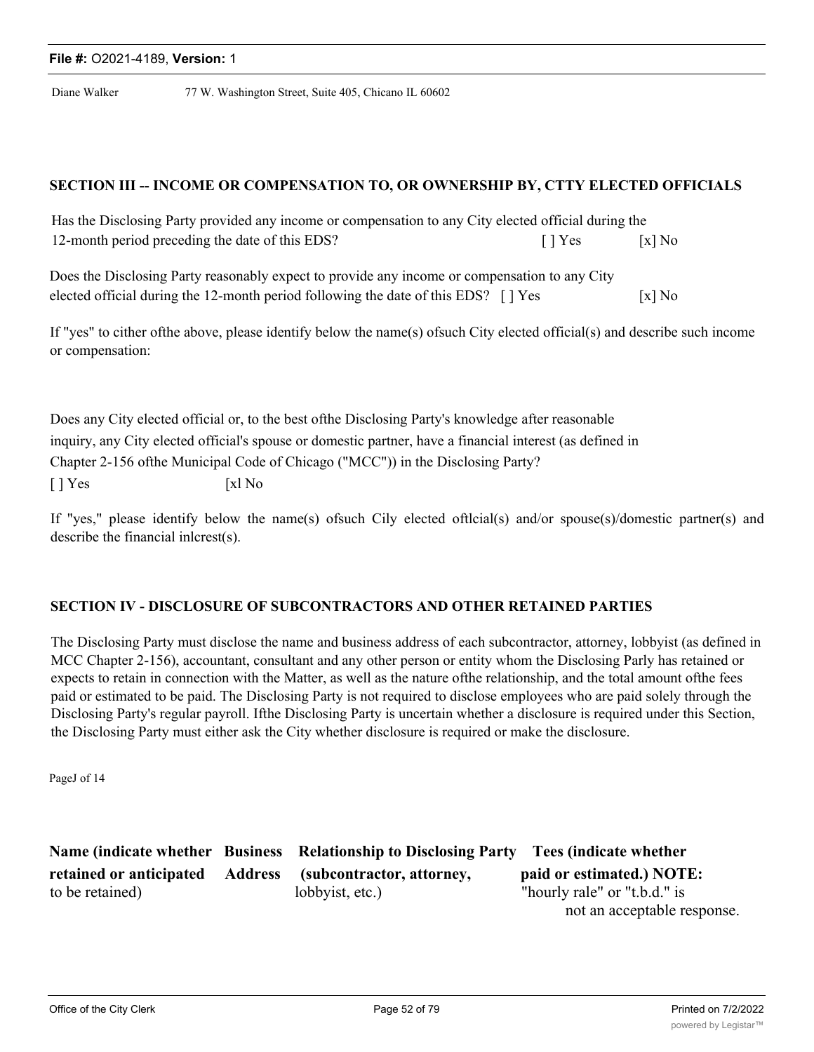Diane Walker 77 W. Washington Street, Suite 405, Chicano IL 60602

**SECTION III -- INCOME OR COMPENSATION TO, OR OWNERSHIP BY, CTTY ELECTED OFFICIALS**

Has the Disclosing Party provided any income or compensation to any City elected official during the 12-month period preceding the date of this EDS? [ ] Yes [x] No

Does the Disclosing Party reasonably expect to provide any income or compensation to any City elected official during the 12-month period following the date of this EDS? [ ] Yes [x] No

If "yes" to cither ofthe above, please identify below the name(s) ofsuch City elected official(s) and describe such income or compensation:

Does any City elected official or, to the best ofthe Disclosing Party's knowledge after reasonable inquiry, any City elected official's spouse or domestic partner, have a financial interest (as defined in Chapter 2-156 ofthe Municipal Code of Chicago ("MCC")) in the Disclosing Party?

[ ] Yes [xl No

If "yes," please identify below the name(s) ofsuch Cily elected oftlcial(s) and/or spouse(s)/domestic partner(s) and describe the financial inlcrest(s).

**SECTION IV - DISCLOSURE OF SUBCONTRACTORS AND OTHER RETAINED PARTIES**

The Disclosing Party must disclose the name and business address of each subcontractor, attorney, lobbyist (as defined in MCC Chapter 2-156), accountant, consultant and any other person or entity whom the Disclosing Parly has retained or expects to retain in connection with the Matter, as well as the nature ofthe relationship, and the total amount ofthe fees paid or estimated to be paid. The Disclosing Party is not required to disclose employees who are paid solely through the Disclosing Party's regular payroll. Ifthe Disclosing Party is uncertain whether a disclosure is required under this Section, the Disclosing Party must either ask the City whether disclosure is required or make the disclosure.

PageJ of 14

| **Name (indicate whether retained or anticipated** to be retained) | **Business Address** | **Relationship to Disclosing Party (subcontractor, attorney,** lobbyist, etc.) | **Tees (indicate whether paid or estimated.) NOTE:** "hourly rale" or "t.b.d." is not an acceptable response. |
|---|---|---|---|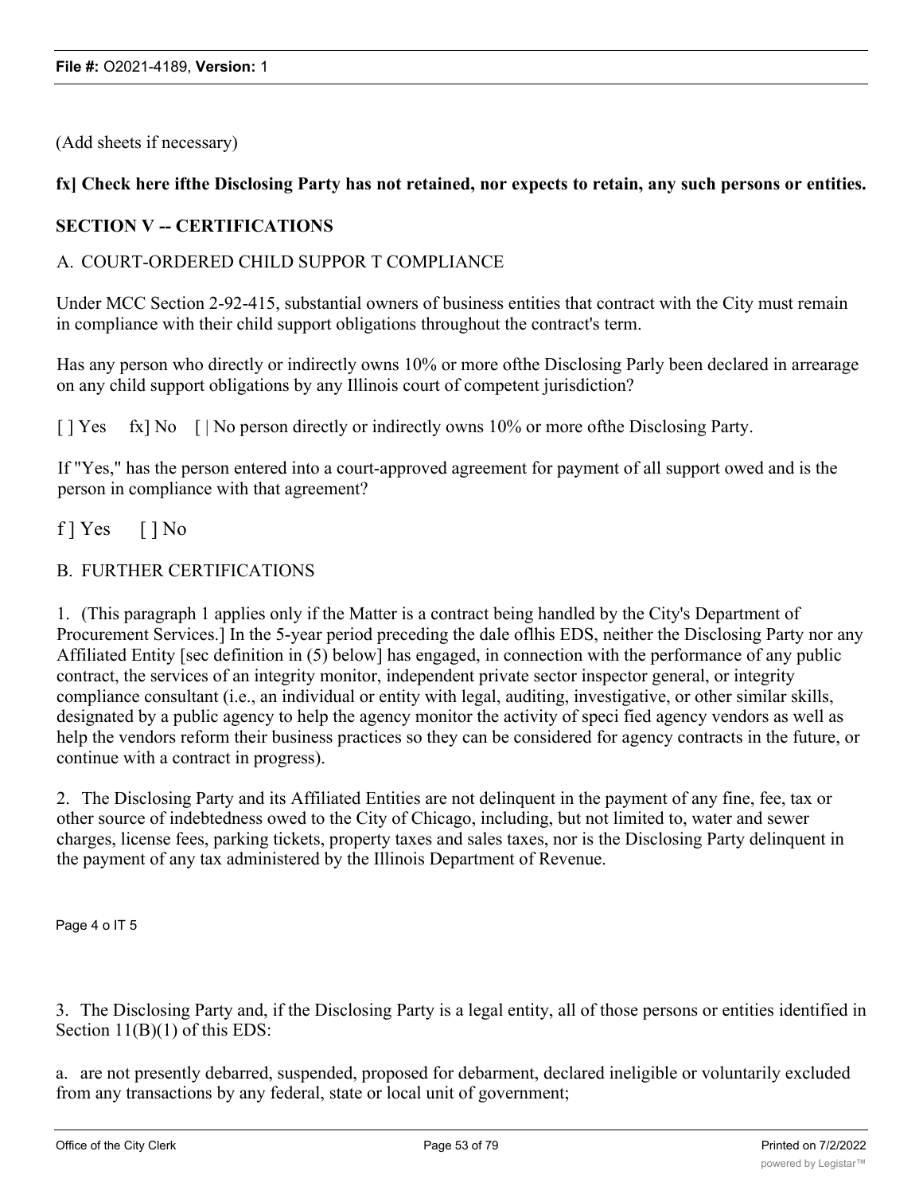(Add sheets if necessary)

**fx] Check here ifthe Disclosing Party has not retained, nor expects to retain, any such persons or entities.**

## SECTION V -- CERTIFICATIONS

A. COURT-ORDERED CHILD SUPPOR T COMPLIANCE

Under MCC Section 2-92-415, substantial owners of business entities that contract with the City must remain in compliance with their child support obligations throughout the contract's term.

Has any person who directly or indirectly owns 10% or more ofthe Disclosing Parly been declared in arrearage on any child support obligations by any Illinois court of competent jurisdiction?

[ ] Yes fx] No [ | No person directly or indirectly owns 10% or more ofthe Disclosing Party.

If "Yes," has the person entered into a court-approved agreement for payment of all support owed and is the person in compliance with that agreement?

f ] Yes [ ] No

B. FURTHER CERTIFICATIONS

1. (This paragraph 1 applies only if the Matter is a contract being handled by the City's Department of Procurement Services.] In the 5-year period preceding the dale oflhis EDS, neither the Disclosing Party nor any Affiliated Entity [sec definition in (5) below] has engaged, in connection with the performance of any public contract, the services of an integrity monitor, independent private sector inspector general, or integrity compliance consultant (i.e., an individual or entity with legal, auditing, investigative, or other similar skills, designated by a public agency to help the agency monitor the activity of speci fied agency vendors as well as help the vendors reform their business practices so they can be considered for agency contracts in the future, or continue with a contract in progress).

2. The Disclosing Party and its Affiliated Entities are not delinquent in the payment of any fine, fee, tax or other source of indebtedness owed to the City of Chicago, including, but not limited to, water and sewer charges, license fees, parking tickets, property taxes and sales taxes, nor is the Disclosing Party delinquent in the payment of any tax administered by the Illinois Department of Revenue.

Page 4 o IT 5

3. The Disclosing Party and, if the Disclosing Party is a legal entity, all of those persons or entities identified in Section 11(B)(1) of this EDS:

a. are not presently debarred, suspended, proposed for debarment, declared ineligible or voluntarily excluded from any transactions by any federal, state or local unit of government;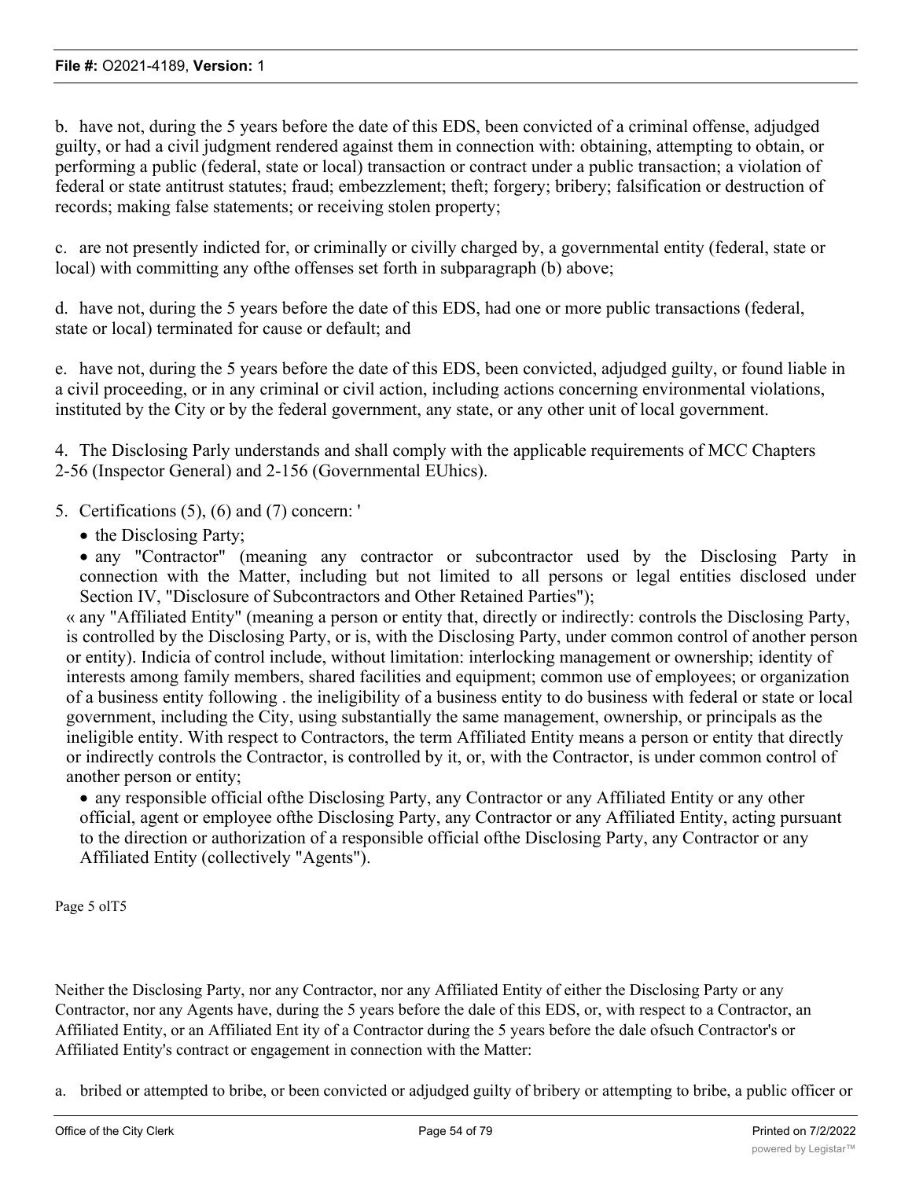b. have not, during the 5 years before the date of this EDS, been convicted of a criminal offense, adjudged guilty, or had a civil judgment rendered against them in connection with: obtaining, attempting to obtain, or performing a public (federal, state or local) transaction or contract under a public transaction; a violation of federal or state antitrust statutes; fraud; embezzlement; theft; forgery; bribery; falsification or destruction of records; making false statements; or receiving stolen property;

c. are not presently indicted for, or criminally or civilly charged by, a governmental entity (federal, state or local) with committing any ofthe offenses set forth in subparagraph (b) above;

d. have not, during the 5 years before the date of this EDS, had one or more public transactions (federal, state or local) terminated for cause or default; and

e. have not, during the 5 years before the date of this EDS, been convicted, adjudged guilty, or found liable in a civil proceeding, or in any criminal or civil action, including actions concerning environmental violations, instituted by the City or by the federal government, any state, or any other unit of local government.

4. The Disclosing Parly understands and shall comply with the applicable requirements of MCC Chapters 2-56 (Inspector General) and 2-156 (Governmental EUhics).

5. Certifications (5), (6) and (7) concern: '

- the Disclosing Party;
- any "Contractor" (meaning any contractor or subcontractor used by the Disclosing Party in connection with the Matter, including but not limited to all persons or legal entities disclosed under Section IV, "Disclosure of Subcontractors and Other Retained Parties");
- any "Affiliated Entity" (meaning a person or entity that, directly or indirectly: controls the Disclosing Party, is controlled by the Disclosing Party, or is, with the Disclosing Party, under common control of another person or entity). Indicia of control include, without limitation: interlocking management or ownership; identity of interests among family members, shared facilities and equipment; common use of employees; or organization of a business entity following . the ineligibility of a business entity to do business with federal or state or local government, including the City, using substantially the same management, ownership, or principals as the ineligible entity. With respect to Contractors, the term Affiliated Entity means a person or entity that directly or indirectly controls the Contractor, is controlled by it, or, with the Contractor, is under common control of another person or entity;
- any responsible official ofthe Disclosing Party, any Contractor or any Affiliated Entity or any other official, agent or employee ofthe Disclosing Party, any Contractor or any Affiliated Entity, acting pursuant to the direction or authorization of a responsible official ofthe Disclosing Party, any Contractor or any Affiliated Entity (collectively "Agents").

Page 5 olT5

Neither the Disclosing Party, nor any Contractor, nor any Affiliated Entity of either the Disclosing Party or any Contractor, nor any Agents have, during the 5 years before the dale of this EDS, or, with respect to a Contractor, an Affiliated Entity, or an Affiliated Ent ity of a Contractor during the 5 years before the dale ofsuch Contractor's or Affiliated Entity's contract or engagement in connection with the Matter:

a. bribed or attempted to bribe, or been convicted or adjudged guilty of bribery or attempting to bribe, a public officer or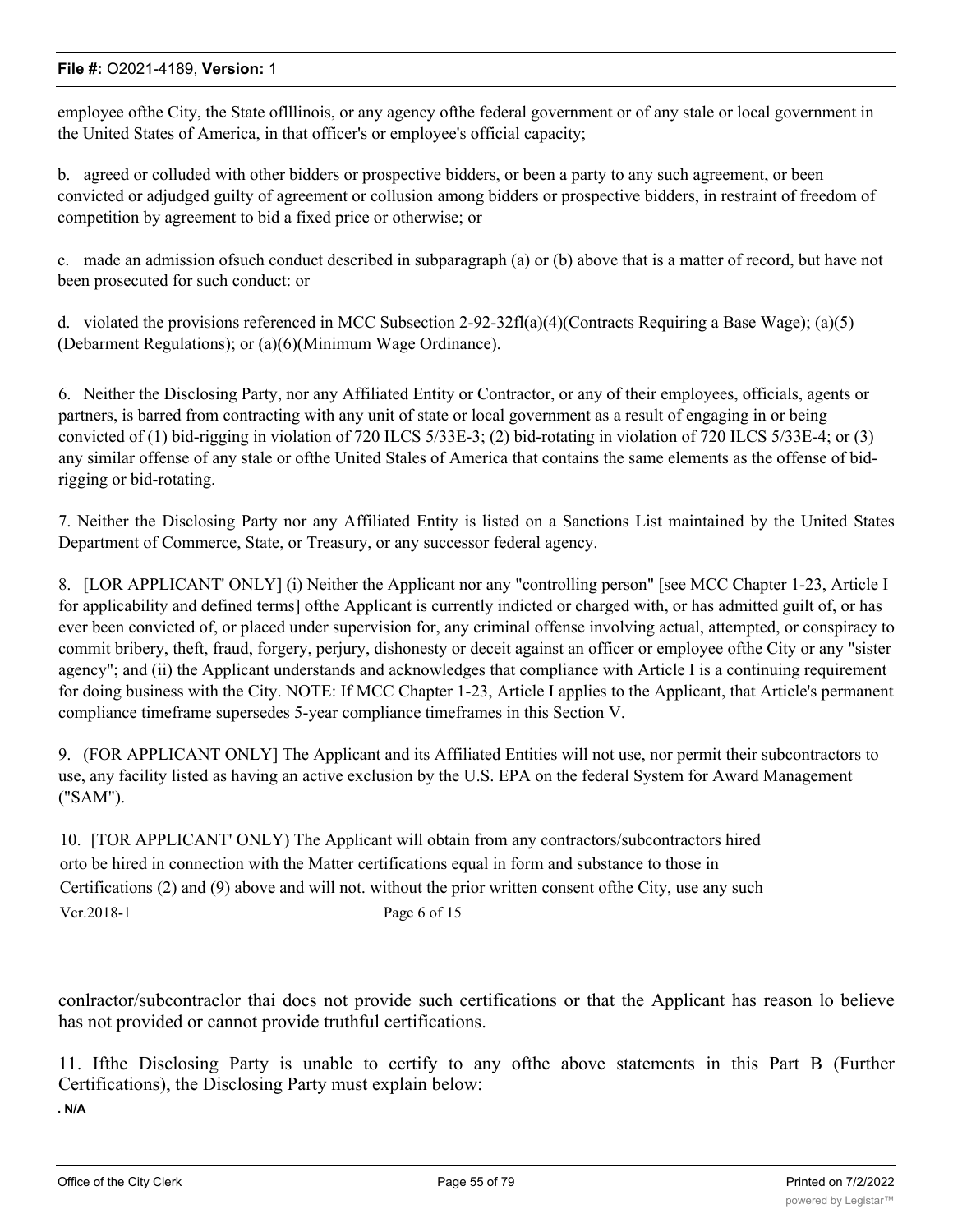employee ofthe City, the State oflllinois, or any agency ofthe federal government or of any stale or local government in the United States of America, in that officer's or employee's official capacity;

b. agreed or colluded with other bidders or prospective bidders, or been a party to any such agreement, or been convicted or adjudged guilty of agreement or collusion among bidders or prospective bidders, in restraint of freedom of competition by agreement to bid a fixed price or otherwise; or

c. made an admission ofsuch conduct described in subparagraph (a) or (b) above that is a matter of record, but have not been prosecuted for such conduct: or

d. violated the provisions referenced in MCC Subsection 2-92-32fl(a)(4)(Contracts Requiring a Base Wage); (a)(5) (Debarment Regulations); or (a)(6)(Minimum Wage Ordinance).

6. Neither the Disclosing Party, nor any Affiliated Entity or Contractor, or any of their employees, officials, agents or partners, is barred from contracting with any unit of state or local government as a result of engaging in or being convicted of (1) bid-rigging in violation of 720 ILCS 5/33E-3; (2) bid-rotating in violation of 720 ILCS 5/33E-4; or (3) any similar offense of any stale or ofthe United Stales of America that contains the same elements as the offense of bid-rigging or bid-rotating.

7. Neither the Disclosing Party nor any Affiliated Entity is listed on a Sanctions List maintained by the United States Department of Commerce, State, or Treasury, or any successor federal agency.

8. [LOR APPLICANT' ONLY] (i) Neither the Applicant nor any "controlling person" [see MCC Chapter 1-23, Article I for applicability and defined terms] ofthe Applicant is currently indicted or charged with, or has admitted guilt of, or has ever been convicted of, or placed under supervision for, any criminal offense involving actual, attempted, or conspiracy to commit bribery, theft, fraud, forgery, perjury, dishonesty or deceit against an officer or employee ofthe City or any "sister agency"; and (ii) the Applicant understands and acknowledges that compliance with Article I is a continuing requirement for doing business with the City. NOTE: If MCC Chapter 1-23, Article I applies to the Applicant, that Article's permanent compliance timeframe supersedes 5-year compliance timeframes in this Section V.

9. (FOR APPLICANT ONLY] The Applicant and its Affiliated Entities will not use, nor permit their subcontractors to use, any facility listed as having an active exclusion by the U.S. EPA on the federal System for Award Management ("SAM").

10. [TOR APPLICANT' ONLY) The Applicant will obtain from any contractors/subcontractors hired orto be hired in connection with the Matter certifications equal in form and substance to those in Certifications (2) and (9) above and will not. without the prior written consent ofthe City, use any such conlractor/subcontraclor thai docs not provide such certifications or that the Applicant has reason lo believe has not provided or cannot provide truthful certifications.

11. Ifthe Disclosing Party is unable to certify to any ofthe above statements in this Part B (Further Certifications), the Disclosing Party must explain below:

. N/A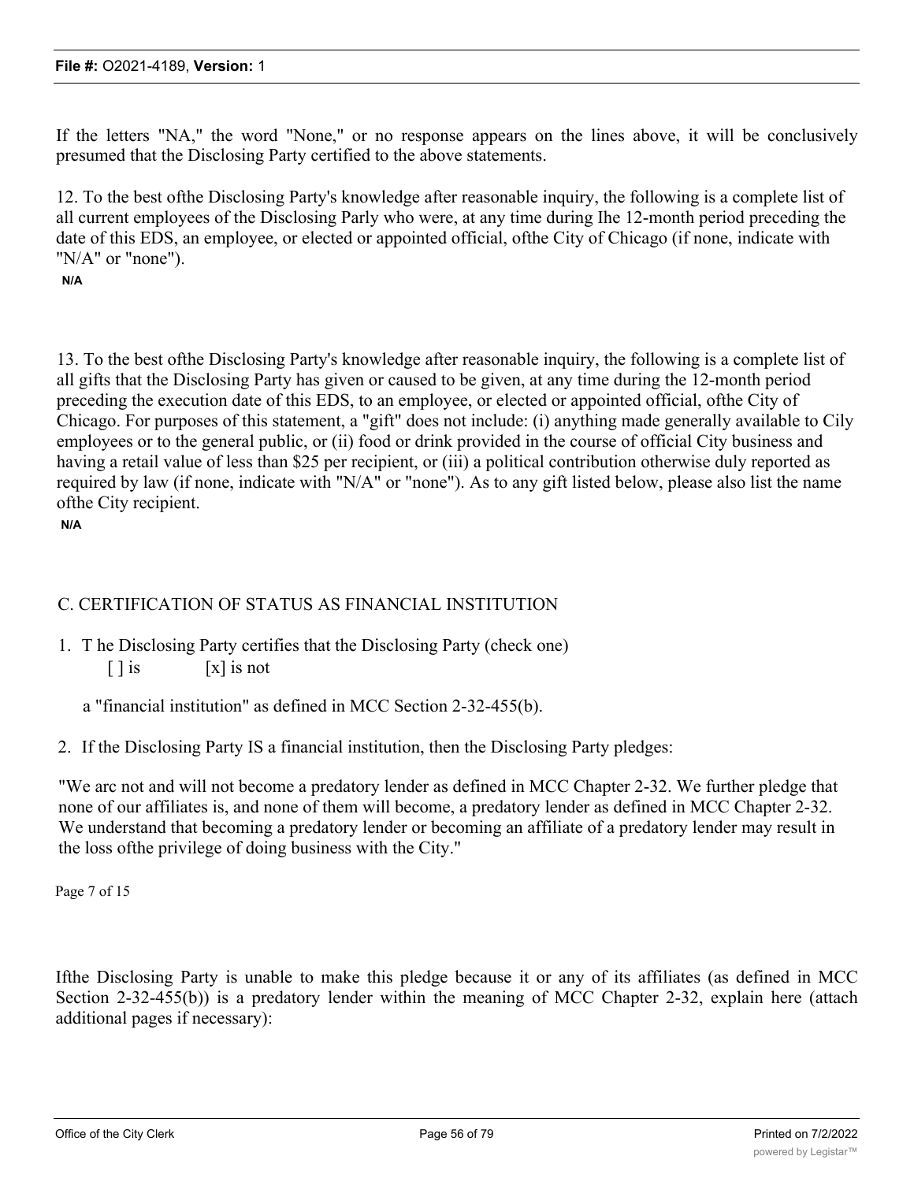If the letters "NA," the word "None," or no response appears on the lines above, it will be conclusively presumed that the Disclosing Party certified to the above statements.

12. To the best ofthe Disclosing Party's knowledge after reasonable inquiry, the following is a complete list of all current employees of the Disclosing Parly who were, at any time during Ihe 12-month period preceding the date of this EDS, an employee, or elected or appointed official, ofthe City of Chicago (if none, indicate with "N/A" or "none").

N/A

13. To the best ofthe Disclosing Party's knowledge after reasonable inquiry, the following is a complete list of all gifts that the Disclosing Party has given or caused to be given, at any time during the 12-month period preceding the execution date of this EDS, to an employee, or elected or appointed official, ofthe City of Chicago. For purposes of this statement, a "gift" does not include: (i) anything made generally available to Cily employees or to the general public, or (ii) food or drink provided in the course of official City business and having a retail value of less than $25 per recipient, or (iii) a political contribution otherwise duly reported as required by law (if none, indicate with "N/A" or "none"). As to any gift listed below, please also list the name ofthe City recipient.

N/A

## C. CERTIFICATION OF STATUS AS FINANCIAL INSTITUTION

1. T he Disclosing Party certifies that the Disclosing Party (check one)
   [ ] is [x] is not

   a "financial institution" as defined in MCC Section 2-32-455(b).

2. If the Disclosing Party IS a financial institution, then the Disclosing Party pledges:

"We arc not and will not become a predatory lender as defined in MCC Chapter 2-32. We further pledge that none of our affiliates is, and none of them will become, a predatory lender as defined in MCC Chapter 2-32. We understand that becoming a predatory lender or becoming an affiliate of a predatory lender may result in the loss ofthe privilege of doing business with the City."

Page 7 of 15

Ifthe Disclosing Party is unable to make this pledge because it or any of its affiliates (as defined in MCC Section 2-32-455(b)) is a predatory lender within the meaning of MCC Chapter 2-32, explain here (attach additional pages if necessary):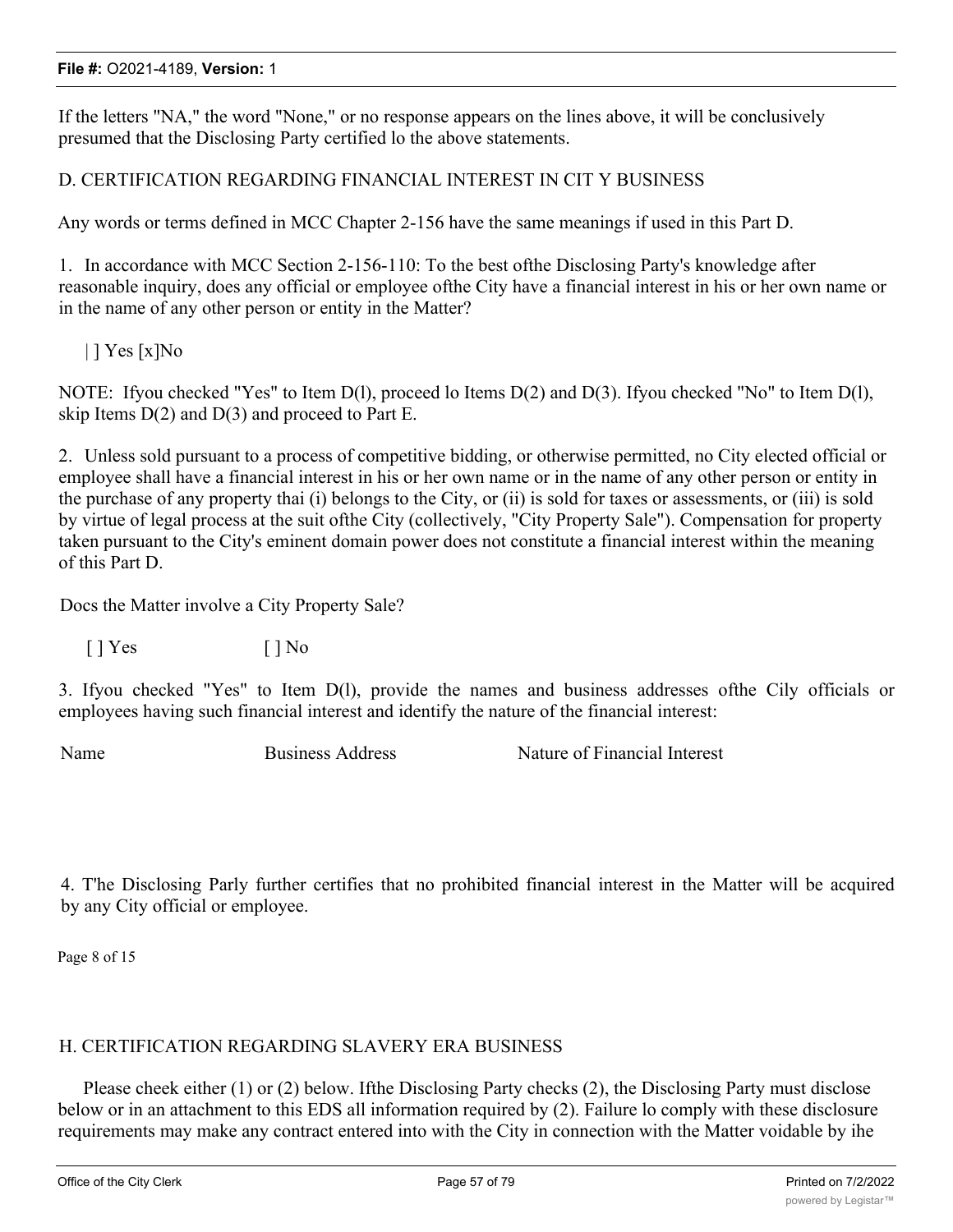If the letters "NA," the word "None," or no response appears on the lines above, it will be conclusively presumed that the Disclosing Party certified lo the above statements.

D. CERTIFICATION REGARDING FINANCIAL INTEREST IN CIT Y BUSINESS

Any words or terms defined in MCC Chapter 2-156 have the same meanings if used in this Part D.

1. In accordance with MCC Section 2-156-110: To the best ofthe Disclosing Party's knowledge after reasonable inquiry, does any official or employee ofthe City have a financial interest in his or her own name or in the name of any other person or entity in the Matter?

| ] Yes [x]No

NOTE: Ifyou checked "Yes" to Item D(l), proceed lo Items D(2) and D(3). Ifyou checked "No" to Item D(l), skip Items D(2) and D(3) and proceed to Part E.

2. Unless sold pursuant to a process of competitive bidding, or otherwise permitted, no City elected official or employee shall have a financial interest in his or her own name or in the name of any other person or entity in the purchase of any property thai (i) belongs to the City, or (ii) is sold for taxes or assessments, or (iii) is sold by virtue of legal process at the suit ofthe City (collectively, "City Property Sale"). Compensation for property taken pursuant to the City's eminent domain power does not constitute a financial interest within the meaning of this Part D.

Docs the Matter involve a City Property Sale?

[ ] Yes [ ] No

3. Ifyou checked "Yes" to Item D(l), provide the names and business addresses ofthe Cily officials or employees having such financial interest and identify the nature of the financial interest:

| Name | Business Address | Nature of Financial Interest |
|---|---|---|

4. T'he Disclosing Parly further certifies that no prohibited financial interest in the Matter will be acquired by any City official or employee.

Page 8 of 15

H. CERTIFICATION REGARDING SLAVERY ERA BUSINESS

Please cheek either (1) or (2) below. Ifthe Disclosing Party checks (2), the Disclosing Party must disclose below or in an attachment to this EDS all information required by (2). Failure lo comply with these disclosure requirements may make any contract entered into with the City in connection with the Matter voidable by ihe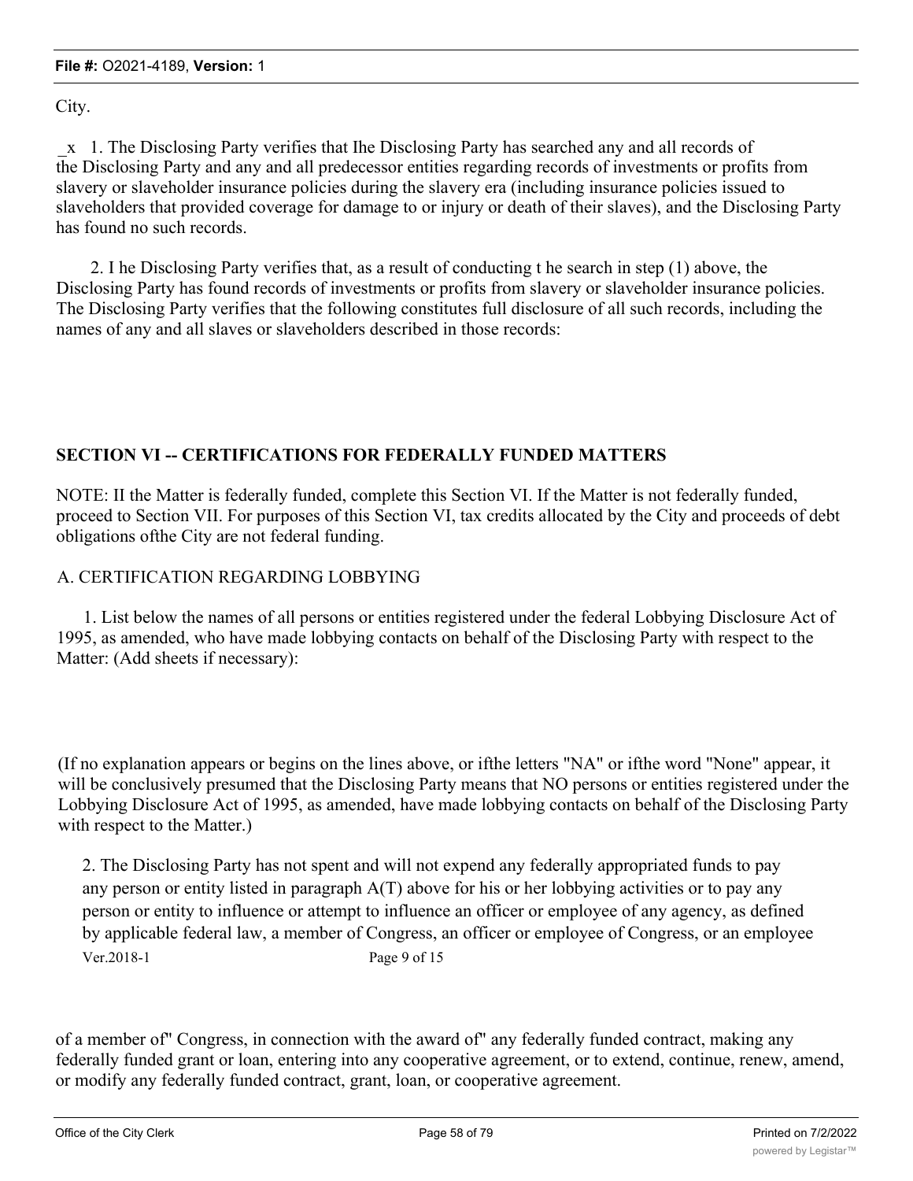City.

_x 1. The Disclosing Party verifies that Ihe Disclosing Party has searched any and all records of the Disclosing Party and any and all predecessor entities regarding records of investments or profits from slavery or slaveholder insurance policies during the slavery era (including insurance policies issued to slaveholders that provided coverage for damage to or injury or death of their slaves), and the Disclosing Party has found no such records.

2. I he Disclosing Party verifies that, as a result of conducting t he search in step (1) above, the Disclosing Party has found records of investments or profits from slavery or slaveholder insurance policies. The Disclosing Party verifies that the following constitutes full disclosure of all such records, including the names of any and all slaves or slaveholders described in those records:

## SECTION VI -- CERTIFICATIONS FOR FEDERALLY FUNDED MATTERS

NOTE: II the Matter is federally funded, complete this Section VI. If the Matter is not federally funded, proceed to Section VII. For purposes of this Section VI, tax credits allocated by the City and proceeds of debt obligations ofthe City are not federal funding.

A. CERTIFICATION REGARDING LOBBYING

1. List below the names of all persons or entities registered under the federal Lobbying Disclosure Act of 1995, as amended, who have made lobbying contacts on behalf of the Disclosing Party with respect to the Matter: (Add sheets if necessary):

(If no explanation appears or begins on the lines above, or ifthe letters "NA" or ifthe word "None" appear, it will be conclusively presumed that the Disclosing Party means that NO persons or entities registered under the Lobbying Disclosure Act of 1995, as amended, have made lobbying contacts on behalf of the Disclosing Party with respect to the Matter.)

2. The Disclosing Party has not spent and will not expend any federally appropriated funds to pay any person or entity listed in paragraph A(T) above for his or her lobbying activities or to pay any person or entity to influence or attempt to influence an officer or employee of any agency, as defined by applicable federal law, a member of Congress, an officer or employee of Congress, or an employee of a member of" Congress, in connection with the award of" any federally funded contract, making any federally funded grant or loan, entering into any cooperative agreement, or to extend, continue, renew, amend, or modify any federally funded contract, grant, loan, or cooperative agreement.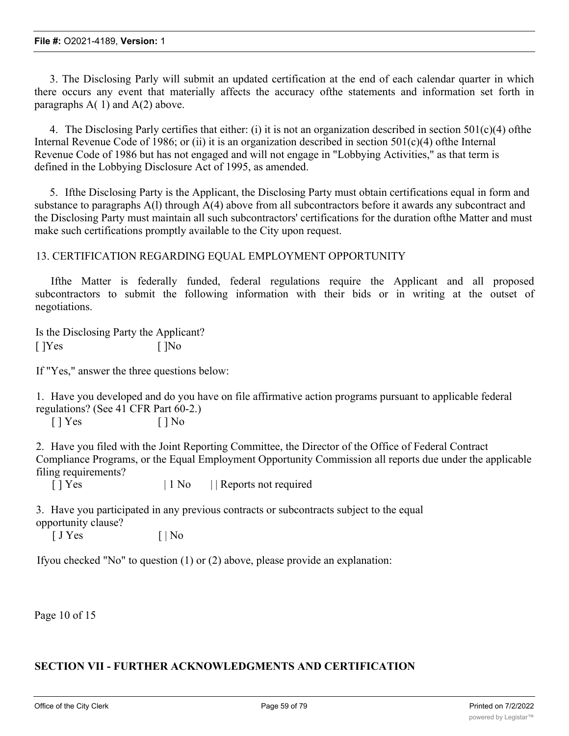3. The Disclosing Parly will submit an updated certification at the end of each calendar quarter in which there occurs any event that materially affects the accuracy ofthe statements and information set forth in paragraphs A( 1) and A(2) above.

4. The Disclosing Parly certifies that either: (i) it is not an organization described in section 501(c)(4) ofthe Internal Revenue Code of 1986; or (ii) it is an organization described in section 501(c)(4) ofthe Internal Revenue Code of 1986 but has not engaged and will not engage in "Lobbying Activities," as that term is defined in the Lobbying Disclosure Act of 1995, as amended.

5. Ifthe Disclosing Party is the Applicant, the Disclosing Party must obtain certifications equal in form and substance to paragraphs A(l) through A(4) above from all subcontractors before it awards any subcontract and the Disclosing Party must maintain all such subcontractors' certifications for the duration ofthe Matter and must make such certifications promptly available to the City upon request.

13. CERTIFICATION REGARDING EQUAL EMPLOYMENT OPPORTUNITY

Ifthe Matter is federally funded, federal regulations require the Applicant and all proposed subcontractors to submit the following information with their bids or in writing at the outset of negotiations.

Is the Disclosing Party the Applicant?
[ ]Yes [ ]No

If "Yes," answer the three questions below:

1. Have you developed and do you have on file affirmative action programs pursuant to applicable federal regulations? (See 41 CFR Part 60-2.)
[ ] Yes [ ] No

2. Have you filed with the Joint Reporting Committee, the Director of the Office of Federal Contract Compliance Programs, or the Equal Employment Opportunity Commission all reports due under the applicable filing requirements?
[ ] Yes | 1 No | | Reports not required

3. Have you participated in any previous contracts or subcontracts subject to the equal opportunity clause?
[ J Yes [ | No

Ifyou checked "No" to question (1) or (2) above, please provide an explanation:

Page 10 of 15

**SECTION VII - FURTHER ACKNOWLEDGMENTS AND CERTIFICATION**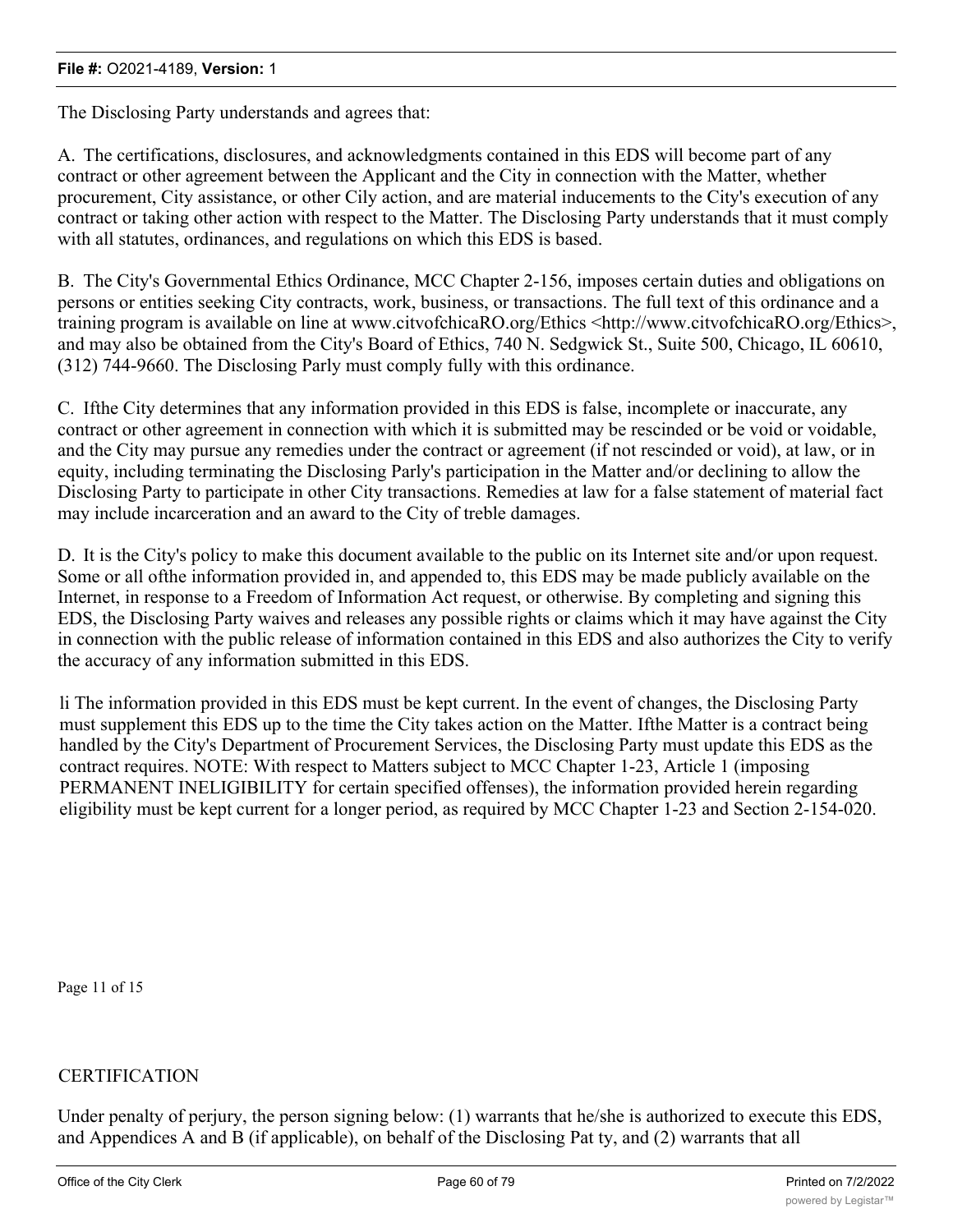The Disclosing Party understands and agrees that:

A. The certifications, disclosures, and acknowledgments contained in this EDS will become part of any contract or other agreement between the Applicant and the City in connection with the Matter, whether procurement, City assistance, or other Cily action, and are material inducements to the City's execution of any contract or taking other action with respect to the Matter. The Disclosing Party understands that it must comply with all statutes, ordinances, and regulations on which this EDS is based.

B. The City's Governmental Ethics Ordinance, MCC Chapter 2-156, imposes certain duties and obligations on persons or entities seeking City contracts, work, business, or transactions. The full text of this ordinance and a training program is available on line at www.citvofchicaRO.org/Ethics <http://www.citvofchicaRO.org/Ethics>, and may also be obtained from the City's Board of Ethics, 740 N. Sedgwick St., Suite 500, Chicago, IL 60610, (312) 744-9660. The Disclosing Parly must comply fully with this ordinance.

C. Ifthe City determines that any information provided in this EDS is false, incomplete or inaccurate, any contract or other agreement in connection with which it is submitted may be rescinded or be void or voidable, and the City may pursue any remedies under the contract or agreement (if not rescinded or void), at law, or in equity, including terminating the Disclosing Parly's participation in the Matter and/or declining to allow the Disclosing Party to participate in other City transactions. Remedies at law for a false statement of material fact may include incarceration and an award to the City of treble damages.

D. It is the City's policy to make this document available to the public on its Internet site and/or upon request. Some or all ofthe information provided in, and appended to, this EDS may be made publicly available on the Internet, in response to a Freedom of Information Act request, or otherwise. By completing and signing this EDS, the Disclosing Party waives and releases any possible rights or claims which it may have against the City in connection with the public release of information contained in this EDS and also authorizes the City to verify the accuracy of any information submitted in this EDS.

li The information provided in this EDS must be kept current. In the event of changes, the Disclosing Party must supplement this EDS up to the time the City takes action on the Matter. Ifthe Matter is a contract being handled by the City's Department of Procurement Services, the Disclosing Party must update this EDS as the contract requires. NOTE: With respect to Matters subject to MCC Chapter 1-23, Article 1 (imposing PERMANENT INELIGIBILITY for certain specified offenses), the information provided herein regarding eligibility must be kept current for a longer period, as required by MCC Chapter 1-23 and Section 2-154-020.

Page 11 of 15

CERTIFICATION

Under penalty of perjury, the person signing below: (1) warrants that he/she is authorized to execute this EDS, and Appendices A and B (if applicable), on behalf of the Disclosing Pat ty, and (2) warrants that all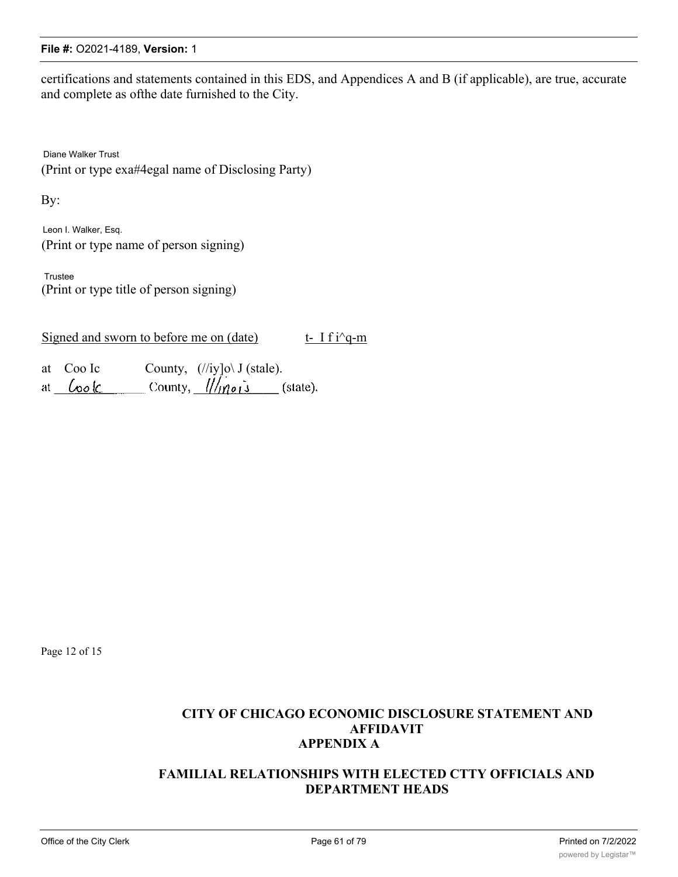certifications and statements contained in this EDS, and Appendices A and B (if applicable), are true, accurate and complete as ofthe date furnished to the City.

Diane Walker Trust
(Print or type exa#4egal name of Disclosing Party)

By:

Leon I. Walker, Esq.
(Print or type name of person signing)

Trustee
(Print or type title of person signing)

Signed and sworn to before me on (date) t- I f i^q-m

at Coo Ic County, (//iy]o\ J (stale).

at Cook County, Illinois (state).

Page 12 of 15

## CITY OF CHICAGO ECONOMIC DISCLOSURE STATEMENT AND AFFIDAVIT
## APPENDIX A

## FAMILIAL RELATIONSHIPS WITH ELECTED CTTY OFFICIALS AND DEPARTMENT HEADS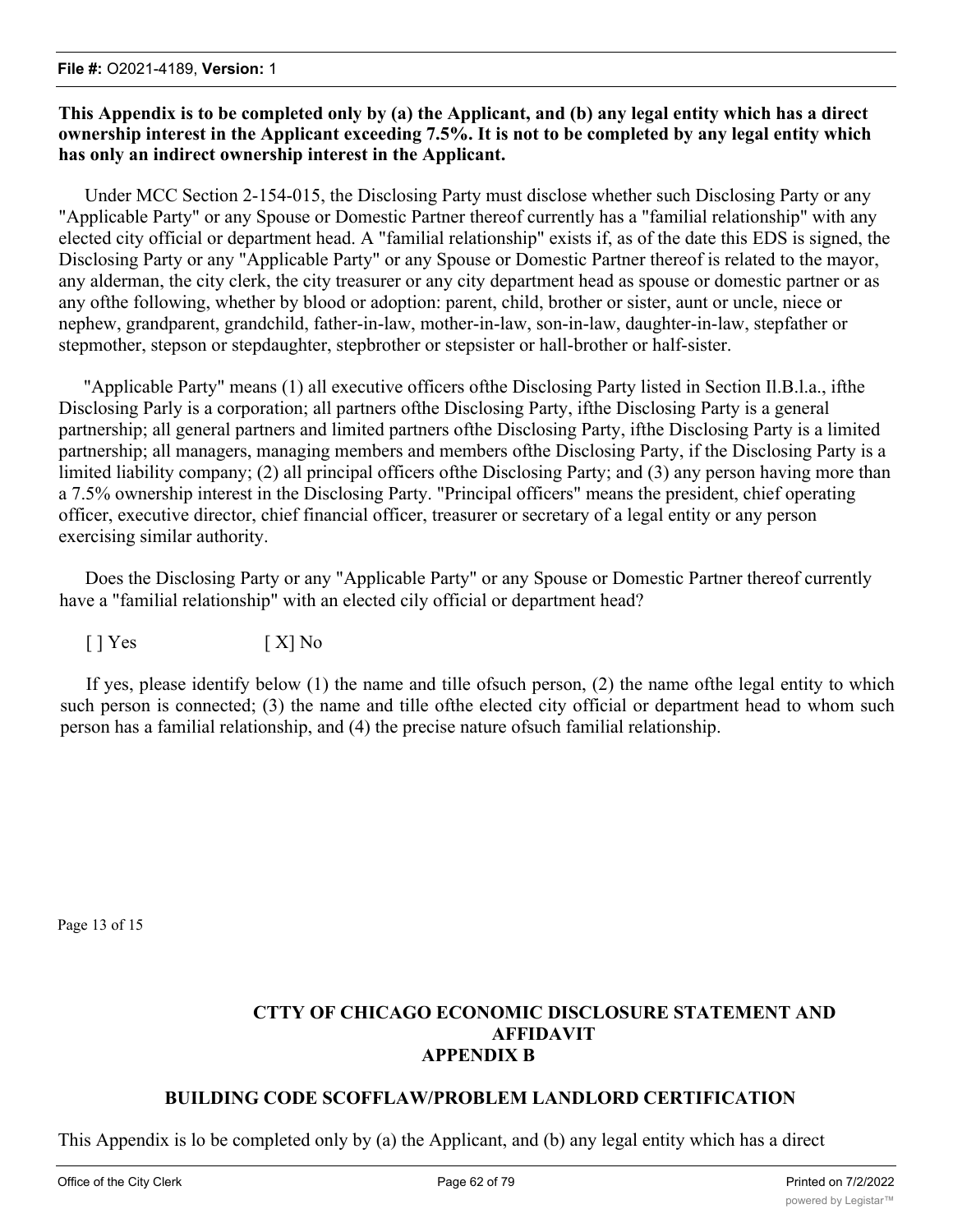**This Appendix is to be completed only by (a) the Applicant, and (b) any legal entity which has a direct ownership interest in the Applicant exceeding 7.5%. It is not to be completed by any legal entity which has only an indirect ownership interest in the Applicant.**

Under MCC Section 2-154-015, the Disclosing Party must disclose whether such Disclosing Party or any "Applicable Party" or any Spouse or Domestic Partner thereof currently has a "familial relationship" with any elected city official or department head. A "familial relationship" exists if, as of the date this EDS is signed, the Disclosing Party or any "Applicable Party" or any Spouse or Domestic Partner thereof is related to the mayor, any alderman, the city clerk, the city treasurer or any city department head as spouse or domestic partner or as any ofthe following, whether by blood or adoption: parent, child, brother or sister, aunt or uncle, niece or nephew, grandparent, grandchild, father-in-law, mother-in-law, son-in-law, daughter-in-law, stepfather or stepmother, stepson or stepdaughter, stepbrother or stepsister or hall-brother or half-sister.

"Applicable Party" means (1) all executive officers ofthe Disclosing Party listed in Section Il.B.l.a., ifthe Disclosing Parly is a corporation; all partners ofthe Disclosing Party, ifthe Disclosing Party is a general partnership; all general partners and limited partners ofthe Disclosing Party, ifthe Disclosing Party is a limited partnership; all managers, managing members and members ofthe Disclosing Party, if the Disclosing Party is a limited liability company; (2) all principal officers ofthe Disclosing Party; and (3) any person having more than a 7.5% ownership interest in the Disclosing Party. "Principal officers" means the president, chief operating officer, executive director, chief financial officer, treasurer or secretary of a legal entity or any person exercising similar authority.

Does the Disclosing Party or any "Applicable Party" or any Spouse or Domestic Partner thereof currently have a "familial relationship" with an elected cily official or department head?

[ ] Yes [ X] No

If yes, please identify below (1) the name and tille ofsuch person, (2) the name ofthe legal entity to which such person is connected; (3) the name and tille ofthe elected city official or department head to whom such person has a familial relationship, and (4) the precise nature ofsuch familial relationship.

Page 13 of 15

## CTTY OF CHICAGO ECONOMIC DISCLOSURE STATEMENT AND AFFIDAVIT
## APPENDIX B

### BUILDING CODE SCOFFLAW/PROBLEM LANDLORD CERTIFICATION

This Appendix is lo be completed only by (a) the Applicant, and (b) any legal entity which has a direct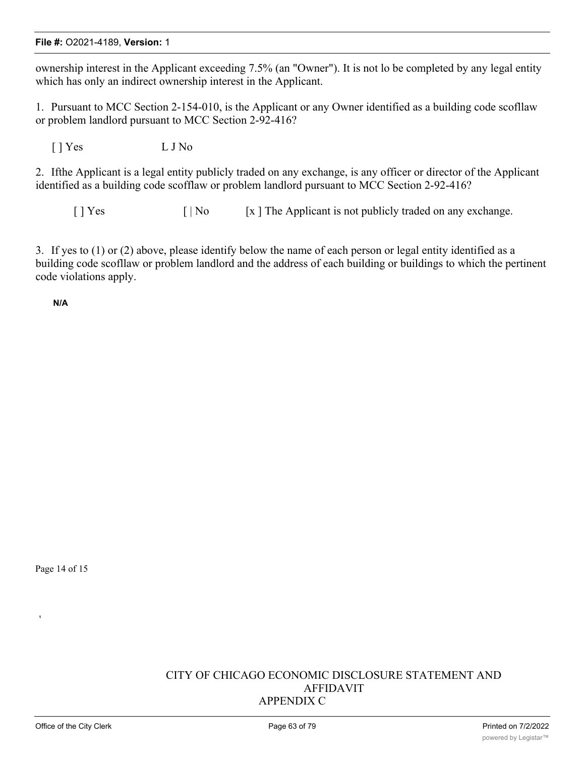ownership interest in the Applicant exceeding 7.5% (an "Owner"). It is not lo be completed by any legal entity which has only an indirect ownership interest in the Applicant.

1. Pursuant to MCC Section 2-154-010, is the Applicant or any Owner identified as a building code scofllaw or problem landlord pursuant to MCC Section 2-92-416?

[ ] Yes L J No

2. Ifthe Applicant is a legal entity publicly traded on any exchange, is any officer or director of the Applicant identified as a building code scofflaw or problem landlord pursuant to MCC Section 2-92-416?

[ ] Yes [ | No [x ] The Applicant is not publicly traded on any exchange.

3. If yes to (1) or (2) above, please identify below the name of each person or legal entity identified as a building code scofllaw or problem landlord and the address of each building or buildings to which the pertinent code violations apply.

**N/A**

Page 14 of 15

CITY OF CHICAGO ECONOMIC DISCLOSURE STATEMENT AND AFFIDAVIT
APPENDIX C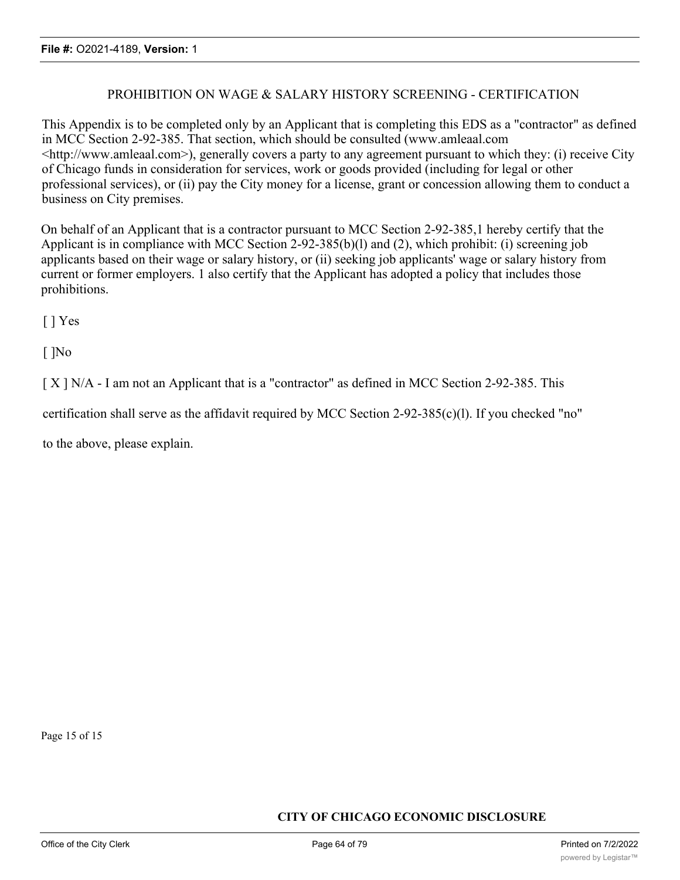## PROHIBITION ON WAGE & SALARY HISTORY SCREENING - CERTIFICATION

This Appendix is to be completed only by an Applicant that is completing this EDS as a "contractor" as defined in MCC Section 2-92-385. That section, which should be consulted (www.amleaal.com <http://www.amleaal.com>), generally covers a party to any agreement pursuant to which they: (i) receive City of Chicago funds in consideration for services, work or goods provided (including for legal or other professional services), or (ii) pay the City money for a license, grant or concession allowing them to conduct a business on City premises.

On behalf of an Applicant that is a contractor pursuant to MCC Section 2-92-385,1 hereby certify that the Applicant is in compliance with MCC Section 2-92-385(b)(l) and (2), which prohibit: (i) screening job applicants based on their wage or salary history, or (ii) seeking job applicants' wage or salary history from current or former employers. 1 also certify that the Applicant has adopted a policy that includes those prohibitions.

[ ] Yes

[ ]No

[ X ] N/A - I am not an Applicant that is a "contractor" as defined in MCC Section 2-92-385. This certification shall serve as the affidavit required by MCC Section 2-92-385(c)(l). If you checked "no" to the above, please explain.

Page 15 of 15

**CITY OF CHICAGO ECONOMIC DISCLOSURE**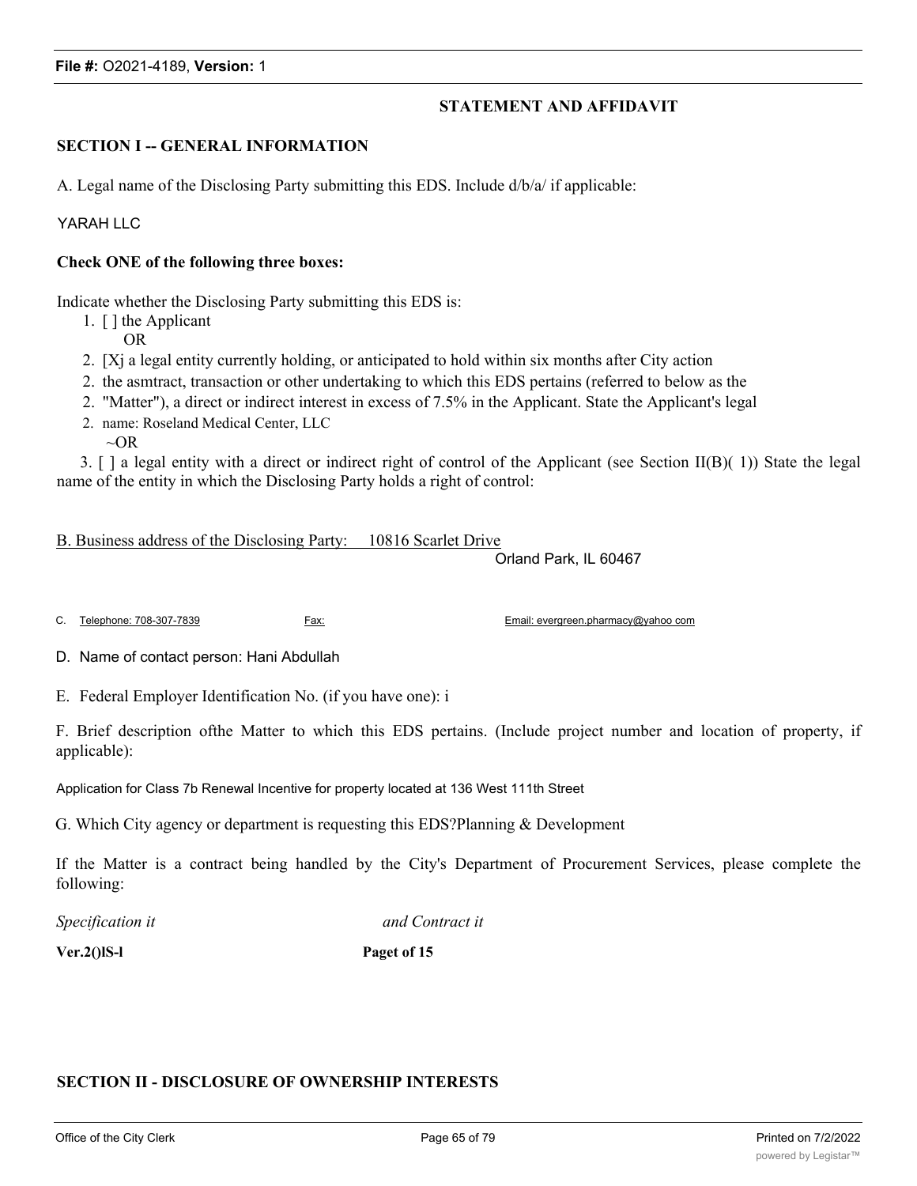### STATEMENT AND AFFIDAVIT

**SECTION I -- GENERAL INFORMATION**

A. Legal name of the Disclosing Party submitting this EDS. Include d/b/a/ if applicable:

YARAH LLC

**Check ONE of the following three boxes:**

Indicate whether the Disclosing Party submitting this EDS is:

1. [ ] the Applicant
   OR
2. [Xj a legal entity currently holding, or anticipated to hold within six months after City action the asmtract, transaction or other undertaking to which this EDS pertains (referred to below as the "Matter"), a direct or indirect interest in excess of 7.5% in the Applicant. State the Applicant's legal name: Roseland Medical Center, LLC
   ~OR
3. [ ] a legal entity with a direct or indirect right of control of the Applicant (see Section II(B)( 1)) State the legal name of the entity in which the Disclosing Party holds a right of control:

B. Business address of the Disclosing Party: 10816 Scarlet Drive
Orland Park, IL 60467

C. Telephone: 708-307-7839 Fax: Email: evergreen.pharmacy@yahoo com

D. Name of contact person: Hani Abdullah

E. Federal Employer Identification No. (if you have one): i

F. Brief description ofthe Matter to which this EDS pertains. (Include project number and location of property, if applicable):

Application for Class 7b Renewal Incentive for property located at 136 West 111th Street

G. Which City agency or department is requesting this EDS?Planning & Development

If the Matter is a contract being handled by the City's Department of Procurement Services, please complete the following:

*Specification it* *and Contract it*

**Ver.2()lS-l** **Paget of 15**

**SECTION II - DISCLOSURE OF OWNERSHIP INTERESTS**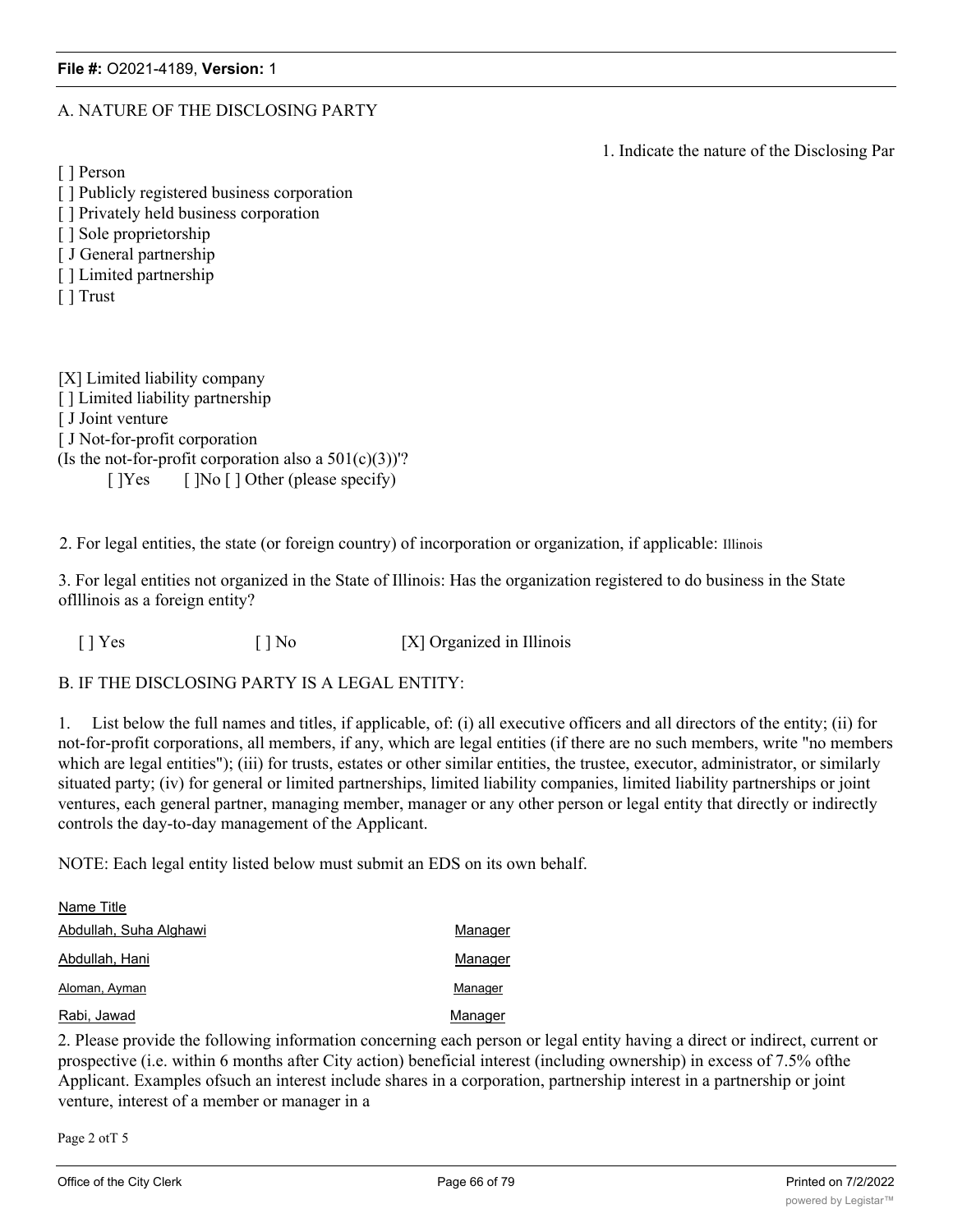A. NATURE OF THE DISCLOSING PARTY

1. Indicate the nature of the Disclosing Par

[ ] Person
[ ] Publicly registered business corporation
[ ] Privately held business corporation
[ ] Sole proprietorship
[ J General partnership
[ ] Limited partnership
[ ] Trust

[X] Limited liability company
[ ] Limited liability partnership
[ J Joint venture
[ J Not-for-profit corporation
(Is the not-for-profit corporation also a 501(c)(3))'?
[ ]Yes [ ]No [ ] Other (please specify)

2. For legal entities, the state (or foreign country) of incorporation or organization, if applicable: Illinois

3. For legal entities not organized in the State of Illinois: Has the organization registered to do business in the State oflllinois as a foreign entity?

[ ] Yes [ ] No [X] Organized in Illinois

B. IF THE DISCLOSING PARTY IS A LEGAL ENTITY:

1. List below the full names and titles, if applicable, of: (i) all executive officers and all directors of the entity; (ii) for not-for-profit corporations, all members, if any, which are legal entities (if there are no such members, write "no members which are legal entities"); (iii) for trusts, estates or other similar entities, the trustee, executor, administrator, or similarly situated party; (iv) for general or limited partnerships, limited liability companies, limited liability partnerships or joint ventures, each general partner, managing member, manager or any other person or legal entity that directly or indirectly controls the day-to-day management of the Applicant.

NOTE: Each legal entity listed below must submit an EDS on its own behalf.

| Name | Title |
| --- | --- |
| Abdullah, Suha Alghawi | Manager |
| Abdullah, Hani | Manager |
| Aloman, Ayman | Manager |
| Rabi, Jawad | Manager |

2. Please provide the following information concerning each person or legal entity having a direct or indirect, current or prospective (i.e. within 6 months after City action) beneficial interest (including ownership) in excess of 7.5% ofthe Applicant. Examples ofsuch an interest include shares in a corporation, partnership interest in a partnership or joint venture, interest of a member or manager in a

Page 2 otT 5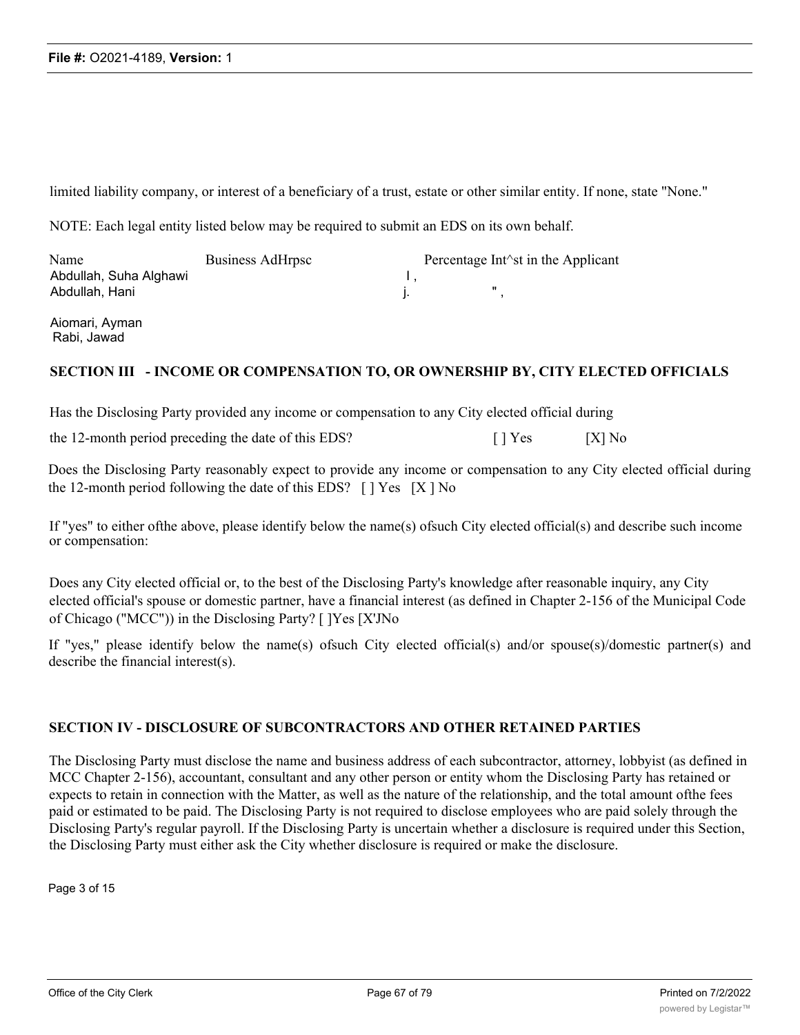limited liability company, or interest of a beneficiary of a trust, estate or other similar entity. If none, state "None."

NOTE: Each legal entity listed below may be required to submit an EDS on its own behalf.

| Name | Business AdHrpsc | Percentage Int^st in the Applicant |
|---|---|---|
| Abdullah, Suha Alghawi | I , | |
| Abdullah, Hani | j. | " , |
| Aiomari, Ayman | | |
| Rabi, Jawad | | |

**SECTION III - INCOME OR COMPENSATION TO, OR OWNERSHIP BY, CITY ELECTED OFFICIALS**

Has the Disclosing Party provided any income or compensation to any City elected official during the 12-month period preceding the date of this EDS? [ ] Yes [X] No

Does the Disclosing Party reasonably expect to provide any income or compensation to any City elected official during the 12-month period following the date of this EDS? [ ] Yes [X ] No

If "yes" to either ofthe above, please identify below the name(s) ofsuch City elected official(s) and describe such income or compensation:

Does any City elected official or, to the best of the Disclosing Party's knowledge after reasonable inquiry, any City elected official's spouse or domestic partner, have a financial interest (as defined in Chapter 2-156 of the Municipal Code of Chicago ("MCC")) in the Disclosing Party? [ ]Yes [X'JNo

If "yes," please identify below the name(s) ofsuch City elected official(s) and/or spouse(s)/domestic partner(s) and describe the financial interest(s).

**SECTION IV - DISCLOSURE OF SUBCONTRACTORS AND OTHER RETAINED PARTIES**

The Disclosing Party must disclose the name and business address of each subcontractor, attorney, lobbyist (as defined in MCC Chapter 2-156), accountant, consultant and any other person or entity whom the Disclosing Party has retained or expects to retain in connection with the Matter, as well as the nature of the relationship, and the total amount ofthe fees paid or estimated to be paid. The Disclosing Party is not required to disclose employees who are paid solely through the Disclosing Party's regular payroll. If the Disclosing Party is uncertain whether a disclosure is required under this Section, the Disclosing Party must either ask the City whether disclosure is required or make the disclosure.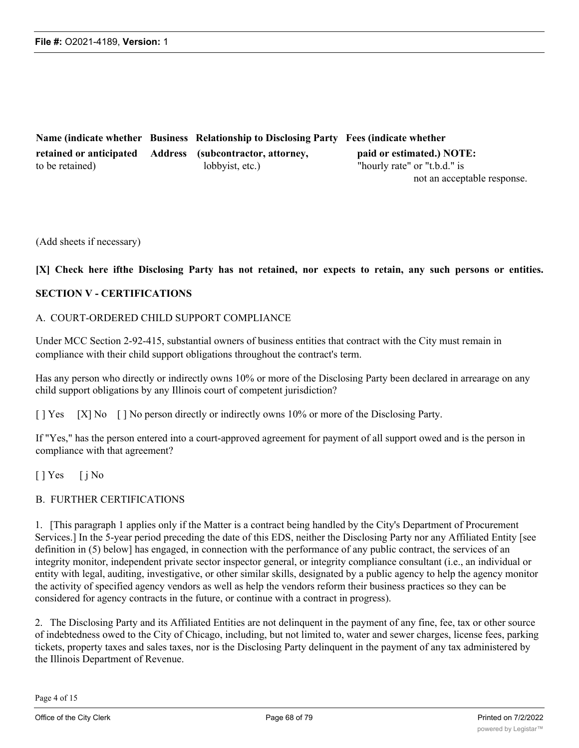| Name (indicate whether retained or anticipated to be retained) | Business Address | Relationship to Disclosing Party (subcontractor, attorney, lobbyist, etc.) | Fees (indicate whether paid or estimated.) NOTE: "hourly rate" or "t.b.d." is not an acceptable response. |
| --- | --- | --- | --- |

(Add sheets if necessary)

**[X] Check here ifthe Disclosing Party has not retained, nor expects to retain, any such persons or entities.**

## SECTION V - CERTIFICATIONS

### A. COURT-ORDERED CHILD SUPPORT COMPLIANCE

Under MCC Section 2-92-415, substantial owners of business entities that contract with the City must remain in compliance with their child support obligations throughout the contract's term.

Has any person who directly or indirectly owns 10% or more of the Disclosing Party been declared in arrearage on any child support obligations by any Illinois court of competent jurisdiction?

[ ] Yes [X] No [ ] No person directly or indirectly owns 10% or more of the Disclosing Party.

If "Yes," has the person entered into a court-approved agreement for payment of all support owed and is the person in compliance with that agreement?

[ ] Yes [ j No

### B. FURTHER CERTIFICATIONS

1. [This paragraph 1 applies only if the Matter is a contract being handled by the City's Department of Procurement Services.] In the 5-year period preceding the date of this EDS, neither the Disclosing Party nor any Affiliated Entity [see definition in (5) below] has engaged, in connection with the performance of any public contract, the services of an integrity monitor, independent private sector inspector general, or integrity compliance consultant (i.e., an individual or entity with legal, auditing, investigative, or other similar skills, designated by a public agency to help the agency monitor the activity of specified agency vendors as well as help the vendors reform their business practices so they can be considered for agency contracts in the future, or continue with a contract in progress).

2. The Disclosing Party and its Affiliated Entities are not delinquent in the payment of any fine, fee, tax or other source of indebtedness owed to the City of Chicago, including, but not limited to, water and sewer charges, license fees, parking tickets, property taxes and sales taxes, nor is the Disclosing Party delinquent in the payment of any tax administered by the Illinois Department of Revenue.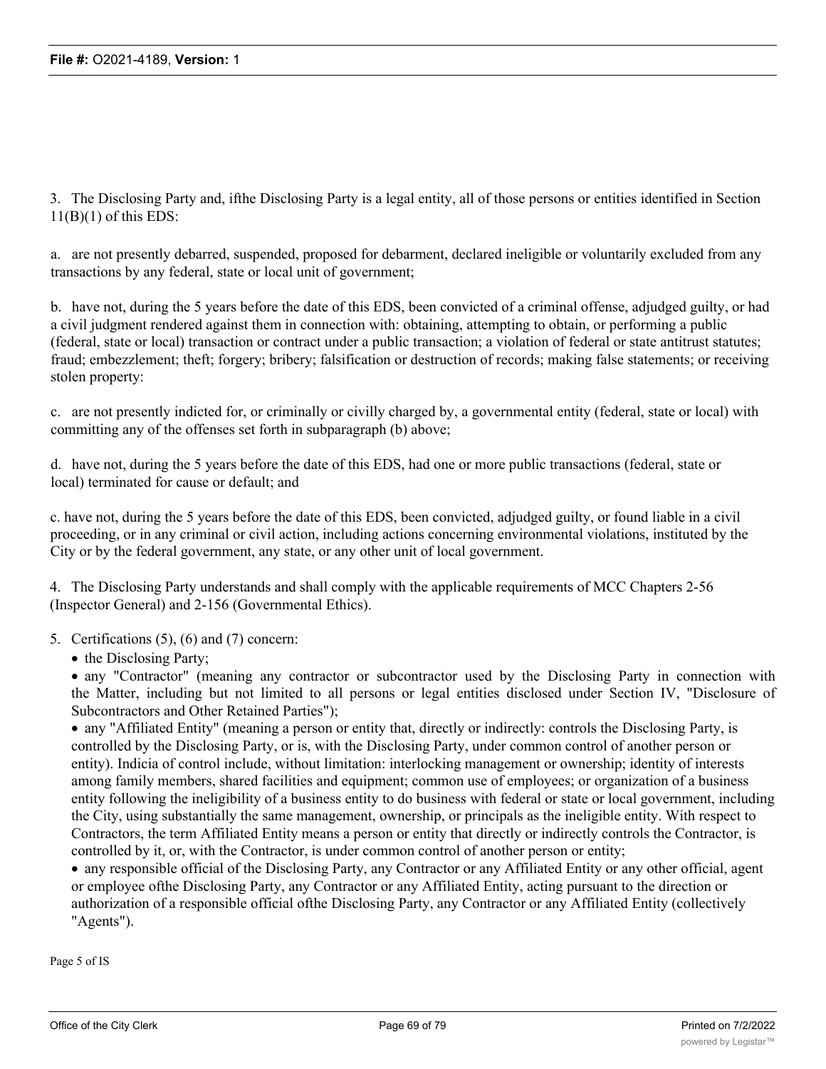3. The Disclosing Party and, ifthe Disclosing Party is a legal entity, all of those persons or entities identified in Section 11(B)(1) of this EDS:

a. are not presently debarred, suspended, proposed for debarment, declared ineligible or voluntarily excluded from any transactions by any federal, state or local unit of government;

b. have not, during the 5 years before the date of this EDS, been convicted of a criminal offense, adjudged guilty, or had a civil judgment rendered against them in connection with: obtaining, attempting to obtain, or performing a public (federal, state or local) transaction or contract under a public transaction; a violation of federal or state antitrust statutes; fraud; embezzlement; theft; forgery; bribery; falsification or destruction of records; making false statements; or receiving stolen property:

c. are not presently indicted for, or criminally or civilly charged by, a governmental entity (federal, state or local) with committing any of the offenses set forth in subparagraph (b) above;

d. have not, during the 5 years before the date of this EDS, had one or more public transactions (federal, state or local) terminated for cause or default; and

c. have not, during the 5 years before the date of this EDS, been convicted, adjudged guilty, or found liable in a civil proceeding, or in any criminal or civil action, including actions concerning environmental violations, instituted by the City or by the federal government, any state, or any other unit of local government.

4. The Disclosing Party understands and shall comply with the applicable requirements of MCC Chapters 2-56 (Inspector General) and 2-156 (Governmental Ethics).

5. Certifications (5), (6) and (7) concern:

- the Disclosing Party;
- any "Contractor" (meaning any contractor or subcontractor used by the Disclosing Party in connection with the Matter, including but not limited to all persons or legal entities disclosed under Section IV, "Disclosure of Subcontractors and Other Retained Parties");
- any "Affiliated Entity" (meaning a person or entity that, directly or indirectly: controls the Disclosing Party, is controlled by the Disclosing Party, or is, with the Disclosing Party, under common control of another person or entity). Indicia of control include, without limitation: interlocking management or ownership; identity of interests among family members, shared facilities and equipment; common use of employees; or organization of a business entity following the ineligibility of a business entity to do business with federal or state or local government, including the City, using substantially the same management, ownership, or principals as the ineligible entity. With respect to Contractors, the term Affiliated Entity means a person or entity that directly or indirectly controls the Contractor, is controlled by it, or, with the Contractor, is under common control of another person or entity;
- any responsible official of the Disclosing Party, any Contractor or any Affiliated Entity or any other official, agent or employee ofthe Disclosing Party, any Contractor or any Affiliated Entity, acting pursuant to the direction or authorization of a responsible official ofthe Disclosing Party, any Contractor or any Affiliated Entity (collectively "Agents").

Page 5 of IS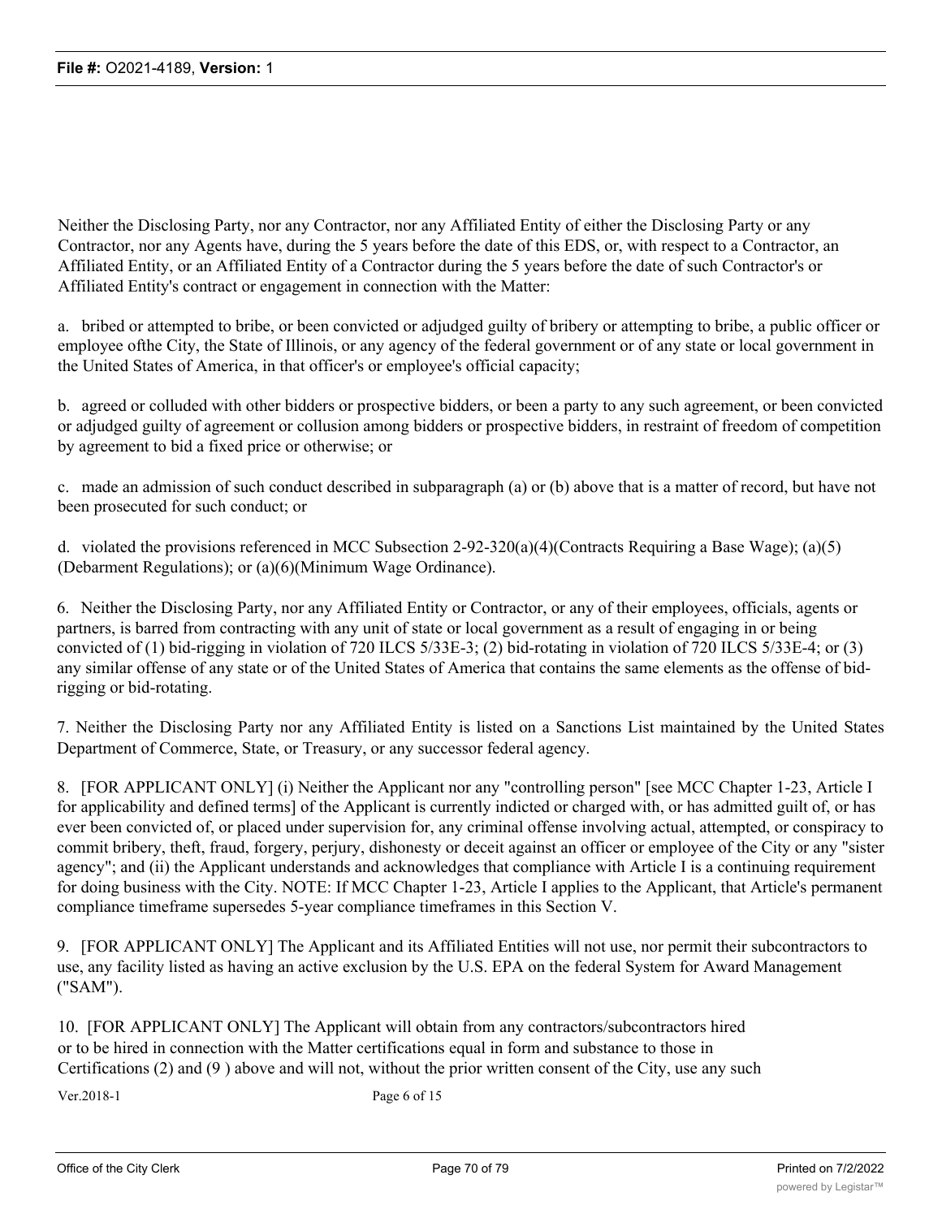Neither the Disclosing Party, nor any Contractor, nor any Affiliated Entity of either the Disclosing Party or any Contractor, nor any Agents have, during the 5 years before the date of this EDS, or, with respect to a Contractor, an Affiliated Entity, or an Affiliated Entity of a Contractor during the 5 years before the date of such Contractor's or Affiliated Entity's contract or engagement in connection with the Matter:

a. bribed or attempted to bribe, or been convicted or adjudged guilty of bribery or attempting to bribe, a public officer or employee ofthe City, the State of Illinois, or any agency of the federal government or of any state or local government in the United States of America, in that officer's or employee's official capacity;

b. agreed or colluded with other bidders or prospective bidders, or been a party to any such agreement, or been convicted or adjudged guilty of agreement or collusion among bidders or prospective bidders, in restraint of freedom of competition by agreement to bid a fixed price or otherwise; or

c. made an admission of such conduct described in subparagraph (a) or (b) above that is a matter of record, but have not been prosecuted for such conduct; or

d. violated the provisions referenced in MCC Subsection 2-92-320(a)(4)(Contracts Requiring a Base Wage); (a)(5) (Debarment Regulations); or (a)(6)(Minimum Wage Ordinance).

6. Neither the Disclosing Party, nor any Affiliated Entity or Contractor, or any of their employees, officials, agents or partners, is barred from contracting with any unit of state or local government as a result of engaging in or being convicted of (1) bid-rigging in violation of 720 ILCS 5/33E-3; (2) bid-rotating in violation of 720 ILCS 5/33E-4; or (3) any similar offense of any state or of the United States of America that contains the same elements as the offense of bid-rigging or bid-rotating.

7. Neither the Disclosing Party nor any Affiliated Entity is listed on a Sanctions List maintained by the United States Department of Commerce, State, or Treasury, or any successor federal agency.

8. [FOR APPLICANT ONLY] (i) Neither the Applicant nor any "controlling person" [see MCC Chapter 1-23, Article I for applicability and defined terms] of the Applicant is currently indicted or charged with, or has admitted guilt of, or has ever been convicted of, or placed under supervision for, any criminal offense involving actual, attempted, or conspiracy to commit bribery, theft, fraud, forgery, perjury, dishonesty or deceit against an officer or employee of the City or any "sister agency"; and (ii) the Applicant understands and acknowledges that compliance with Article I is a continuing requirement for doing business with the City. NOTE: If MCC Chapter 1-23, Article I applies to the Applicant, that Article's permanent compliance timeframe supersedes 5-year compliance timeframes in this Section V.

9. [FOR APPLICANT ONLY] The Applicant and its Affiliated Entities will not use, nor permit their subcontractors to use, any facility listed as having an active exclusion by the U.S. EPA on the federal System for Award Management ("SAM").

10. [FOR APPLICANT ONLY] The Applicant will obtain from any contractors/subcontractors hired or to be hired in connection with the Matter certifications equal in form and substance to those in Certifications (2) and (9 ) above and will not, without the prior written consent of the City, use any such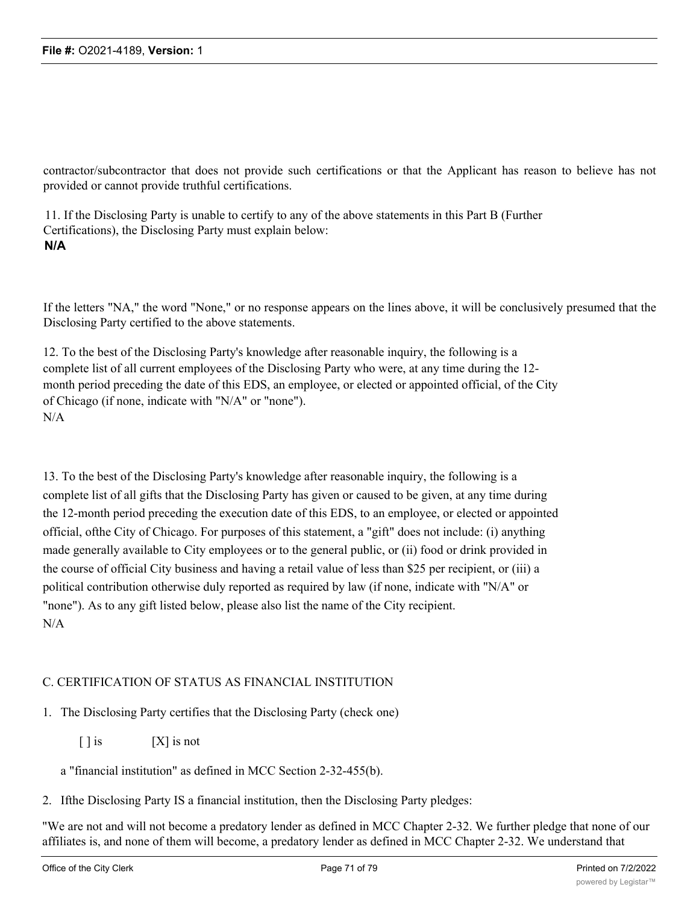contractor/subcontractor that does not provide such certifications or that the Applicant has reason to believe has not provided or cannot provide truthful certifications.

11. If the Disclosing Party is unable to certify to any of the above statements in this Part B (Further Certifications), the Disclosing Party must explain below:

**N/A**

If the letters "NA," the word "None," or no response appears on the lines above, it will be conclusively presumed that the Disclosing Party certified to the above statements.

12. To the best of the Disclosing Party's knowledge after reasonable inquiry, the following is a complete list of all current employees of the Disclosing Party who were, at any time during the 12-month period preceding the date of this EDS, an employee, or elected or appointed official, of the City of Chicago (if none, indicate with "N/A" or "none").

N/A

13. To the best of the Disclosing Party's knowledge after reasonable inquiry, the following is a complete list of all gifts that the Disclosing Party has given or caused to be given, at any time during the 12-month period preceding the execution date of this EDS, to an employee, or elected or appointed official, ofthe City of Chicago. For purposes of this statement, a "gift" does not include: (i) anything made generally available to City employees or to the general public, or (ii) food or drink provided in the course of official City business and having a retail value of less than $25 per recipient, or (iii) a political contribution otherwise duly reported as required by law (if none, indicate with "N/A" or "none"). As to any gift listed below, please also list the name of the City recipient.

N/A

C. CERTIFICATION OF STATUS AS FINANCIAL INSTITUTION

1. The Disclosing Party certifies that the Disclosing Party (check one)

   [ ] is [X] is not

   a "financial institution" as defined in MCC Section 2-32-455(b).

2. Ifthe Disclosing Party IS a financial institution, then the Disclosing Party pledges:

"We are not and will not become a predatory lender as defined in MCC Chapter 2-32. We further pledge that none of our affiliates is, and none of them will become, a predatory lender as defined in MCC Chapter 2-32. We understand that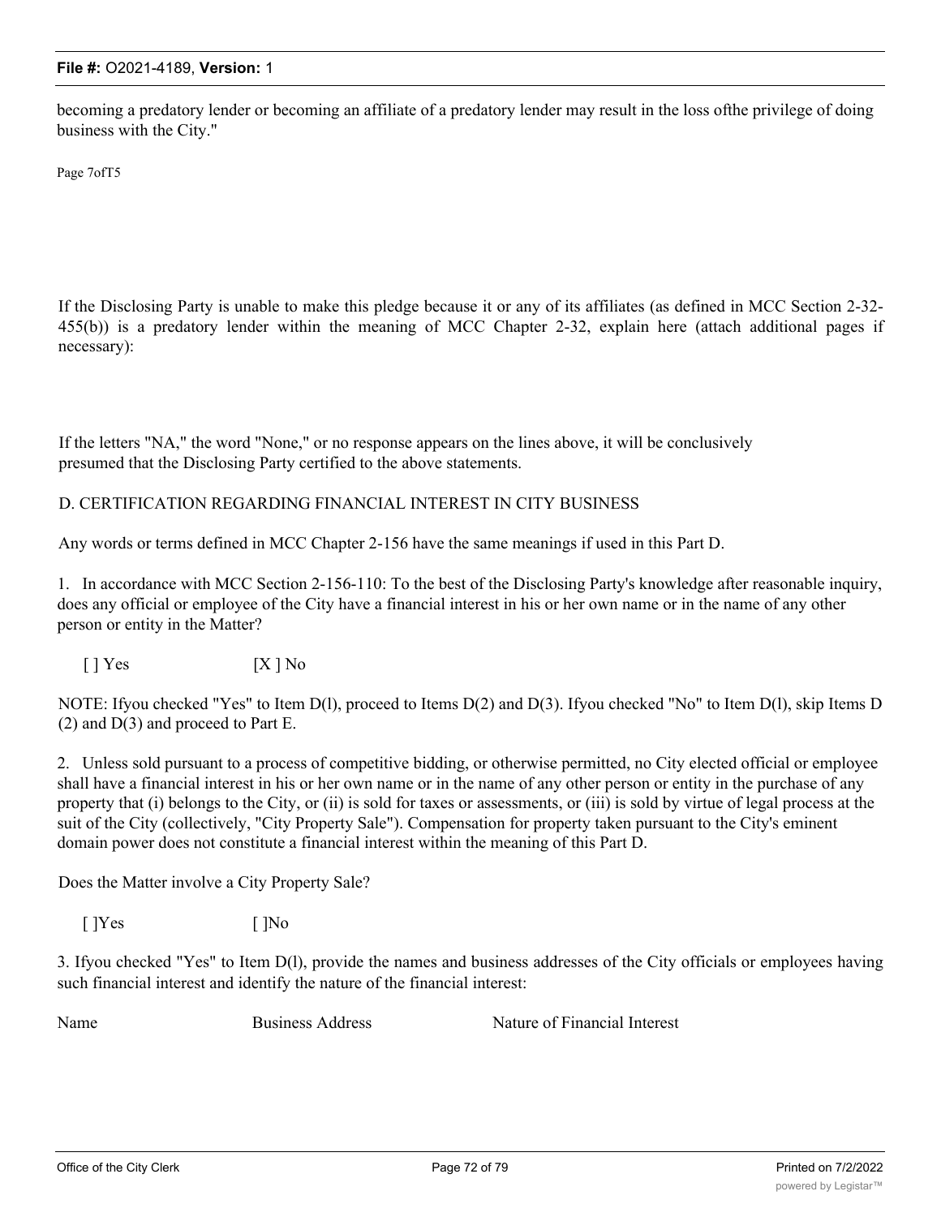becoming a predatory lender or becoming an affiliate of a predatory lender may result in the loss ofthe privilege of doing business with the City."

Page 7ofT5

If the Disclosing Party is unable to make this pledge because it or any of its affiliates (as defined in MCC Section 2-32-455(b)) is a predatory lender within the meaning of MCC Chapter 2-32, explain here (attach additional pages if necessary):

If the letters "NA," the word "None," or no response appears on the lines above, it will be conclusively presumed that the Disclosing Party certified to the above statements.

D. CERTIFICATION REGARDING FINANCIAL INTEREST IN CITY BUSINESS

Any words or terms defined in MCC Chapter 2-156 have the same meanings if used in this Part D.

1. In accordance with MCC Section 2-156-110: To the best of the Disclosing Party's knowledge after reasonable inquiry, does any official or employee of the City have a financial interest in his or her own name or in the name of any other person or entity in the Matter?

[ ] Yes [X ] No

NOTE: Ifyou checked "Yes" to Item D(l), proceed to Items D(2) and D(3). Ifyou checked "No" to Item D(l), skip Items D (2) and D(3) and proceed to Part E.

2. Unless sold pursuant to a process of competitive bidding, or otherwise permitted, no City elected official or employee shall have a financial interest in his or her own name or in the name of any other person or entity in the purchase of any property that (i) belongs to the City, or (ii) is sold for taxes or assessments, or (iii) is sold by virtue of legal process at the suit of the City (collectively, "City Property Sale"). Compensation for property taken pursuant to the City's eminent domain power does not constitute a financial interest within the meaning of this Part D.

Does the Matter involve a City Property Sale?

[ ]Yes [ ]No

3. Ifyou checked "Yes" to Item D(l), provide the names and business addresses of the City officials or employees having such financial interest and identify the nature of the financial interest:

| Name | Business Address | Nature of Financial Interest |
|---|---|---|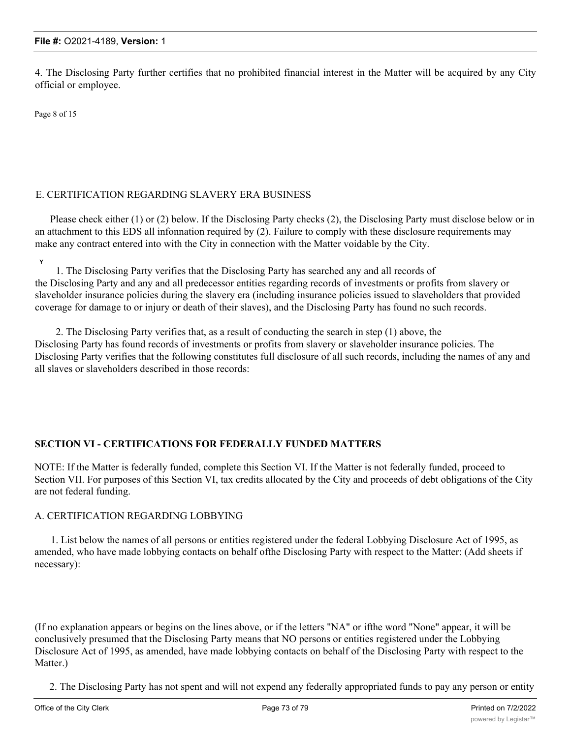4. The Disclosing Party further certifies that no prohibited financial interest in the Matter will be acquired by any City official or employee.

Page 8 of 15

E. CERTIFICATION REGARDING SLAVERY ERA BUSINESS

Please check either (1) or (2) below. If the Disclosing Party checks (2), the Disclosing Party must disclose below or in an attachment to this EDS all infonnation required by (2). Failure to comply with these disclosure requirements may make any contract entered into with the City in connection with the Matter voidable by the City.

Y

1. The Disclosing Party verifies that the Disclosing Party has searched any and all records of the Disclosing Party and any and all predecessor entities regarding records of investments or profits from slavery or slaveholder insurance policies during the slavery era (including insurance policies issued to slaveholders that provided coverage for damage to or injury or death of their slaves), and the Disclosing Party has found no such records.

2. The Disclosing Party verifies that, as a result of conducting the search in step (1) above, the Disclosing Party has found records of investments or profits from slavery or slaveholder insurance policies. The Disclosing Party verifies that the following constitutes full disclosure of all such records, including the names of any and all slaves or slaveholders described in those records:

## SECTION VI - CERTIFICATIONS FOR FEDERALLY FUNDED MATTERS

NOTE: If the Matter is federally funded, complete this Section VI. If the Matter is not federally funded, proceed to Section VII. For purposes of this Section VI, tax credits allocated by the City and proceeds of debt obligations of the City are not federal funding.

A. CERTIFICATION REGARDING LOBBYING

1. List below the names of all persons or entities registered under the federal Lobbying Disclosure Act of 1995, as amended, who have made lobbying contacts on behalf ofthe Disclosing Party with respect to the Matter: (Add sheets if necessary):

(If no explanation appears or begins on the lines above, or if the letters "NA" or ifthe word "None" appear, it will be conclusively presumed that the Disclosing Party means that NO persons or entities registered under the Lobbying Disclosure Act of 1995, as amended, have made lobbying contacts on behalf of the Disclosing Party with respect to the Matter.)

2. The Disclosing Party has not spent and will not expend any federally appropriated funds to pay any person or entity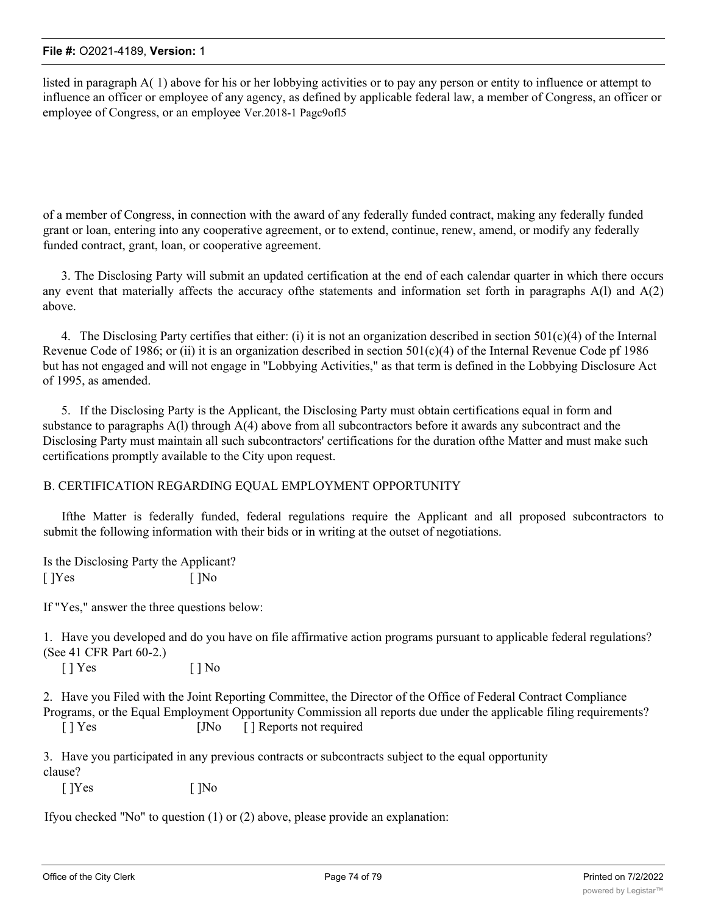listed in paragraph A( 1) above for his or her lobbying activities or to pay any person or entity to influence or attempt to influence an officer or employee of any agency, as defined by applicable federal law, a member of Congress, an officer or employee of Congress, or an employee Ver.2018-1 Pagc9ofl5

of a member of Congress, in connection with the award of any federally funded contract, making any federally funded grant or loan, entering into any cooperative agreement, or to extend, continue, renew, amend, or modify any federally funded contract, grant, loan, or cooperative agreement.

3. The Disclosing Party will submit an updated certification at the end of each calendar quarter in which there occurs any event that materially affects the accuracy ofthe statements and information set forth in paragraphs A(l) and A(2) above.

4. The Disclosing Party certifies that either: (i) it is not an organization described in section 501(c)(4) of the Internal Revenue Code of 1986; or (ii) it is an organization described in section 501(c)(4) of the Internal Revenue Code pf 1986 but has not engaged and will not engage in "Lobbying Activities," as that term is defined in the Lobbying Disclosure Act of 1995, as amended.

5. If the Disclosing Party is the Applicant, the Disclosing Party must obtain certifications equal in form and substance to paragraphs A(l) through A(4) above from all subcontractors before it awards any subcontract and the Disclosing Party must maintain all such subcontractors' certifications for the duration ofthe Matter and must make such certifications promptly available to the City upon request.

B. CERTIFICATION REGARDING EQUAL EMPLOYMENT OPPORTUNITY

Ifthe Matter is federally funded, federal regulations require the Applicant and all proposed subcontractors to submit the following information with their bids or in writing at the outset of negotiations.

Is the Disclosing Party the Applicant?
[ ]Yes [ ]No

If "Yes," answer the three questions below:

1. Have you developed and do you have on file affirmative action programs pursuant to applicable federal regulations? (See 41 CFR Part 60-2.)
[ ] Yes [ ] No

2. Have you Filed with the Joint Reporting Committee, the Director of the Office of Federal Contract Compliance Programs, or the Equal Employment Opportunity Commission all reports due under the applicable filing requirements?
[ ] Yes [JNo [ ] Reports not required

3. Have you participated in any previous contracts or subcontracts subject to the equal opportunity clause?
[ ]Yes [ ]No

Ifyou checked "No" to question (1) or (2) above, please provide an explanation: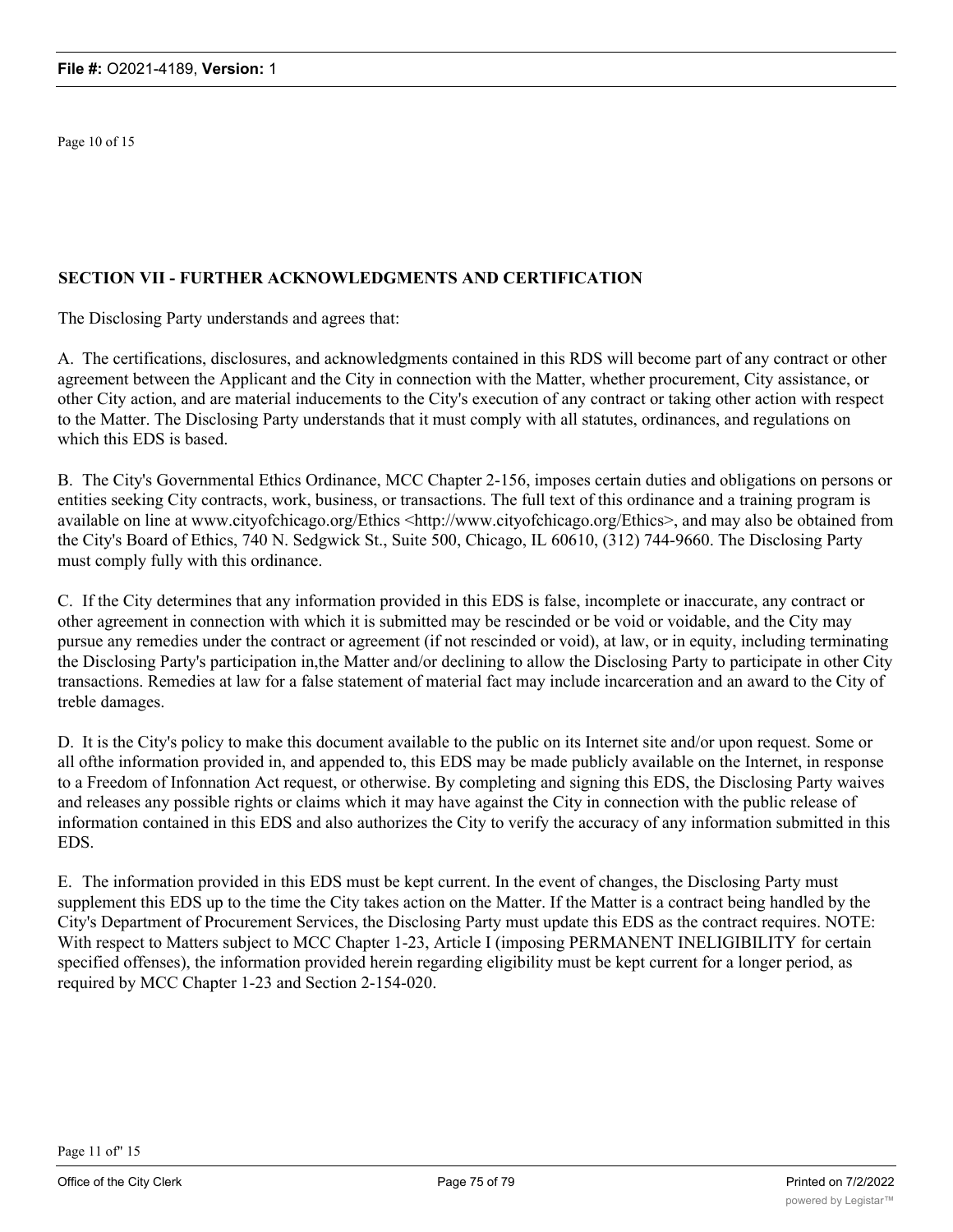## SECTION VII - FURTHER ACKNOWLEDGMENTS AND CERTIFICATION

The Disclosing Party understands and agrees that:

A. The certifications, disclosures, and acknowledgments contained in this RDS will become part of any contract or other agreement between the Applicant and the City in connection with the Matter, whether procurement, City assistance, or other City action, and are material inducements to the City's execution of any contract or taking other action with respect to the Matter. The Disclosing Party understands that it must comply with all statutes, ordinances, and regulations on which this EDS is based.

B. The City's Governmental Ethics Ordinance, MCC Chapter 2-156, imposes certain duties and obligations on persons or entities seeking City contracts, work, business, or transactions. The full text of this ordinance and a training program is available on line at www.cityofchicago.org/Ethics <http://www.cityofchicago.org/Ethics>, and may also be obtained from the City's Board of Ethics, 740 N. Sedgwick St., Suite 500, Chicago, IL 60610, (312) 744-9660. The Disclosing Party must comply fully with this ordinance.

C. If the City determines that any information provided in this EDS is false, incomplete or inaccurate, any contract or other agreement in connection with which it is submitted may be rescinded or be void or voidable, and the City may pursue any remedies under the contract or agreement (if not rescinded or void), at law, or in equity, including terminating the Disclosing Party's participation in,the Matter and/or declining to allow the Disclosing Party to participate in other City transactions. Remedies at law for a false statement of material fact may include incarceration and an award to the City of treble damages.

D. It is the City's policy to make this document available to the public on its Internet site and/or upon request. Some or all ofthe information provided in, and appended to, this EDS may be made publicly available on the Internet, in response to a Freedom of Infonnation Act request, or otherwise. By completing and signing this EDS, the Disclosing Party waives and releases any possible rights or claims which it may have against the City in connection with the public release of information contained in this EDS and also authorizes the City to verify the accuracy of any information submitted in this EDS.

E. The information provided in this EDS must be kept current. In the event of changes, the Disclosing Party must supplement this EDS up to the time the City takes action on the Matter. If the Matter is a contract being handled by the City's Department of Procurement Services, the Disclosing Party must update this EDS as the contract requires. NOTE: With respect to Matters subject to MCC Chapter 1-23, Article I (imposing PERMANENT INELIGIBILITY for certain specified offenses), the information provided herein regarding eligibility must be kept current for a longer period, as required by MCC Chapter 1-23 and Section 2-154-020.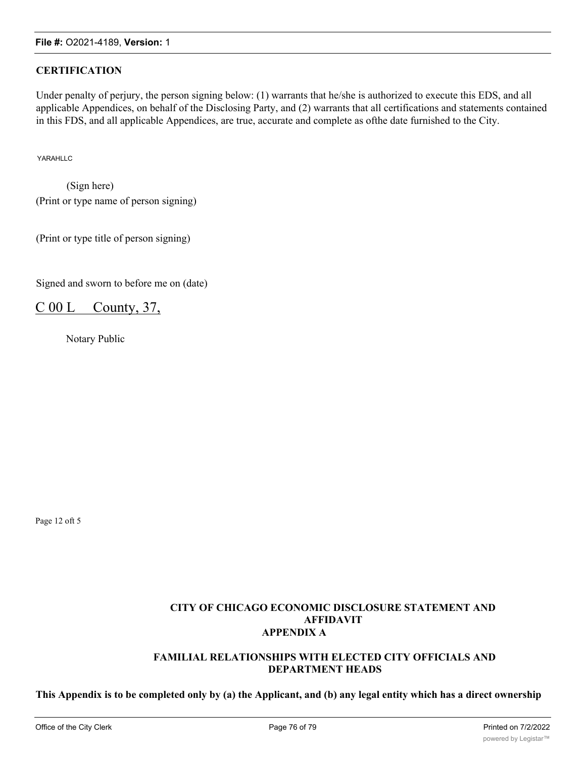## CERTIFICATION

Under penalty of perjury, the person signing below: (1) warrants that he/she is authorized to execute this EDS, and all applicable Appendices, on behalf of the Disclosing Party, and (2) warrants that all certifications and statements contained in this FDS, and all applicable Appendices, are true, accurate and complete as ofthe date furnished to the City.

YARAHLLC

(Sign here)
(Print or type name of person signing)

(Print or type title of person signing)

Signed and sworn to before me on (date)

C 00 L County, 37,

Notary Public

Page 12 oft 5

## CITY OF CHICAGO ECONOMIC DISCLOSURE STATEMENT AND AFFIDAVIT
## APPENDIX A

## FAMILIAL RELATIONSHIPS WITH ELECTED CITY OFFICIALS AND DEPARTMENT HEADS

**This Appendix is to be completed only by (a) the Applicant, and (b) any legal entity which has a direct ownership**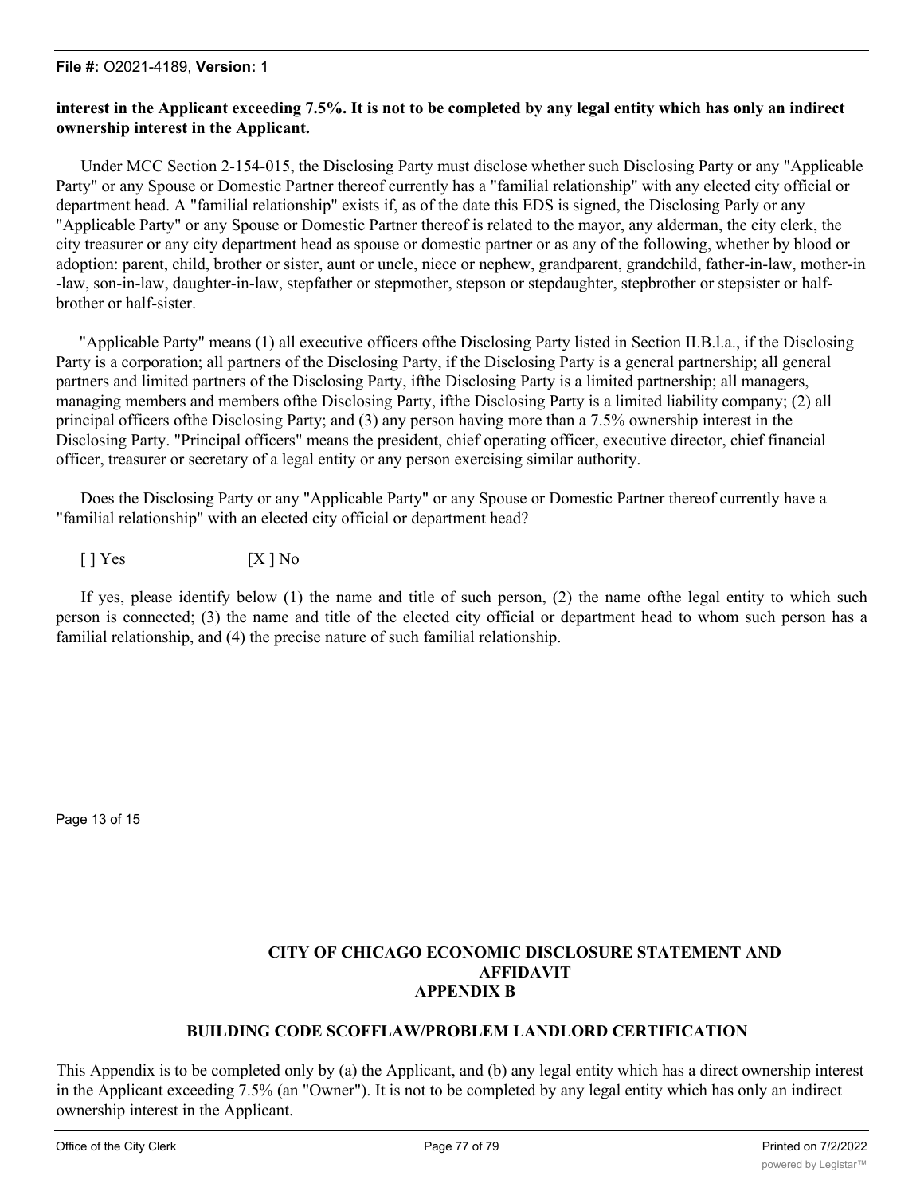**interest in the Applicant exceeding 7.5%. It is not to be completed by any legal entity which has only an indirect ownership interest in the Applicant.**

Under MCC Section 2-154-015, the Disclosing Party must disclose whether such Disclosing Party or any "Applicable Party" or any Spouse or Domestic Partner thereof currently has a "familial relationship" with any elected city official or department head. A "familial relationship" exists if, as of the date this EDS is signed, the Disclosing Parly or any "Applicable Party" or any Spouse or Domestic Partner thereof is related to the mayor, any alderman, the city clerk, the city treasurer or any city department head as spouse or domestic partner or as any of the following, whether by blood or adoption: parent, child, brother or sister, aunt or uncle, niece or nephew, grandparent, grandchild, father-in-law, mother-in-law, son-in-law, daughter-in-law, stepfather or stepmother, stepson or stepdaughter, stepbrother or stepsister or half-brother or half-sister.

"Applicable Party" means (1) all executive officers ofthe Disclosing Party listed in Section II.B.l.a., if the Disclosing Party is a corporation; all partners of the Disclosing Party, if the Disclosing Party is a general partnership; all general partners and limited partners of the Disclosing Party, ifthe Disclosing Party is a limited partnership; all managers, managing members and members ofthe Disclosing Party, ifthe Disclosing Party is a limited liability company; (2) all principal officers ofthe Disclosing Party; and (3) any person having more than a 7.5% ownership interest in the Disclosing Party. "Principal officers" means the president, chief operating officer, executive director, chief financial officer, treasurer or secretary of a legal entity or any person exercising similar authority.

Does the Disclosing Party or any "Applicable Party" or any Spouse or Domestic Partner thereof currently have a "familial relationship" with an elected city official or department head?

[ ] Yes [X ] No

If yes, please identify below (1) the name and title of such person, (2) the name ofthe legal entity to which such person is connected; (3) the name and title of the elected city official or department head to whom such person has a familial relationship, and (4) the precise nature of such familial relationship.

Page 13 of 15

## CITY OF CHICAGO ECONOMIC DISCLOSURE STATEMENT AND AFFIDAVIT APPENDIX B

### BUILDING CODE SCOFFLAW/PROBLEM LANDLORD CERTIFICATION

This Appendix is to be completed only by (a) the Applicant, and (b) any legal entity which has a direct ownership interest in the Applicant exceeding 7.5% (an "Owner"). It is not to be completed by any legal entity which has only an indirect ownership interest in the Applicant.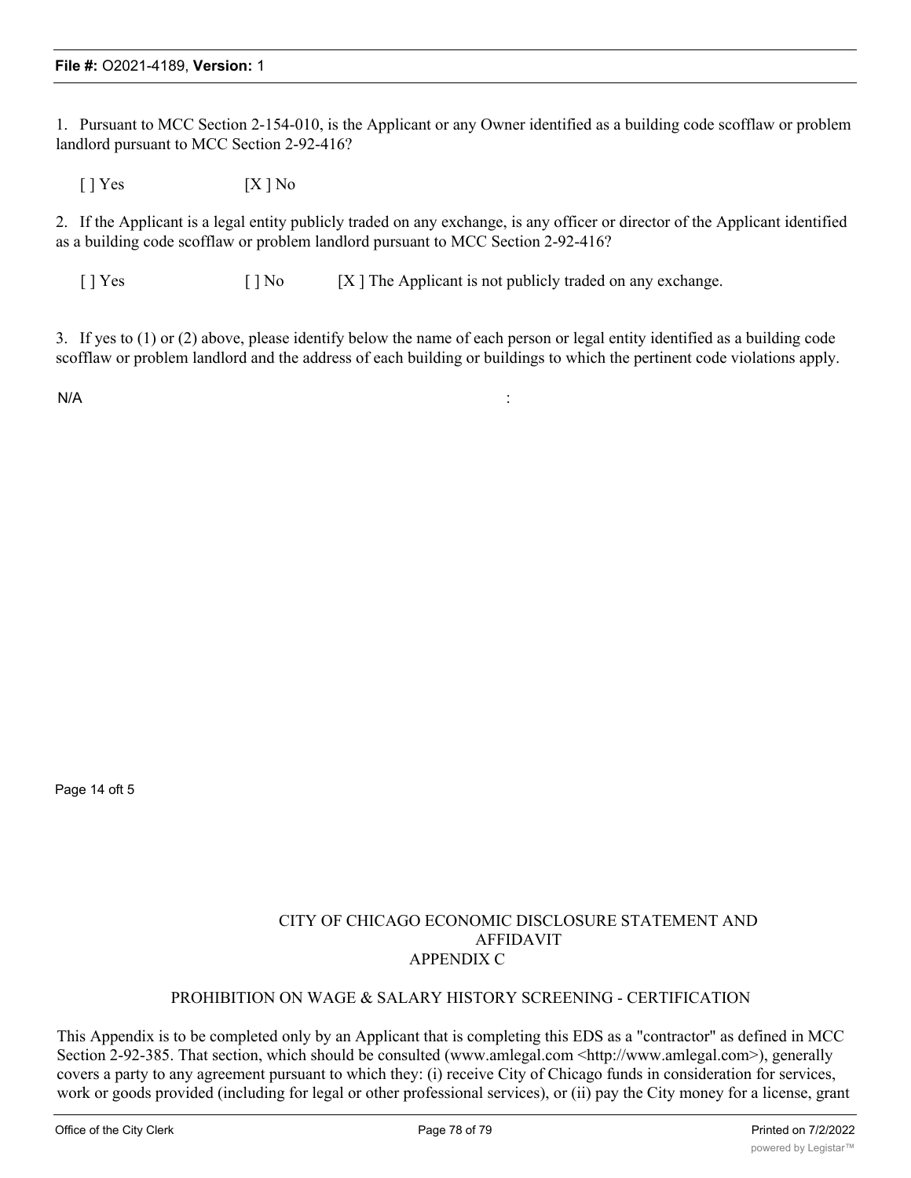1. Pursuant to MCC Section 2-154-010, is the Applicant or any Owner identified as a building code scofflaw or problem landlord pursuant to MCC Section 2-92-416?

[ ] Yes [X ] No

2. If the Applicant is a legal entity publicly traded on any exchange, is any officer or director of the Applicant identified as a building code scofflaw or problem landlord pursuant to MCC Section 2-92-416?

[ ] Yes [ ] No [X ] The Applicant is not publicly traded on any exchange.

3. If yes to (1) or (2) above, please identify below the name of each person or legal entity identified as a building code scofflaw or problem landlord and the address of each building or buildings to which the pertinent code violations apply.

N/A :

Page 14 oft 5

CITY OF CHICAGO ECONOMIC DISCLOSURE STATEMENT AND AFFIDAVIT
APPENDIX C

PROHIBITION ON WAGE & SALARY HISTORY SCREENING - CERTIFICATION

This Appendix is to be completed only by an Applicant that is completing this EDS as a "contractor" as defined in MCC Section 2-92-385. That section, which should be consulted (www.amlegal.com <http://www.amlegal.com>), generally covers a party to any agreement pursuant to which they: (i) receive City of Chicago funds in consideration for services, work or goods provided (including for legal or other professional services), or (ii) pay the City money for a license, grant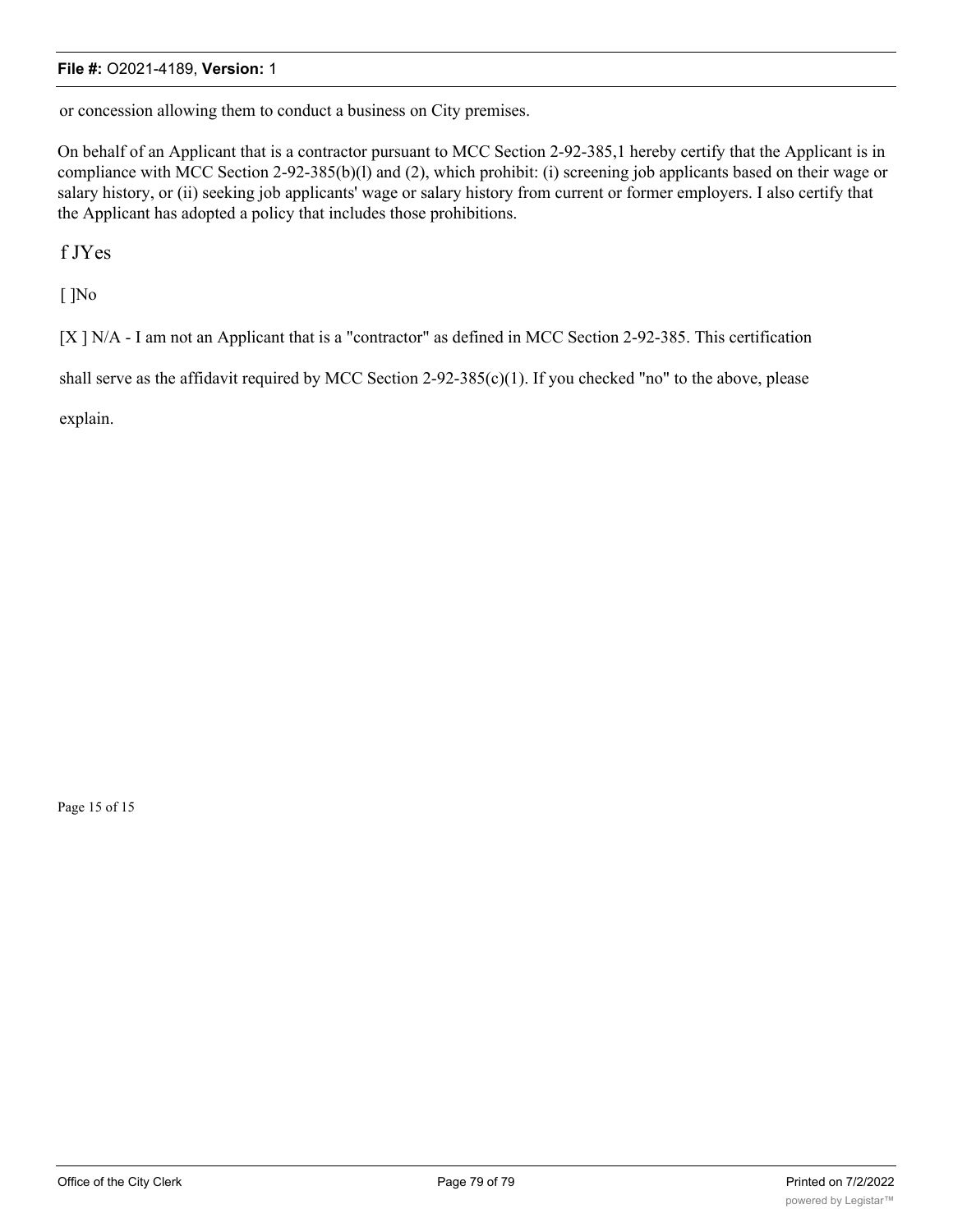or concession allowing them to conduct a business on City premises.

On behalf of an Applicant that is a contractor pursuant to MCC Section 2-92-385,1 hereby certify that the Applicant is in compliance with MCC Section 2-92-385(b)(l) and (2), which prohibit: (i) screening job applicants based on their wage or salary history, or (ii) seeking job applicants' wage or salary history from current or former employers. I also certify that the Applicant has adopted a policy that includes those prohibitions.

f JYes

[ ]No

[X ] N/A - I am not an Applicant that is a "contractor" as defined in MCC Section 2-92-385. This certification

shall serve as the affidavit required by MCC Section 2-92-385(c)(1). If you checked "no" to the above, please

explain.

Page 15 of 15